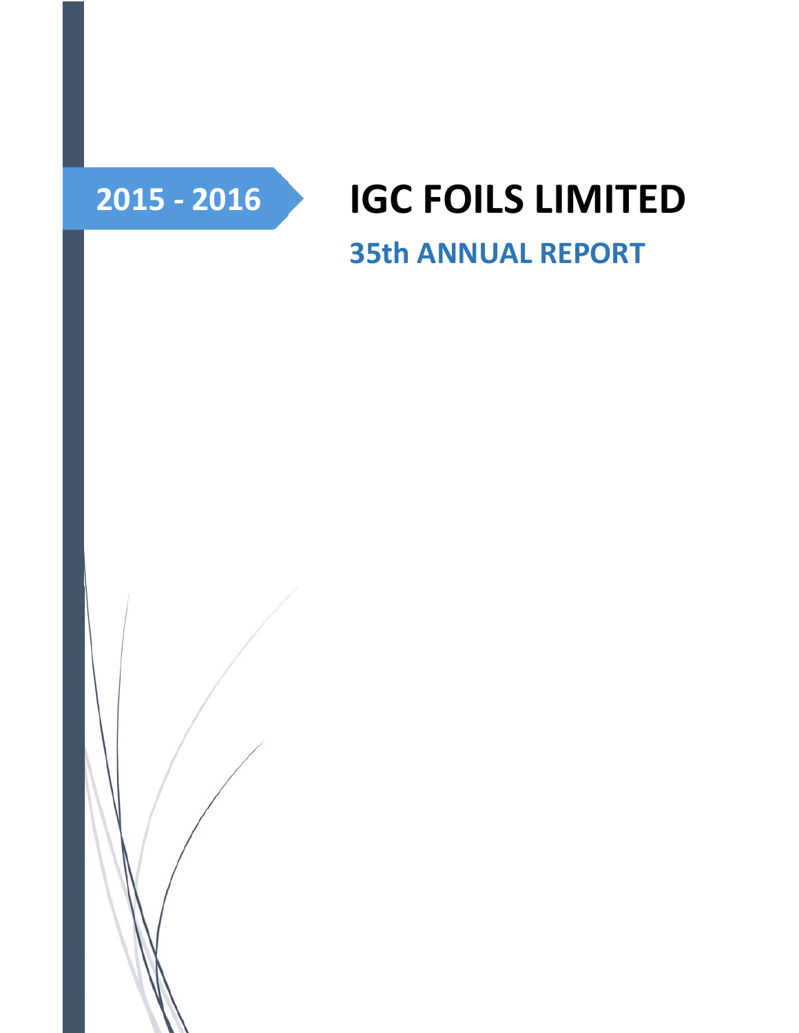2015 - 2016

# IGC FOILS LIMITED

## 35th ANNUAL REPORT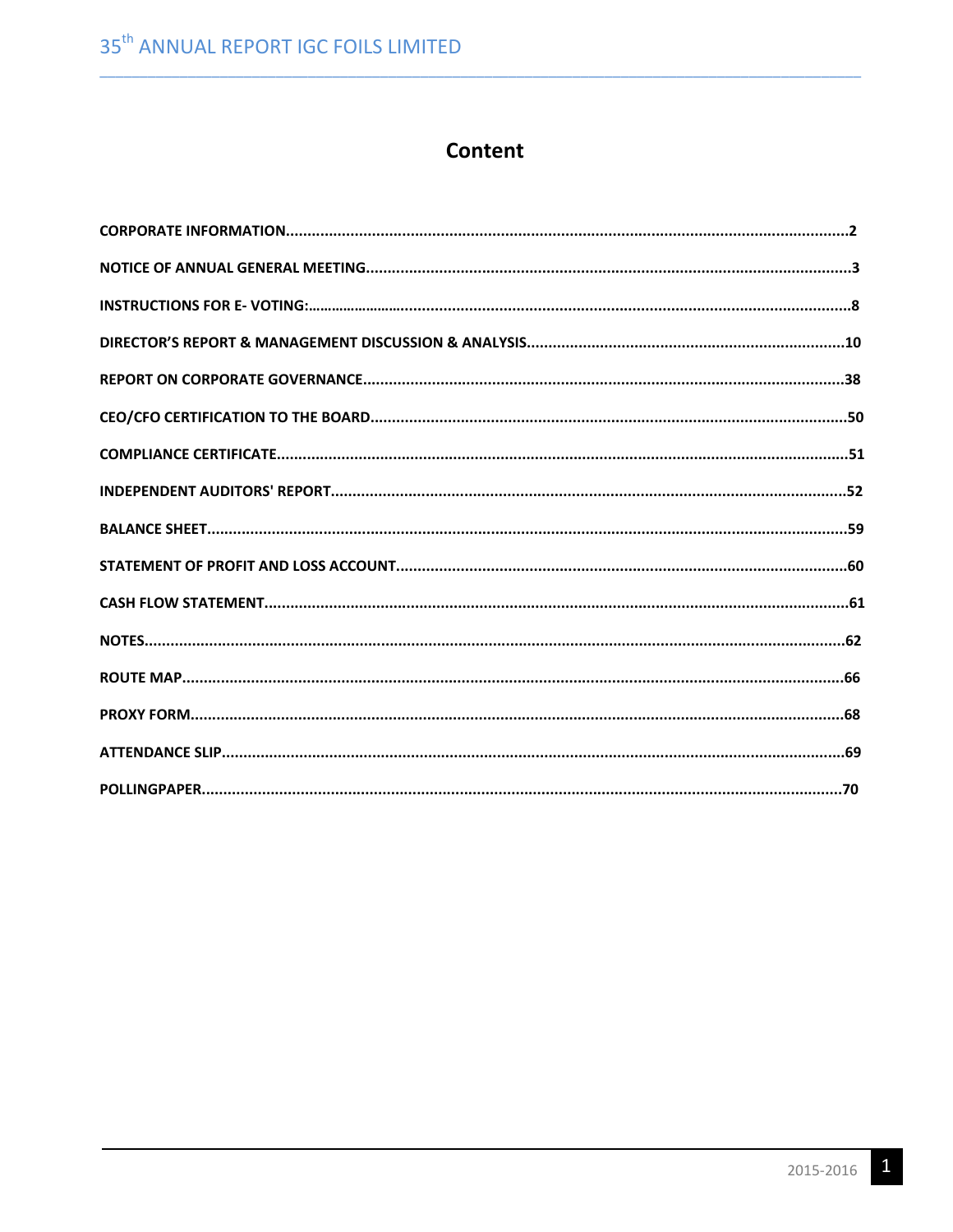# Content

| | |
|---|---|
| **CORPORATE INFORMATION** | **2** |
| **NOTICE OF ANNUAL GENERAL MEETING** | **3** |
| **INSTRUCTIONS FOR E- VOTING:** | **8** |
| **DIRECTOR'S REPORT & MANAGEMENT DISCUSSION & ANALYSIS** | **10** |
| **REPORT ON CORPORATE GOVERNANCE** | **38** |
| **CEO/CFO CERTIFICATION TO THE BOARD** | **50** |
| **COMPLIANCE CERTIFICATE** | **51** |
| **INDEPENDENT AUDITORS' REPORT** | **52** |
| **BALANCE SHEET** | **59** |
| **STATEMENT OF PROFIT AND LOSS ACCOUNT** | **60** |
| **CASH FLOW STATEMENT** | **61** |
| **NOTES** | **62** |
| **ROUTE MAP** | **66** |
| **PROXY FORM** | **68** |
| **ATTENDANCE SLIP** | **69** |
| **POLLINGPAPER** | **70** |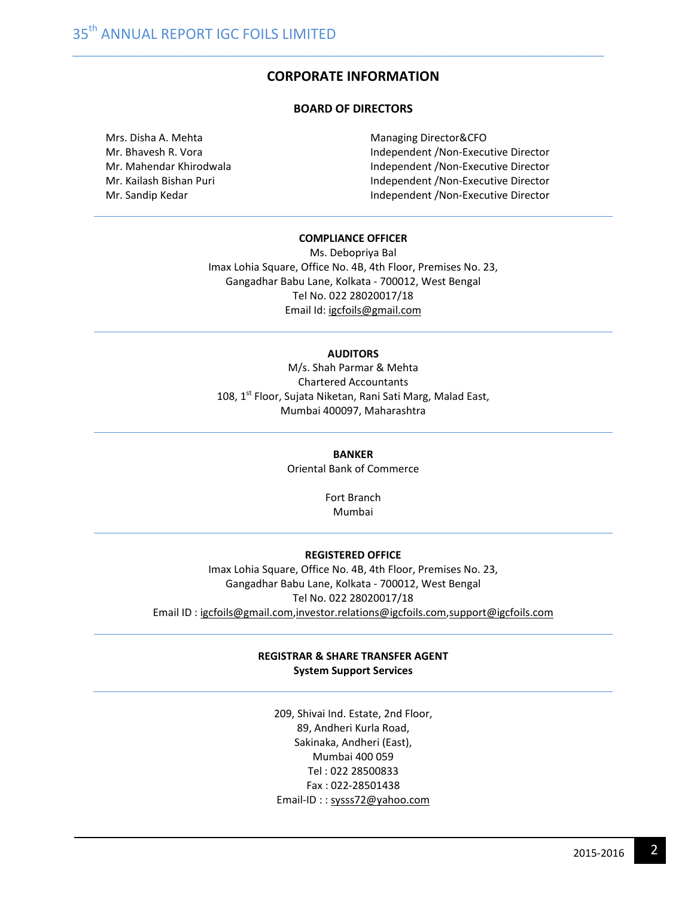# CORPORATE INFORMATION

## BOARD OF DIRECTORS

| | |
|---|---|
| Mrs. Disha A. Mehta | Managing Director&CFO |
| Mr. Bhavesh R. Vora | Independent /Non-Executive Director |
| Mr. Mahendar Khirodwala | Independent /Non-Executive Director |
| Mr. Kailash Bishan Puri | Independent /Non-Executive Director |
| Mr. Sandip Kedar | Independent /Non-Executive Director |

**COMPLIANCE OFFICER**

Ms. Debopriya Bal
Imax Lohia Square, Office No. 4B, 4th Floor, Premises No. 23,
Gangadhar Babu Lane, Kolkata - 700012, West Bengal
Tel No. 022 28020017/18
Email Id: igcfoils@gmail.com

**AUDITORS**

M/s. Shah Parmar & Mehta
Chartered Accountants
108, 1st Floor, Sujata Niketan, Rani Sati Marg, Malad East,
Mumbai 400097, Maharashtra

**BANKER**

Oriental Bank of Commerce

Fort Branch
Mumbai

**REGISTERED OFFICE**

Imax Lohia Square, Office No. 4B, 4th Floor, Premises No. 23,
Gangadhar Babu Lane, Kolkata - 700012, West Bengal
Tel No. 022 28020017/18
Email ID : igcfoils@gmail.com,investor.relations@igcfoils.com,support@igcfoils.com

**REGISTRAR & SHARE TRANSFER AGENT**
**System Support Services**

209, Shivai Ind. Estate, 2nd Floor,
89, Andheri Kurla Road,
Sakinaka, Andheri (East),
Mumbai 400 059
Tel : 022 28500833
Fax : 022-28501438
Email-ID : : sysss72@yahoo.com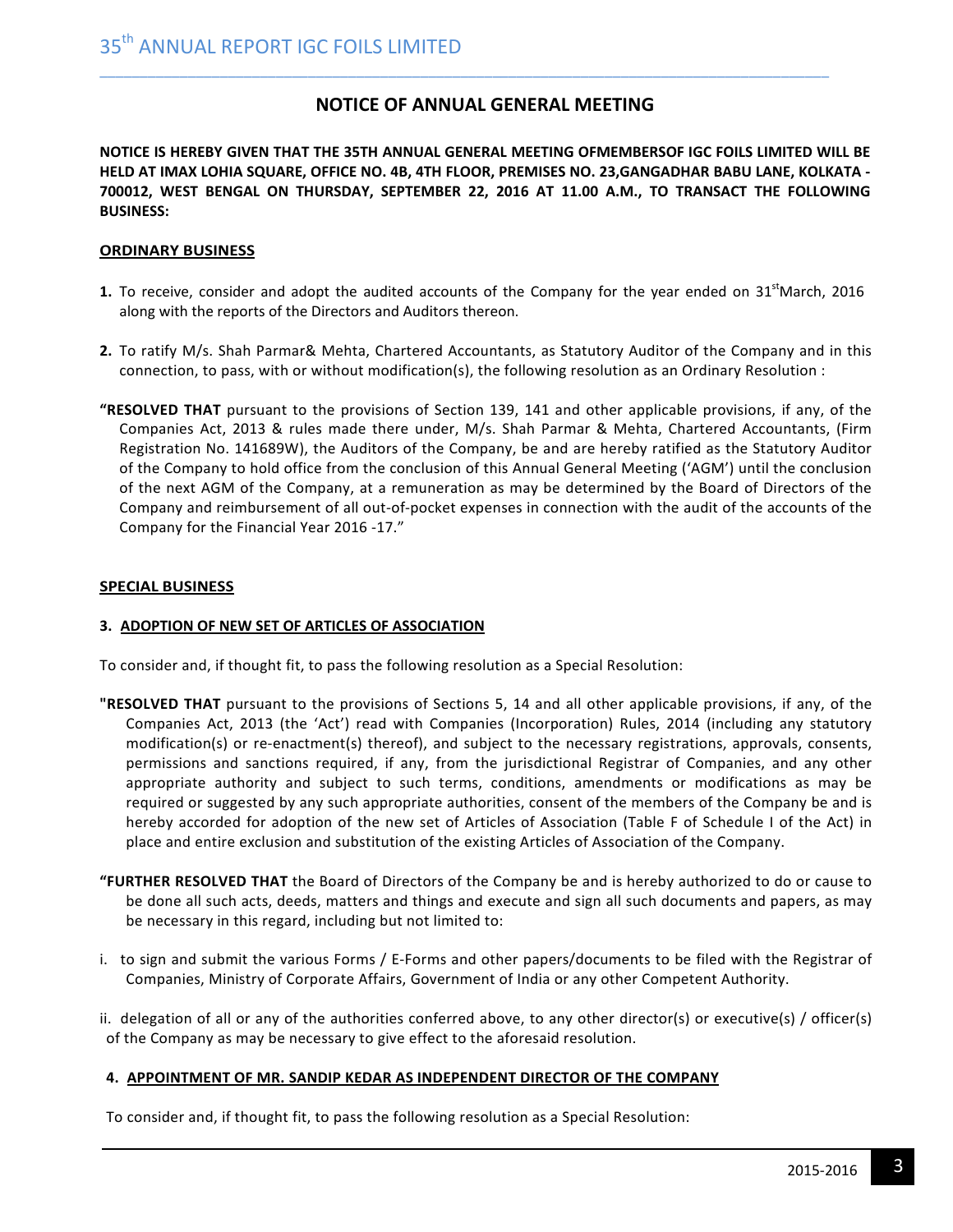## NOTICE OF ANNUAL GENERAL MEETING

**NOTICE IS HEREBY GIVEN THAT THE 35TH ANNUAL GENERAL MEETING OFMEMBERSOF IGC FOILS LIMITED WILL BE HELD AT IMAX LOHIA SQUARE, OFFICE NO. 4B, 4TH FLOOR, PREMISES NO. 23,GANGADHAR BABU LANE, KOLKATA - 700012, WEST BENGAL ON THURSDAY, SEPTEMBER 22, 2016 AT 11.00 A.M., TO TRANSACT THE FOLLOWING BUSINESS:**

### ORDINARY BUSINESS

**1.** To receive, consider and adopt the audited accounts of the Company for the year ended on 31st March, 2016 along with the reports of the Directors and Auditors thereon.

**2.** To ratify M/s. Shah Parmar& Mehta, Chartered Accountants, as Statutory Auditor of the Company and in this connection, to pass, with or without modification(s), the following resolution as an Ordinary Resolution :

**"RESOLVED THAT** pursuant to the provisions of Section 139, 141 and other applicable provisions, if any, of the Companies Act, 2013 & rules made there under, M/s. Shah Parmar & Mehta, Chartered Accountants, (Firm Registration No. 141689W), the Auditors of the Company, be and are hereby ratified as the Statutory Auditor of the Company to hold office from the conclusion of this Annual General Meeting ('AGM') until the conclusion of the next AGM of the Company, at a remuneration as may be determined by the Board of Directors of the Company and reimbursement of all out-of-pocket expenses in connection with the audit of the accounts of the Company for the Financial Year 2016 -17."

### SPECIAL BUSINESS

**3. ADOPTION OF NEW SET OF ARTICLES OF ASSOCIATION**

To consider and, if thought fit, to pass the following resolution as a Special Resolution:

**"RESOLVED THAT** pursuant to the provisions of Sections 5, 14 and all other applicable provisions, if any, of the Companies Act, 2013 (the 'Act') read with Companies (Incorporation) Rules, 2014 (including any statutory modification(s) or re-enactment(s) thereof), and subject to the necessary registrations, approvals, consents, permissions and sanctions required, if any, from the jurisdictional Registrar of Companies, and any other appropriate authority and subject to such terms, conditions, amendments or modifications as may be required or suggested by any such appropriate authorities, consent of the members of the Company be and is hereby accorded for adoption of the new set of Articles of Association (Table F of Schedule I of the Act) in place and entire exclusion and substitution of the existing Articles of Association of the Company.

**"FURTHER RESOLVED THAT** the Board of Directors of the Company be and is hereby authorized to do or cause to be done all such acts, deeds, matters and things and execute and sign all such documents and papers, as may be necessary in this regard, including but not limited to:

i. to sign and submit the various Forms / E-Forms and other papers/documents to be filed with the Registrar of Companies, Ministry of Corporate Affairs, Government of India or any other Competent Authority.

ii. delegation of all or any of the authorities conferred above, to any other director(s) or executive(s) / officer(s) of the Company as may be necessary to give effect to the aforesaid resolution.

**4. APPOINTMENT OF MR. SANDIP KEDAR AS INDEPENDENT DIRECTOR OF THE COMPANY**

To consider and, if thought fit, to pass the following resolution as a Special Resolution: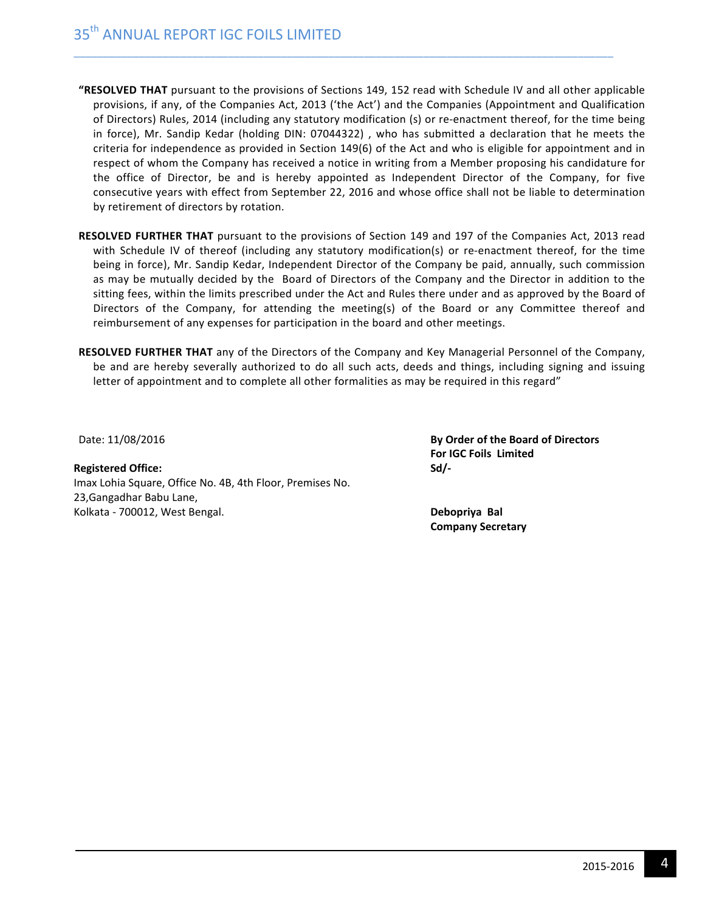**"RESOLVED THAT** pursuant to the provisions of Sections 149, 152 read with Schedule IV and all other applicable provisions, if any, of the Companies Act, 2013 ('the Act') and the Companies (Appointment and Qualification of Directors) Rules, 2014 (including any statutory modification (s) or re-enactment thereof, for the time being in force), Mr. Sandip Kedar (holding DIN: 07044322) , who has submitted a declaration that he meets the criteria for independence as provided in Section 149(6) of the Act and who is eligible for appointment and in respect of whom the Company has received a notice in writing from a Member proposing his candidature for the office of Director, be and is hereby appointed as Independent Director of the Company, for five consecutive years with effect from September 22, 2016 and whose office shall not be liable to determination by retirement of directors by rotation.

**RESOLVED FURTHER THAT** pursuant to the provisions of Section 149 and 197 of the Companies Act, 2013 read with Schedule IV of thereof (including any statutory modification(s) or re-enactment thereof, for the time being in force), Mr. Sandip Kedar, Independent Director of the Company be paid, annually, such commission as may be mutually decided by the Board of Directors of the Company and the Director in addition to the sitting fees, within the limits prescribed under the Act and Rules there under and as approved by the Board of Directors of the Company, for attending the meeting(s) of the Board or any Committee thereof and reimbursement of any expenses for participation in the board and other meetings.

**RESOLVED FURTHER THAT** any of the Directors of the Company and Key Managerial Personnel of the Company, be and are hereby severally authorized to do all such acts, deeds and things, including signing and issuing letter of appointment and to complete all other formalities as may be required in this regard"

Date: 11/08/2016

**Registered Office:**
Imax Lohia Square, Office No. 4B, 4th Floor, Premises No.
23,Gangadhar Babu Lane,
Kolkata - 700012, West Bengal.

**By Order of the Board of Directors**
**For IGC Foils Limited**
**Sd/-**

**Debopriya Bal**
**Company Secretary**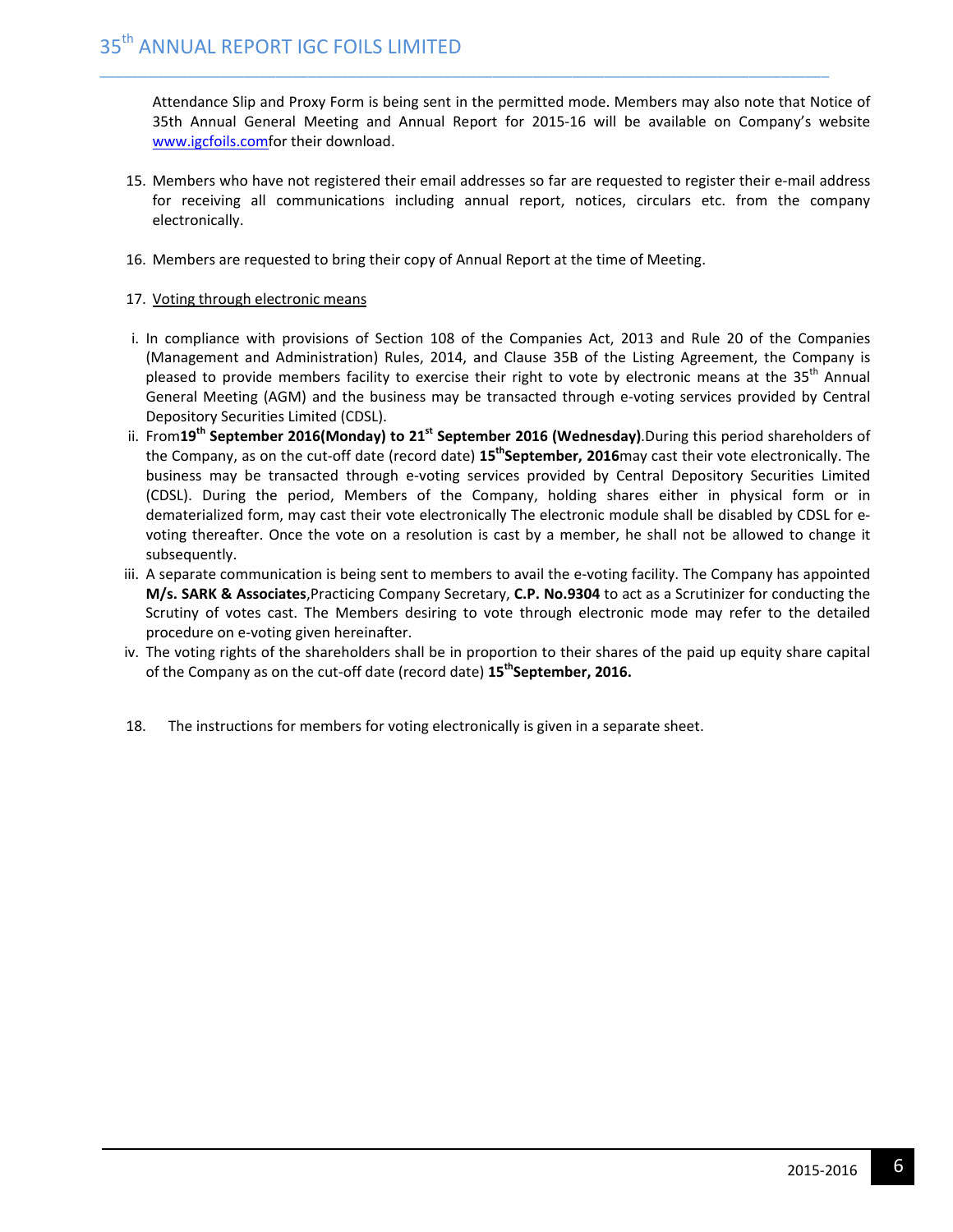Attendance Slip and Proxy Form is being sent in the permitted mode. Members may also note that Notice of 35th Annual General Meeting and Annual Report for 2015-16 will be available on Company's website www.igcfoils.comfor their download.

15. Members who have not registered their email addresses so far are requested to register their e-mail address for receiving all communications including annual report, notices, circulars etc. from the company electronically.

16. Members are requested to bring their copy of Annual Report at the time of Meeting.

17. Voting through electronic means

i. In compliance with provisions of Section 108 of the Companies Act, 2013 and Rule 20 of the Companies (Management and Administration) Rules, 2014, and Clause 35B of the Listing Agreement, the Company is pleased to provide members facility to exercise their right to vote by electronic means at the 35th Annual General Meeting (AGM) and the business may be transacted through e-voting services provided by Central Depository Securities Limited (CDSL).

ii. From**19th September 2016(Monday) to 21st September 2016 (Wednesday)**.During this period shareholders of the Company, as on the cut-off date (record date) **15thSeptember, 2016**may cast their vote electronically. The business may be transacted through e-voting services provided by Central Depository Securities Limited (CDSL). During the period, Members of the Company, holding shares either in physical form or in dematerialized form, may cast their vote electronically The electronic module shall be disabled by CDSL for e-voting thereafter. Once the vote on a resolution is cast by a member, he shall not be allowed to change it subsequently.

iii. A separate communication is being sent to members to avail the e-voting facility. The Company has appointed **M/s. SARK & Associates**,Practicing Company Secretary, **C.P. No.9304** to act as a Scrutinizer for conducting the Scrutiny of votes cast. The Members desiring to vote through electronic mode may refer to the detailed procedure on e-voting given hereinafter.

iv. The voting rights of the shareholders shall be in proportion to their shares of the paid up equity share capital of the Company as on the cut-off date (record date) **15thSeptember, 2016.**

18. The instructions for members for voting electronically is given in a separate sheet.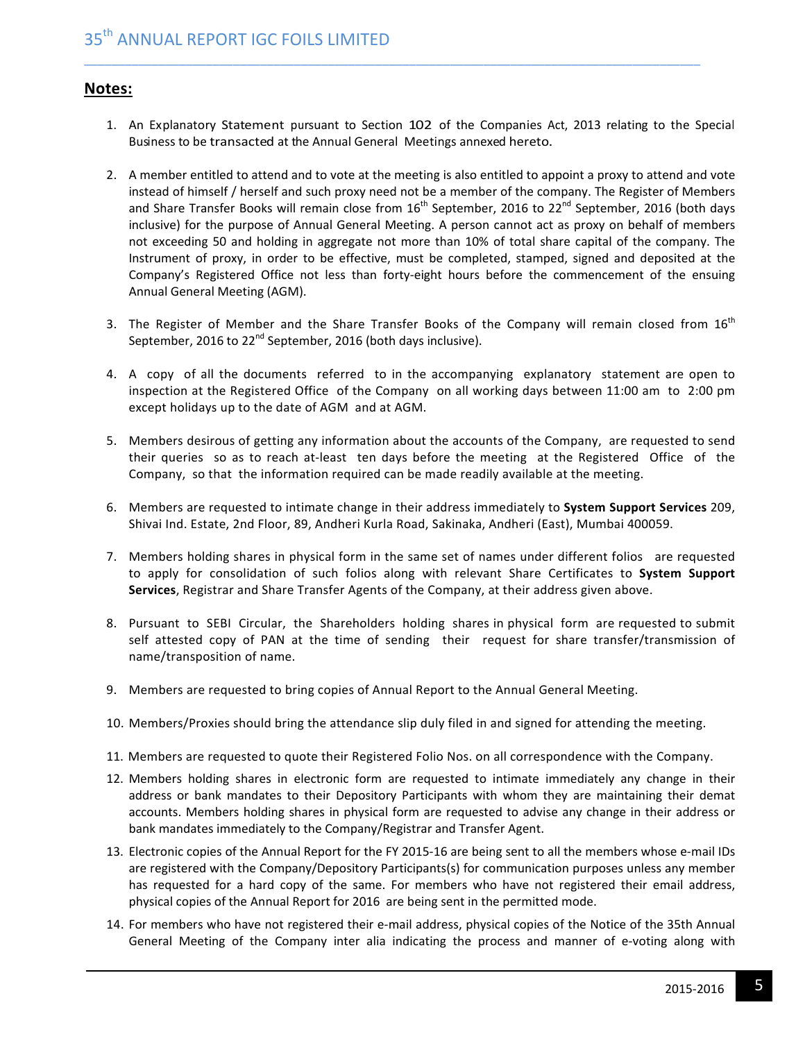## Notes:

1. An Explanatory Statement pursuant to Section 102 of the Companies Act, 2013 relating to the Special Business to be transacted at the Annual General Meetings annexed hereto.

2. A member entitled to attend and to vote at the meeting is also entitled to appoint a proxy to attend and vote instead of himself / herself and such proxy need not be a member of the company. The Register of Members and Share Transfer Books will remain close from 16th September, 2016 to 22nd September, 2016 (both days inclusive) for the purpose of Annual General Meeting. A person cannot act as proxy on behalf of members not exceeding 50 and holding in aggregate not more than 10% of total share capital of the company. The Instrument of proxy, in order to be effective, must be completed, stamped, signed and deposited at the Company's Registered Office not less than forty-eight hours before the commencement of the ensuing Annual General Meeting (AGM).

3. The Register of Member and the Share Transfer Books of the Company will remain closed from 16th September, 2016 to 22nd September, 2016 (both days inclusive).

4. A copy of all the documents referred to in the accompanying explanatory statement are open to inspection at the Registered Office of the Company on all working days between 11:00 am to 2:00 pm except holidays up to the date of AGM and at AGM.

5. Members desirous of getting any information about the accounts of the Company, are requested to send their queries so as to reach at-least ten days before the meeting at the Registered Office of the Company, so that the information required can be made readily available at the meeting.

6. Members are requested to intimate change in their address immediately to **System Support Services** 209, Shivai Ind. Estate, 2nd Floor, 89, Andheri Kurla Road, Sakinaka, Andheri (East), Mumbai 400059.

7. Members holding shares in physical form in the same set of names under different folios are requested to apply for consolidation of such folios along with relevant Share Certificates to **System Support Services**, Registrar and Share Transfer Agents of the Company, at their address given above.

8. Pursuant to SEBI Circular, the Shareholders holding shares in physical form are requested to submit self attested copy of PAN at the time of sending their request for share transfer/transmission of name/transposition of name.

9. Members are requested to bring copies of Annual Report to the Annual General Meeting.

10. Members/Proxies should bring the attendance slip duly filed in and signed for attending the meeting.

11. Members are requested to quote their Registered Folio Nos. on all correspondence with the Company.

12. Members holding shares in electronic form are requested to intimate immediately any change in their address or bank mandates to their Depository Participants with whom they are maintaining their demat accounts. Members holding shares in physical form are requested to advise any change in their address or bank mandates immediately to the Company/Registrar and Transfer Agent.

13. Electronic copies of the Annual Report for the FY 2015-16 are being sent to all the members whose e-mail IDs are registered with the Company/Depository Participants(s) for communication purposes unless any member has requested for a hard copy of the same. For members who have not registered their email address, physical copies of the Annual Report for 2016 are being sent in the permitted mode.

14. For members who have not registered their e-mail address, physical copies of the Notice of the 35th Annual General Meeting of the Company inter alia indicating the process and manner of e-voting along with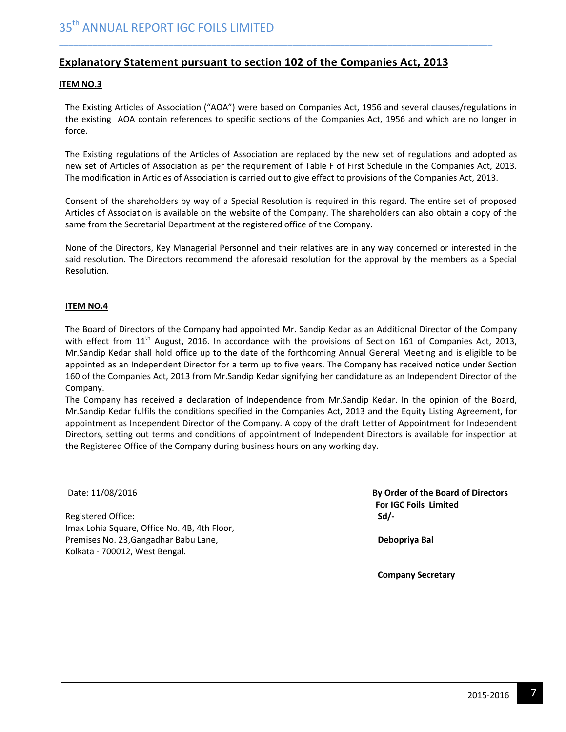## Explanatory Statement pursuant to section 102 of the Companies Act, 2013

**ITEM NO.3**

The Existing Articles of Association ("AOA") were based on Companies Act, 1956 and several clauses/regulations in the existing AOA contain references to specific sections of the Companies Act, 1956 and which are no longer in force.

The Existing regulations of the Articles of Association are replaced by the new set of regulations and adopted as new set of Articles of Association as per the requirement of Table F of First Schedule in the Companies Act, 2013. The modification in Articles of Association is carried out to give effect to provisions of the Companies Act, 2013.

Consent of the shareholders by way of a Special Resolution is required in this regard. The entire set of proposed Articles of Association is available on the website of the Company. The shareholders can also obtain a copy of the same from the Secretarial Department at the registered office of the Company.

None of the Directors, Key Managerial Personnel and their relatives are in any way concerned or interested in the said resolution. The Directors recommend the aforesaid resolution for the approval by the members as a Special Resolution.

**ITEM NO.4**

The Board of Directors of the Company had appointed Mr. Sandip Kedar as an Additional Director of the Company with effect from 11th August, 2016. In accordance with the provisions of Section 161 of Companies Act, 2013, Mr.Sandip Kedar shall hold office up to the date of the forthcoming Annual General Meeting and is eligible to be appointed as an Independent Director for a term up to five years. The Company has received notice under Section 160 of the Companies Act, 2013 from Mr.Sandip Kedar signifying her candidature as an Independent Director of the Company.

The Company has received a declaration of Independence from Mr.Sandip Kedar. In the opinion of the Board, Mr.Sandip Kedar fulfils the conditions specified in the Companies Act, 2013 and the Equity Listing Agreement, for appointment as Independent Director of the Company. A copy of the draft Letter of Appointment for Independent Directors, setting out terms and conditions of appointment of Independent Directors is available for inspection at the Registered Office of the Company during business hours on any working day.

Date: 11/08/2016

Registered Office:
Imax Lohia Square, Office No. 4B, 4th Floor,
Premises No. 23,Gangadhar Babu Lane,
Kolkata - 700012, West Bengal.

**By Order of the Board of Directors**
**For IGC Foils Limited**
**Sd/-**

**Debopriya Bal**

**Company Secretary**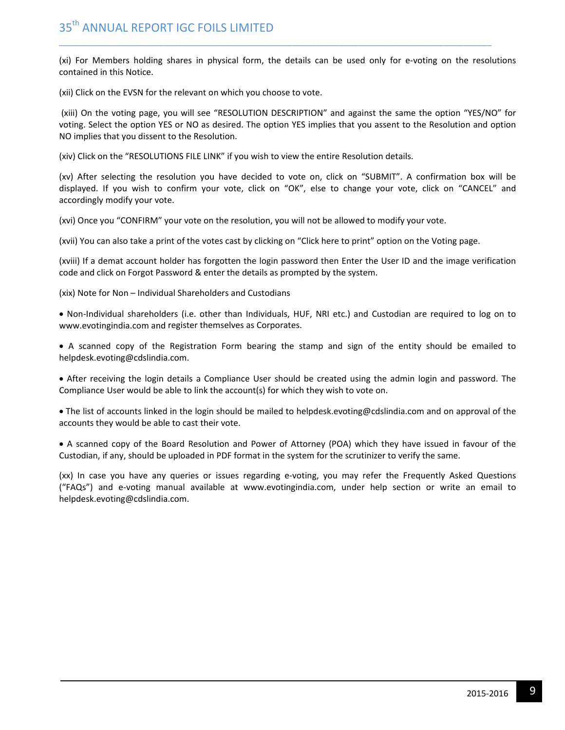(xi) For Members holding shares in physical form, the details can be used only for e-voting on the resolutions contained in this Notice.

(xii) Click on the EVSN for the relevant on which you choose to vote.

(xiii) On the voting page, you will see "RESOLUTION DESCRIPTION" and against the same the option "YES/NO" for voting. Select the option YES or NO as desired. The option YES implies that you assent to the Resolution and option NO implies that you dissent to the Resolution.

(xiv) Click on the "RESOLUTIONS FILE LINK" if you wish to view the entire Resolution details.

(xv) After selecting the resolution you have decided to vote on, click on "SUBMIT". A confirmation box will be displayed. If you wish to confirm your vote, click on "OK", else to change your vote, click on "CANCEL" and accordingly modify your vote.

(xvi) Once you "CONFIRM" your vote on the resolution, you will not be allowed to modify your vote.

(xvii) You can also take a print of the votes cast by clicking on "Click here to print" option on the Voting page.

(xviii) If a demat account holder has forgotten the login password then Enter the User ID and the image verification code and click on Forgot Password & enter the details as prompted by the system.

(xix) Note for Non – Individual Shareholders and Custodians

- Non-Individual shareholders (i.e. other than Individuals, HUF, NRI etc.) and Custodian are required to log on to www.evotingindia.com and register themselves as Corporates.

- A scanned copy of the Registration Form bearing the stamp and sign of the entity should be emailed to helpdesk.evoting@cdslindia.com.

- After receiving the login details a Compliance User should be created using the admin login and password. The Compliance User would be able to link the account(s) for which they wish to vote on.

- The list of accounts linked in the login should be mailed to helpdesk.evoting@cdslindia.com and on approval of the accounts they would be able to cast their vote.

- A scanned copy of the Board Resolution and Power of Attorney (POA) which they have issued in favour of the Custodian, if any, should be uploaded in PDF format in the system for the scrutinizer to verify the same.

(xx) In case you have any queries or issues regarding e-voting, you may refer the Frequently Asked Questions ("FAQs") and e-voting manual available at www.evotingindia.com, under help section or write an email to helpdesk.evoting@cdslindia.com.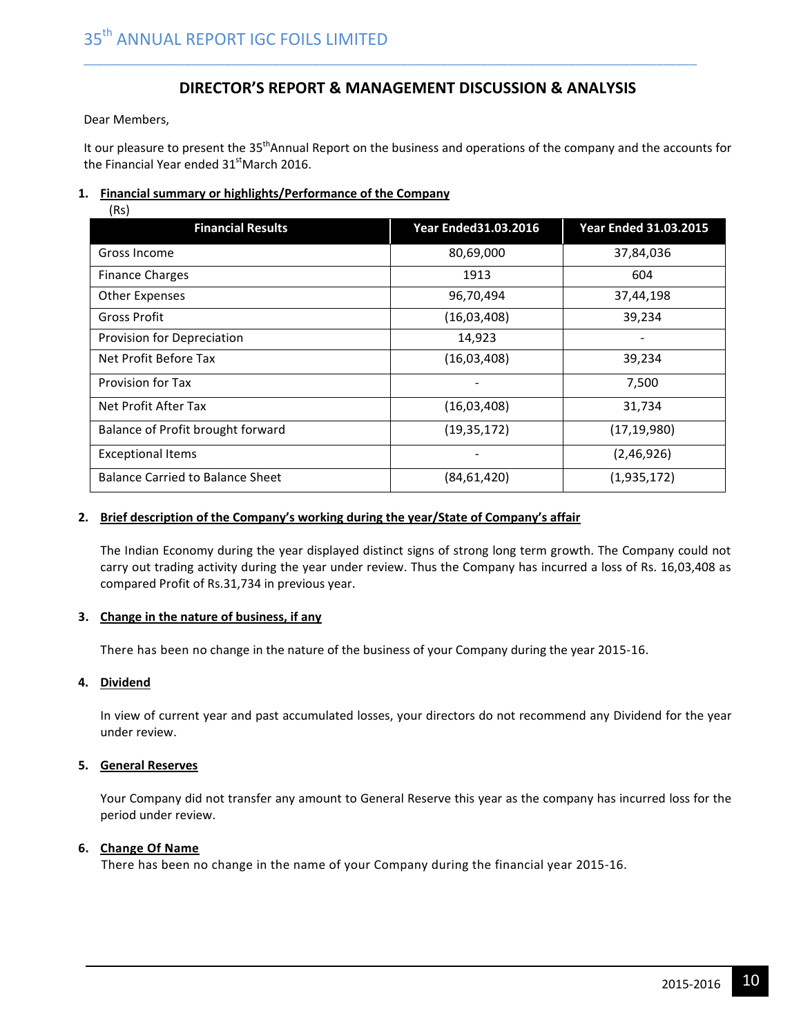## DIRECTOR'S REPORT & MANAGEMENT DISCUSSION & ANALYSIS

Dear Members,

It our pleasure to present the 35thAnnual Report on the business and operations of the company and the accounts for the Financial Year ended 31stMarch 2016.

**1. Financial summary or highlights/Performance of the Company**

(Rs)

| Financial Results | Year Ended31.03.2016 | Year Ended 31.03.2015 |
|---|---|---|
| Gross Income | 80,69,000 | 37,84,036 |
| Finance Charges | 1913 | 604 |
| Other Expenses | 96,70,494 | 37,44,198 |
| Gross Profit | (16,03,408) | 39,234 |
| Provision for Depreciation | 14,923 | - |
| Net Profit Before Tax | (16,03,408) | 39,234 |
| Provision for Tax | - | 7,500 |
| Net Profit After Tax | (16,03,408) | 31,734 |
| Balance of Profit brought forward | (19,35,172) | (17,19,980) |
| Exceptional Items | - | (2,46,926) |
| Balance Carried to Balance Sheet | (84,61,420) | (1,935,172) |

**2. Brief description of the Company's working during the year/State of Company's affair**

The Indian Economy during the year displayed distinct signs of strong long term growth. The Company could not carry out trading activity during the year under review. Thus the Company has incurred a loss of Rs. 16,03,408 as compared Profit of Rs.31,734 in previous year.

**3. Change in the nature of business, if any**

There has been no change in the nature of the business of your Company during the year 2015-16.

**4. Dividend**

In view of current year and past accumulated losses, your directors do not recommend any Dividend for the year under review.

**5. General Reserves**

Your Company did not transfer any amount to General Reserve this year as the company has incurred loss for the period under review.

**6. Change Of Name**

There has been no change in the name of your Company during the financial year 2015-16.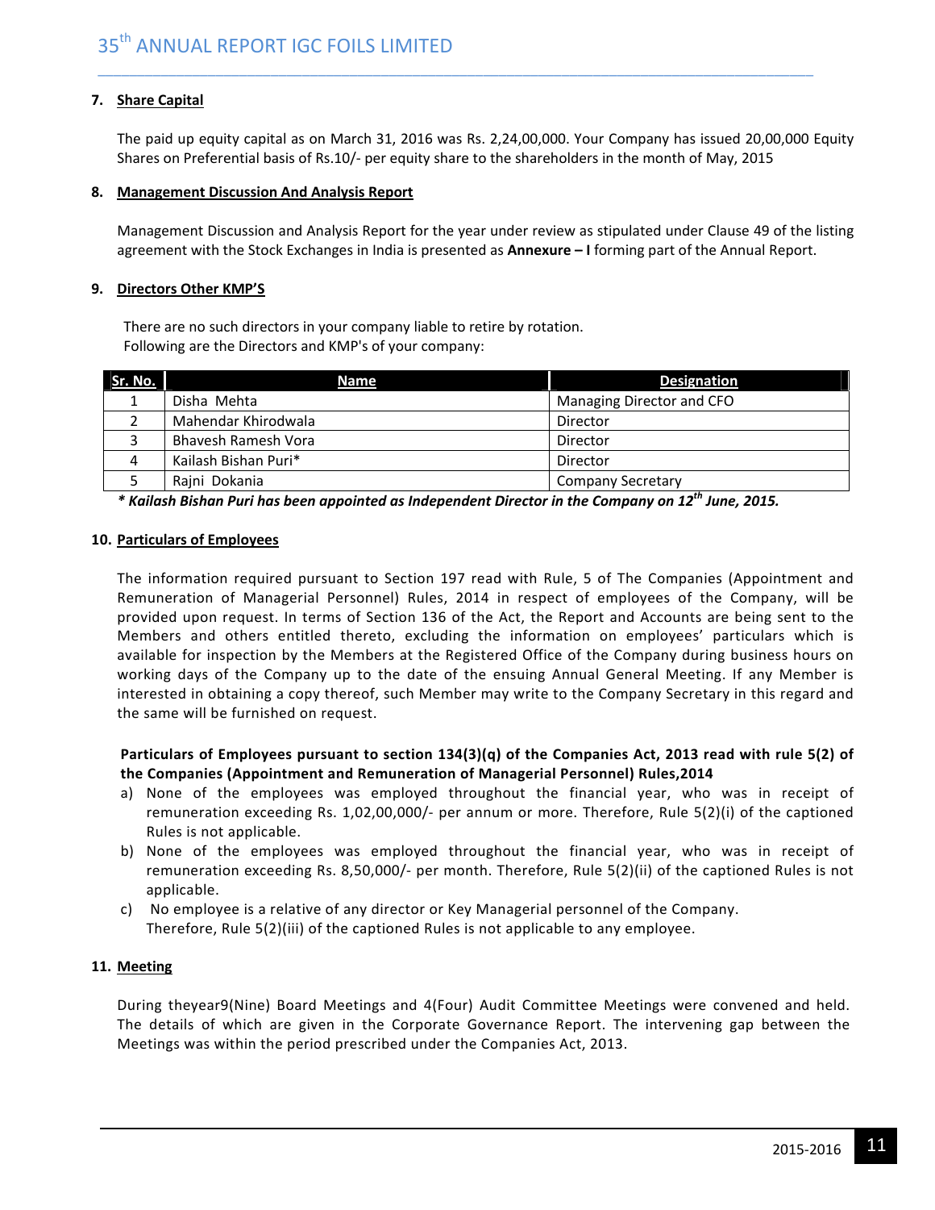## 7. Share Capital

The paid up equity capital as on March 31, 2016 was Rs. 2,24,00,000. Your Company has issued 20,00,000 Equity Shares on Preferential basis of Rs.10/- per equity share to the shareholders in the month of May, 2015

## 8. Management Discussion And Analysis Report

Management Discussion and Analysis Report for the year under review as stipulated under Clause 49 of the listing agreement with the Stock Exchanges in India is presented as **Annexure – I** forming part of the Annual Report.

## 9. Directors Other KMP'S

There are no such directors in your company liable to retire by rotation.
Following are the Directors and KMP's of your company:

| Sr. No. | Name | Designation |
|---|---|---|
| 1 | Disha Mehta | Managing Director and CFO |
| 2 | Mahendar Khirodwala | Director |
| 3 | Bhavesh Ramesh Vora | Director |
| 4 | Kailash Bishan Puri* | Director |
| 5 | Rajni Dokania | Company Secretary |

***\* Kailash Bishan Puri has been appointed as Independent Director in the Company on 12th June, 2015.***

## 10. Particulars of Employees

The information required pursuant to Section 197 read with Rule, 5 of The Companies (Appointment and Remuneration of Managerial Personnel) Rules, 2014 in respect of employees of the Company, will be provided upon request. In terms of Section 136 of the Act, the Report and Accounts are being sent to the Members and others entitled thereto, excluding the information on employees' particulars which is available for inspection by the Members at the Registered Office of the Company during business hours on working days of the Company up to the date of the ensuing Annual General Meeting. If any Member is interested in obtaining a copy thereof, such Member may write to the Company Secretary in this regard and the same will be furnished on request.

**Particulars of Employees pursuant to section 134(3)(q) of the Companies Act, 2013 read with rule 5(2) of the Companies (Appointment and Remuneration of Managerial Personnel) Rules,2014**

a) None of the employees was employed throughout the financial year, who was in receipt of remuneration exceeding Rs. 1,02,00,000/- per annum or more. Therefore, Rule 5(2)(i) of the captioned Rules is not applicable.
b) None of the employees was employed throughout the financial year, who was in receipt of remuneration exceeding Rs. 8,50,000/- per month. Therefore, Rule 5(2)(ii) of the captioned Rules is not applicable.
c) No employee is a relative of any director or Key Managerial personnel of the Company. Therefore, Rule 5(2)(iii) of the captioned Rules is not applicable to any employee.

## 11. Meeting

During theyear9(Nine) Board Meetings and 4(Four) Audit Committee Meetings were convened and held. The details of which are given in the Corporate Governance Report. The intervening gap between the Meetings was within the period prescribed under the Companies Act, 2013.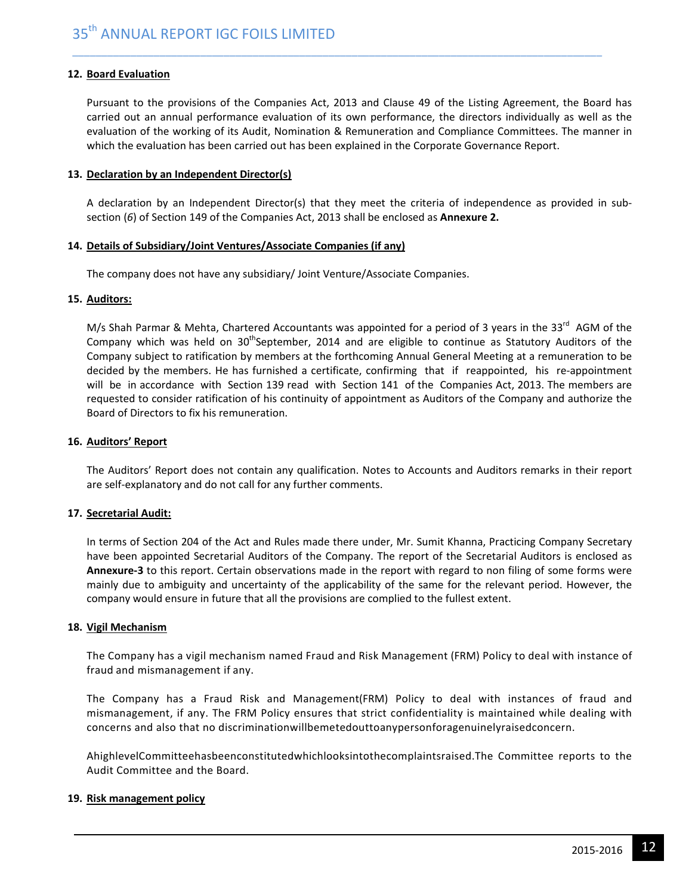**12. Board Evaluation**

Pursuant to the provisions of the Companies Act, 2013 and Clause 49 of the Listing Agreement, the Board has carried out an annual performance evaluation of its own performance, the directors individually as well as the evaluation of the working of its Audit, Nomination & Remuneration and Compliance Committees. The manner in which the evaluation has been carried out has been explained in the Corporate Governance Report.

**13. Declaration by an Independent Director(s)**

A declaration by an Independent Director(s) that they meet the criteria of independence as provided in sub-section (*6*) of Section 149 of the Companies Act, 2013 shall be enclosed as **Annexure 2.**

**14. Details of Subsidiary/Joint Ventures/Associate Companies (if any)**

The company does not have any subsidiary/ Joint Venture/Associate Companies.

**15. Auditors:**

M/s Shah Parmar & Mehta, Chartered Accountants was appointed for a period of 3 years in the 33rd AGM of the Company which was held on 30thSeptember, 2014 and are eligible to continue as Statutory Auditors of the Company subject to ratification by members at the forthcoming Annual General Meeting at a remuneration to be decided by the members. He has furnished a certificate, confirming that if reappointed, his re-appointment will be in accordance with Section 139 read with Section 141 of the Companies Act, 2013. The members are requested to consider ratification of his continuity of appointment as Auditors of the Company and authorize the Board of Directors to fix his remuneration.

**16. Auditors' Report**

The Auditors' Report does not contain any qualification. Notes to Accounts and Auditors remarks in their report are self-explanatory and do not call for any further comments.

**17. Secretarial Audit:**

In terms of Section 204 of the Act and Rules made there under, Mr. Sumit Khanna, Practicing Company Secretary have been appointed Secretarial Auditors of the Company. The report of the Secretarial Auditors is enclosed as **Annexure-3** to this report. Certain observations made in the report with regard to non filing of some forms were mainly due to ambiguity and uncertainty of the applicability of the same for the relevant period. However, the company would ensure in future that all the provisions are complied to the fullest extent.

**18. Vigil Mechanism**

The Company has a vigil mechanism named Fraud and Risk Management (FRM) Policy to deal with instance of fraud and mismanagement if any.

The Company has a Fraud Risk and Management(FRM) Policy to deal with instances of fraud and mismanagement, if any. The FRM Policy ensures that strict confidentiality is maintained while dealing with concerns and also that no discriminationwillbemetedouttoanypersonforagenuinelyraisedconcern.

AhighlevelCommitteehasbeenconstitutedwhichlooksintothecomplaintsraised.The Committee reports to the Audit Committee and the Board.

**19. Risk management policy**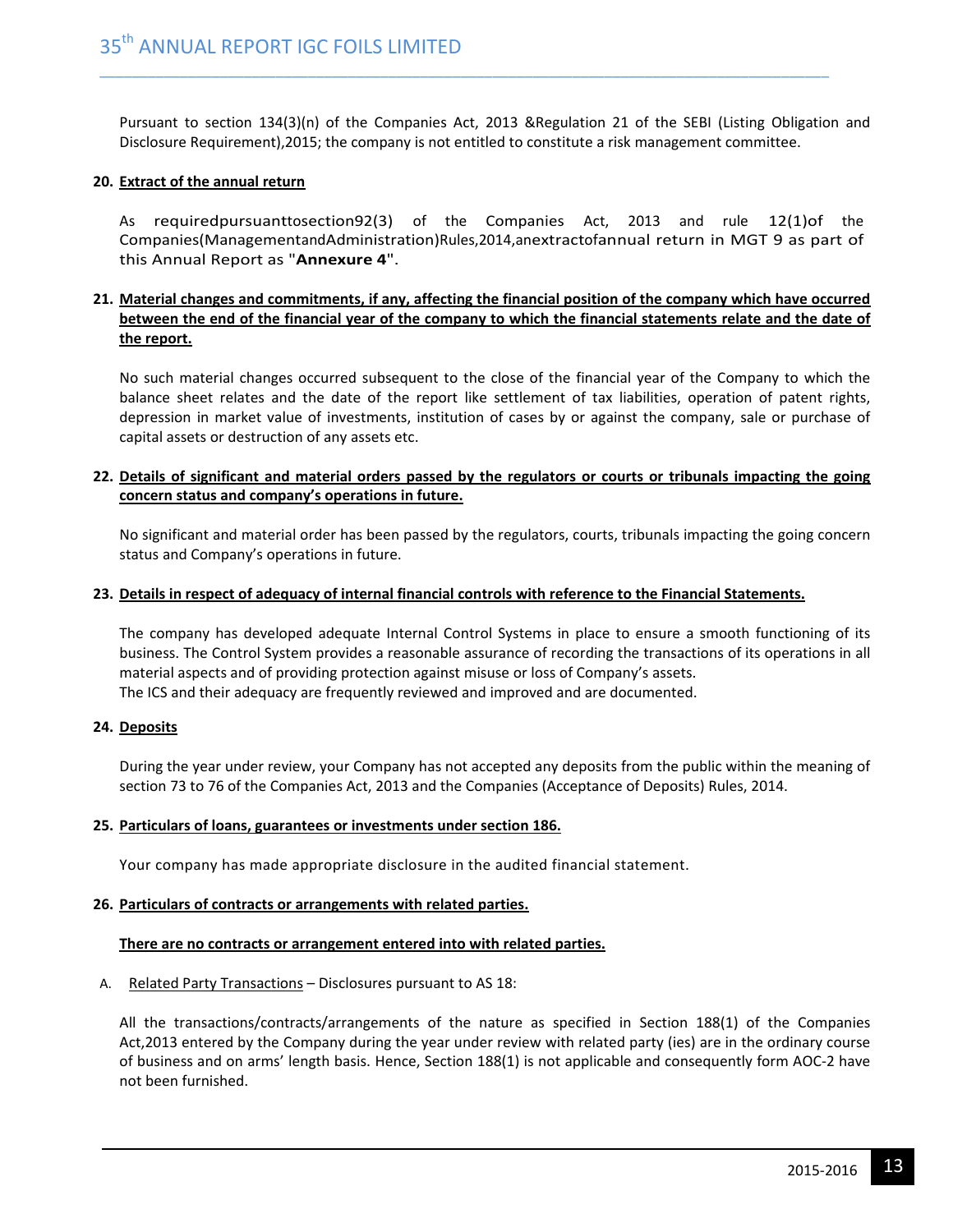Pursuant to section 134(3)(n) of the Companies Act, 2013 &Regulation 21 of the SEBI (Listing Obligation and Disclosure Requirement),2015; the company is not entitled to constitute a risk management committee.

**20. <u>Extract of the annual return</u>**

As requiredpursuanttosection92(3) of the Companies Act, 2013 and rule 12(1)of the Companies(ManagementandAdministration)Rules,2014,anextractofannual return in MGT 9 as part of this Annual Report as "**Annexure 4**".

**21. <u>Material changes and commitments, if any, affecting the financial position of the company which have occurred between the end of the financial year of the company to which the financial statements relate and the date of the report.</u>**

No such material changes occurred subsequent to the close of the financial year of the Company to which the balance sheet relates and the date of the report like settlement of tax liabilities, operation of patent rights, depression in market value of investments, institution of cases by or against the company, sale or purchase of capital assets or destruction of any assets etc.

**22. <u>Details of significant and material orders passed by the regulators or courts or tribunals impacting the going concern status and company's operations in future.</u>**

No significant and material order has been passed by the regulators, courts, tribunals impacting the going concern status and Company's operations in future.

**23. <u>Details in respect of adequacy of internal financial controls with reference to the Financial Statements.</u>**

The company has developed adequate Internal Control Systems in place to ensure a smooth functioning of its business. The Control System provides a reasonable assurance of recording the transactions of its operations in all material aspects and of providing protection against misuse or loss of Company's assets.
The ICS and their adequacy are frequently reviewed and improved and are documented.

**24. <u>Deposits</u>**

During the year under review, your Company has not accepted any deposits from the public within the meaning of section 73 to 76 of the Companies Act, 2013 and the Companies (Acceptance of Deposits) Rules, 2014.

**25. <u>Particulars of loans, guarantees or investments under section 186.</u>**

Your company has made appropriate disclosure in the audited financial statement.

**26. <u>Particulars of contracts or arrangements with related parties.</u>**

**<u>There are no contracts or arrangement entered into with related parties.</u>**

A. <u>Related Party Transactions</u> – Disclosures pursuant to AS 18:

All the transactions/contracts/arrangements of the nature as specified in Section 188(1) of the Companies Act,2013 entered by the Company during the year under review with related party (ies) are in the ordinary course of business and on arms' length basis. Hence, Section 188(1) is not applicable and consequently form AOC-2 have not been furnished.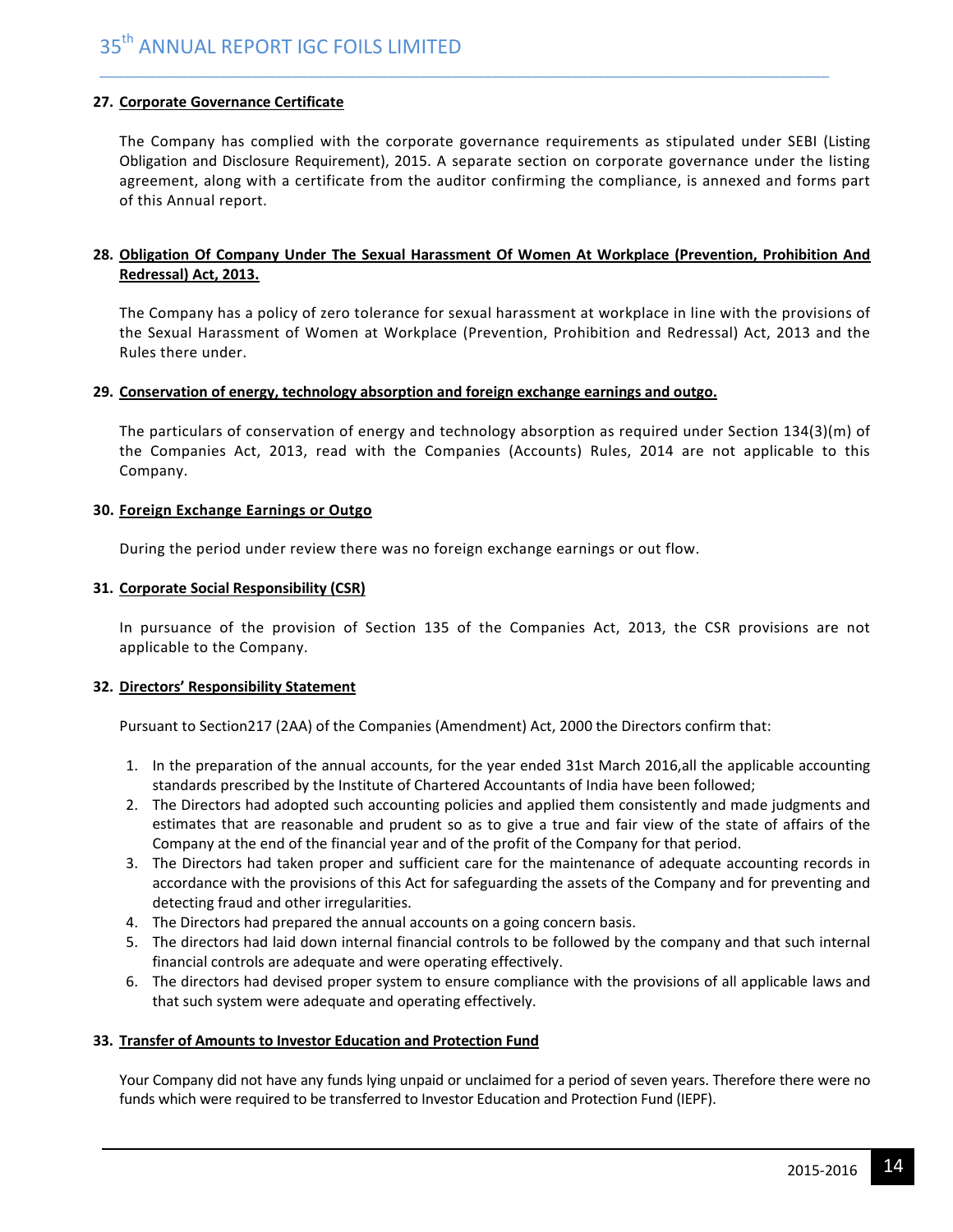### 27. Corporate Governance Certificate

The Company has complied with the corporate governance requirements as stipulated under SEBI (Listing Obligation and Disclosure Requirement), 2015. A separate section on corporate governance under the listing agreement, along with a certificate from the auditor confirming the compliance, is annexed and forms part of this Annual report.

### 28. Obligation Of Company Under The Sexual Harassment Of Women At Workplace (Prevention, Prohibition And Redressal) Act, 2013.

The Company has a policy of zero tolerance for sexual harassment at workplace in line with the provisions of the Sexual Harassment of Women at Workplace (Prevention, Prohibition and Redressal) Act, 2013 and the Rules there under.

### 29. Conservation of energy, technology absorption and foreign exchange earnings and outgo.

The particulars of conservation of energy and technology absorption as required under Section 134(3)(m) of the Companies Act, 2013, read with the Companies (Accounts) Rules, 2014 are not applicable to this Company.

### 30. Foreign Exchange Earnings or Outgo

During the period under review there was no foreign exchange earnings or out flow.

### 31. Corporate Social Responsibility (CSR)

In pursuance of the provision of Section 135 of the Companies Act, 2013, the CSR provisions are not applicable to the Company.

### 32. Directors' Responsibility Statement

Pursuant to Section217 (2AA) of the Companies (Amendment) Act, 2000 the Directors confirm that:

1. In the preparation of the annual accounts, for the year ended 31st March 2016,all the applicable accounting standards prescribed by the Institute of Chartered Accountants of India have been followed;
2. The Directors had adopted such accounting policies and applied them consistently and made judgments and estimates that are reasonable and prudent so as to give a true and fair view of the state of affairs of the Company at the end of the financial year and of the profit of the Company for that period.
3. The Directors had taken proper and sufficient care for the maintenance of adequate accounting records in accordance with the provisions of this Act for safeguarding the assets of the Company and for preventing and detecting fraud and other irregularities.
4. The Directors had prepared the annual accounts on a going concern basis.
5. The directors had laid down internal financial controls to be followed by the company and that such internal financial controls are adequate and were operating effectively.
6. The directors had devised proper system to ensure compliance with the provisions of all applicable laws and that such system were adequate and operating effectively.

### 33. Transfer of Amounts to Investor Education and Protection Fund

Your Company did not have any funds lying unpaid or unclaimed for a period of seven years. Therefore there were no funds which were required to be transferred to Investor Education and Protection Fund (IEPF).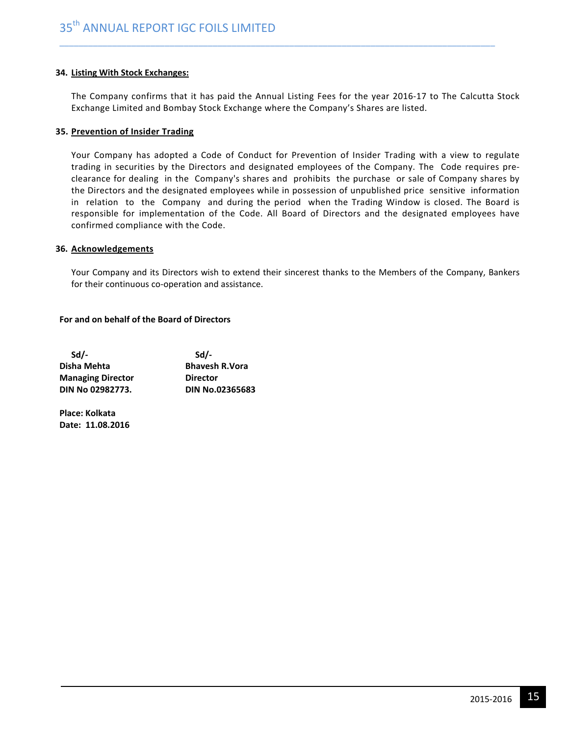**34. Listing With Stock Exchanges:**

The Company confirms that it has paid the Annual Listing Fees for the year 2016-17 to The Calcutta Stock Exchange Limited and Bombay Stock Exchange where the Company's Shares are listed.

**35. Prevention of Insider Trading**

Your Company has adopted a Code of Conduct for Prevention of Insider Trading with a view to regulate trading in securities by the Directors and designated employees of the Company. The Code requires pre-clearance for dealing in the Company's shares and prohibits the purchase or sale of Company shares by the Directors and the designated employees while in possession of unpublished price sensitive information in relation to the Company and during the period when the Trading Window is closed. The Board is responsible for implementation of the Code. All Board of Directors and the designated employees have confirmed compliance with the Code.

**36. Acknowledgements**

Your Company and its Directors wish to extend their sincerest thanks to the Members of the Company, Bankers for their continuous co-operation and assistance.

**For and on behalf of the Board of Directors**

| Sd/- | Sd/- |
|---|---|
| **Disha Mehta** | **Bhavesh R.Vora** |
| **Managing Director** | **Director** |
| **DIN No 02982773.** | **DIN No.02365683** |

**Place: Kolkata**
**Date: 11.08.2016**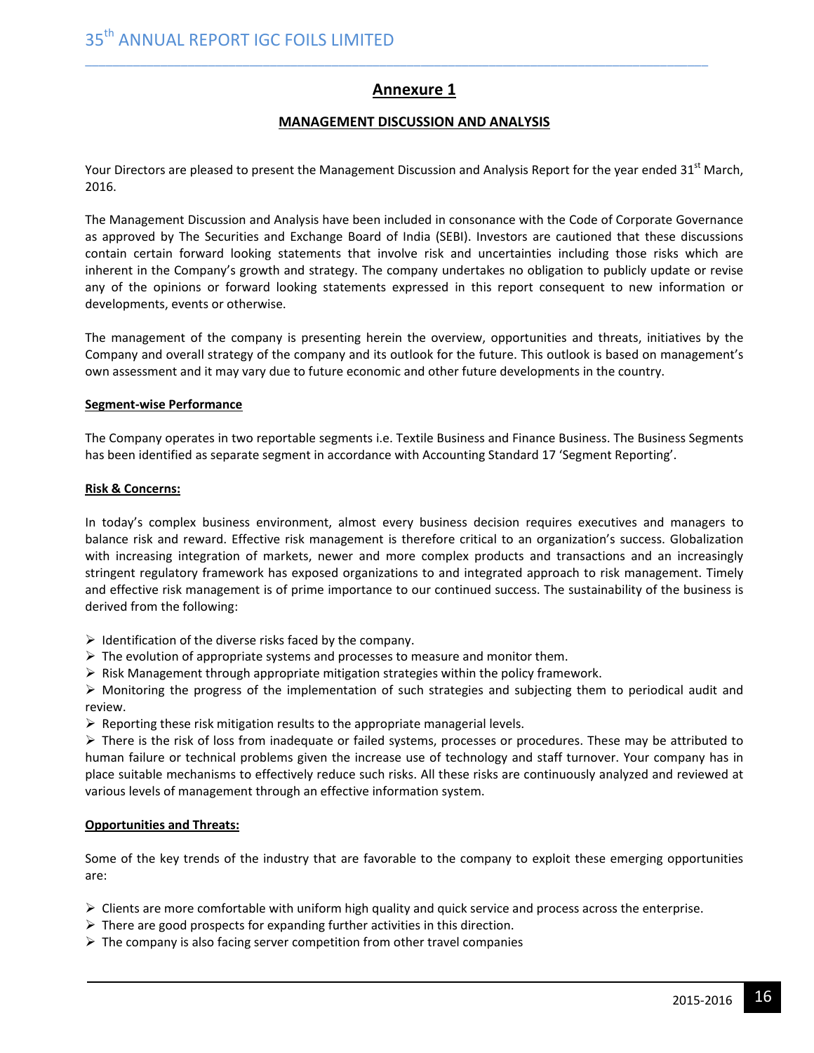# Annexure 1

## MANAGEMENT DISCUSSION AND ANALYSIS

Your Directors are pleased to present the Management Discussion and Analysis Report for the year ended 31st March, 2016.

The Management Discussion and Analysis have been included in consonance with the Code of Corporate Governance as approved by The Securities and Exchange Board of India (SEBI). Investors are cautioned that these discussions contain certain forward looking statements that involve risk and uncertainties including those risks which are inherent in the Company's growth and strategy. The company undertakes no obligation to publicly update or revise any of the opinions or forward looking statements expressed in this report consequent to new information or developments, events or otherwise.

The management of the company is presenting herein the overview, opportunities and threats, initiatives by the Company and overall strategy of the company and its outlook for the future. This outlook is based on management's own assessment and it may vary due to future economic and other future developments in the country.

**Segment-wise Performance**

The Company operates in two reportable segments i.e. Textile Business and Finance Business. The Business Segments has been identified as separate segment in accordance with Accounting Standard 17 'Segment Reporting'.

**Risk & Concerns:**

In today's complex business environment, almost every business decision requires executives and managers to balance risk and reward. Effective risk management is therefore critical to an organization's success. Globalization with increasing integration of markets, newer and more complex products and transactions and an increasingly stringent regulatory framework has exposed organizations to and integrated approach to risk management. Timely and effective risk management is of prime importance to our continued success. The sustainability of the business is derived from the following:

- Identification of the diverse risks faced by the company.
- The evolution of appropriate systems and processes to measure and monitor them.
- Risk Management through appropriate mitigation strategies within the policy framework.
- Monitoring the progress of the implementation of such strategies and subjecting them to periodical audit and review.
- Reporting these risk mitigation results to the appropriate managerial levels.
- There is the risk of loss from inadequate or failed systems, processes or procedures. These may be attributed to human failure or technical problems given the increase use of technology and staff turnover. Your company has in place suitable mechanisms to effectively reduce such risks. All these risks are continuously analyzed and reviewed at various levels of management through an effective information system.

**Opportunities and Threats:**

Some of the key trends of the industry that are favorable to the company to exploit these emerging opportunities are:

- Clients are more comfortable with uniform high quality and quick service and process across the enterprise.
- There are good prospects for expanding further activities in this direction.
- The company is also facing server competition from other travel companies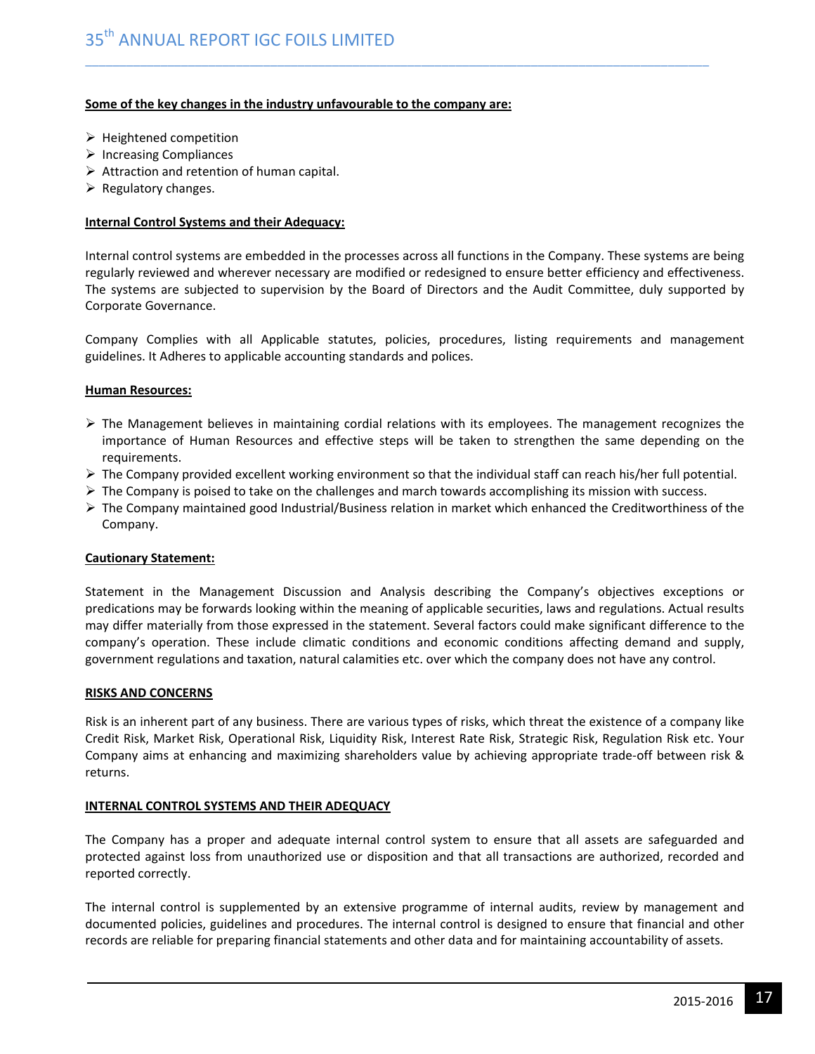**Some of the key changes in the industry unfavourable to the company are:**

- Heightened competition
- Increasing Compliances
- Attraction and retention of human capital.
- Regulatory changes.

**Internal Control Systems and their Adequacy:**

Internal control systems are embedded in the processes across all functions in the Company. These systems are being regularly reviewed and wherever necessary are modified or redesigned to ensure better efficiency and effectiveness. The systems are subjected to supervision by the Board of Directors and the Audit Committee, duly supported by Corporate Governance.

Company Complies with all Applicable statutes, policies, procedures, listing requirements and management guidelines. It Adheres to applicable accounting standards and polices.

**Human Resources:**

- The Management believes in maintaining cordial relations with its employees. The management recognizes the importance of Human Resources and effective steps will be taken to strengthen the same depending on the requirements.
- The Company provided excellent working environment so that the individual staff can reach his/her full potential.
- The Company is poised to take on the challenges and march towards accomplishing its mission with success.
- The Company maintained good Industrial/Business relation in market which enhanced the Creditworthiness of the Company.

**Cautionary Statement:**

Statement in the Management Discussion and Analysis describing the Company's objectives exceptions or predications may be forwards looking within the meaning of applicable securities, laws and regulations. Actual results may differ materially from those expressed in the statement. Several factors could make significant difference to the company's operation. These include climatic conditions and economic conditions affecting demand and supply, government regulations and taxation, natural calamities etc. over which the company does not have any control.

**RISKS AND CONCERNS**

Risk is an inherent part of any business. There are various types of risks, which threat the existence of a company like Credit Risk, Market Risk, Operational Risk, Liquidity Risk, Interest Rate Risk, Strategic Risk, Regulation Risk etc. Your Company aims at enhancing and maximizing shareholders value by achieving appropriate trade-off between risk & returns.

**INTERNAL CONTROL SYSTEMS AND THEIR ADEQUACY**

The Company has a proper and adequate internal control system to ensure that all assets are safeguarded and protected against loss from unauthorized use or disposition and that all transactions are authorized, recorded and reported correctly.

The internal control is supplemented by an extensive programme of internal audits, review by management and documented policies, guidelines and procedures. The internal control is designed to ensure that financial and other records are reliable for preparing financial statements and other data and for maintaining accountability of assets.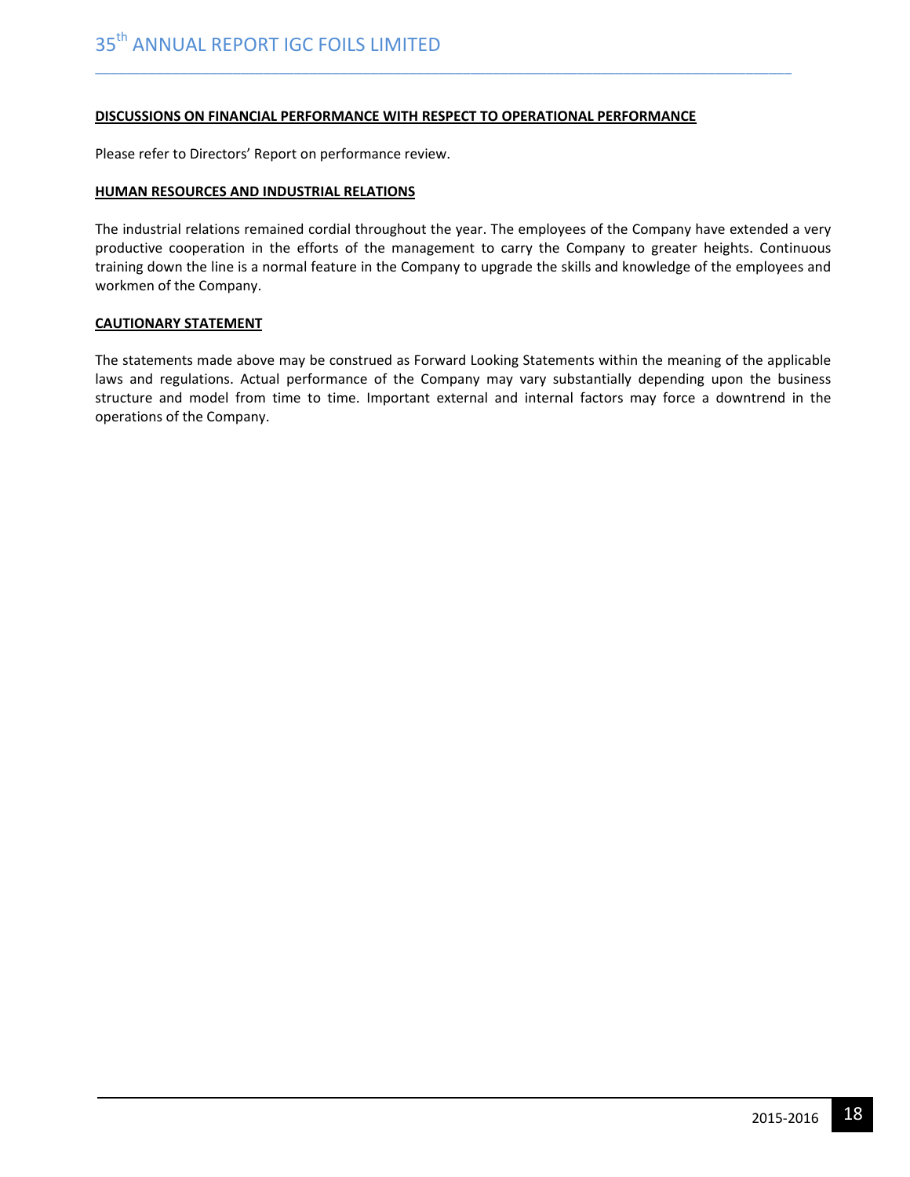**DISCUSSIONS ON FINANCIAL PERFORMANCE WITH RESPECT TO OPERATIONAL PERFORMANCE**

Please refer to Directors' Report on performance review.

**HUMAN RESOURCES AND INDUSTRIAL RELATIONS**

The industrial relations remained cordial throughout the year. The employees of the Company have extended a very productive cooperation in the efforts of the management to carry the Company to greater heights. Continuous training down the line is a normal feature in the Company to upgrade the skills and knowledge of the employees and workmen of the Company.

**CAUTIONARY STATEMENT**

The statements made above may be construed as Forward Looking Statements within the meaning of the applicable laws and regulations. Actual performance of the Company may vary substantially depending upon the business structure and model from time to time. Important external and internal factors may force a downtrend in the operations of the Company.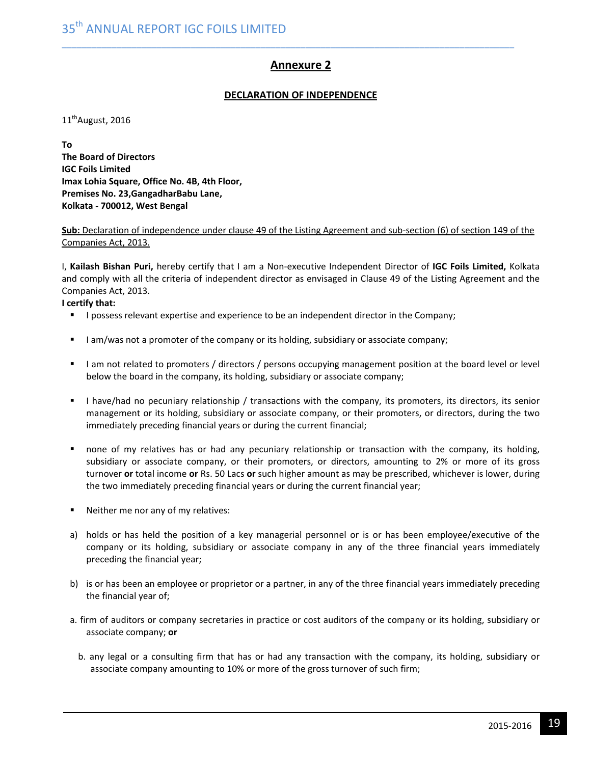## Annexure 2

### DECLARATION OF INDEPENDENCE

11th August, 2016

**To**
**The Board of Directors**
**IGC Foils Limited**
**Imax Lohia Square, Office No. 4B, 4th Floor,**
**Premises No. 23,GangadharBabu Lane,**
**Kolkata - 700012, West Bengal**

**Sub:** Declaration of independence under clause 49 of the Listing Agreement and sub-section (6) of section 149 of the Companies Act, 2013.

I, **Kailash Bishan Puri,** hereby certify that I am a Non-executive Independent Director of **IGC Foils Limited,** Kolkata and comply with all the criteria of independent director as envisaged in Clause 49 of the Listing Agreement and the Companies Act, 2013.

**I certify that:**

- I possess relevant expertise and experience to be an independent director in the Company;
- I am/was not a promoter of the company or its holding, subsidiary or associate company;
- I am not related to promoters / directors / persons occupying management position at the board level or level below the board in the company, its holding, subsidiary or associate company;
- I have/had no pecuniary relationship / transactions with the company, its promoters, its directors, its senior management or its holding, subsidiary or associate company, or their promoters, or directors, during the two immediately preceding financial years or during the current financial;
- none of my relatives has or had any pecuniary relationship or transaction with the company, its holding, subsidiary or associate company, or their promoters, or directors, amounting to 2% or more of its gross turnover **or** total income **or** Rs. 50 Lacs **or** such higher amount as may be prescribed, whichever is lower, during the two immediately preceding financial years or during the current financial year;
- Neither me nor any of my relatives:

a) holds or has held the position of a key managerial personnel or is or has been employee/executive of the company or its holding, subsidiary or associate company in any of the three financial years immediately preceding the financial year;

b) is or has been an employee or proprietor or a partner, in any of the three financial years immediately preceding the financial year of;

a. firm of auditors or company secretaries in practice or cost auditors of the company or its holding, subsidiary or associate company; **or**

b. any legal or a consulting firm that has or had any transaction with the company, its holding, subsidiary or associate company amounting to 10% or more of the gross turnover of such firm;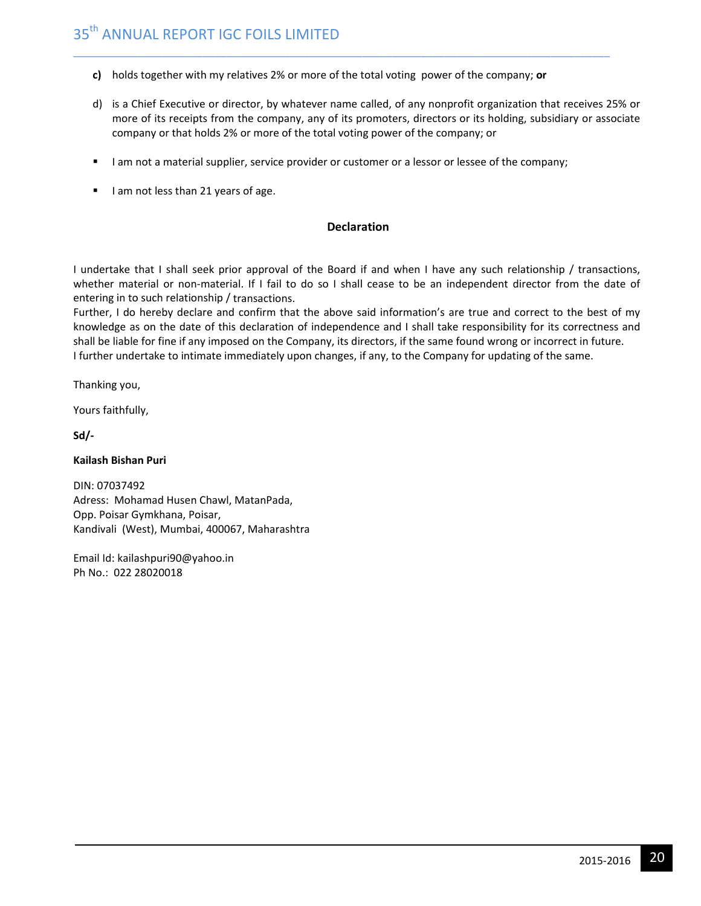**c)** holds together with my relatives 2% or more of the total voting power of the company; **or**

d) is a Chief Executive or director, by whatever name called, of any nonprofit organization that receives 25% or more of its receipts from the company, any of its promoters, directors or its holding, subsidiary or associate company or that holds 2% or more of the total voting power of the company; or

- I am not a material supplier, service provider or customer or a lessor or lessee of the company;
- I am not less than 21 years of age.

**Declaration**

I undertake that I shall seek prior approval of the Board if and when I have any such relationship / transactions, whether material or non-material. If I fail to do so I shall cease to be an independent director from the date of entering in to such relationship / transactions.
Further, I do hereby declare and confirm that the above said information's are true and correct to the best of my knowledge as on the date of this declaration of independence and I shall take responsibility for its correctness and shall be liable for fine if any imposed on the Company, its directors, if the same found wrong or incorrect in future.
I further undertake to intimate immediately upon changes, if any, to the Company for updating of the same.

Thanking you,

Yours faithfully,

**Sd/-**

**Kailash Bishan Puri**

DIN: 07037492
Adress: Mohamad Husen Chawl, MatanPada,
Opp. Poisar Gymkhana, Poisar,
Kandivali (West), Mumbai, 400067, Maharashtra

Email Id: kailashpuri90@yahoo.in
Ph No.: 022 28020018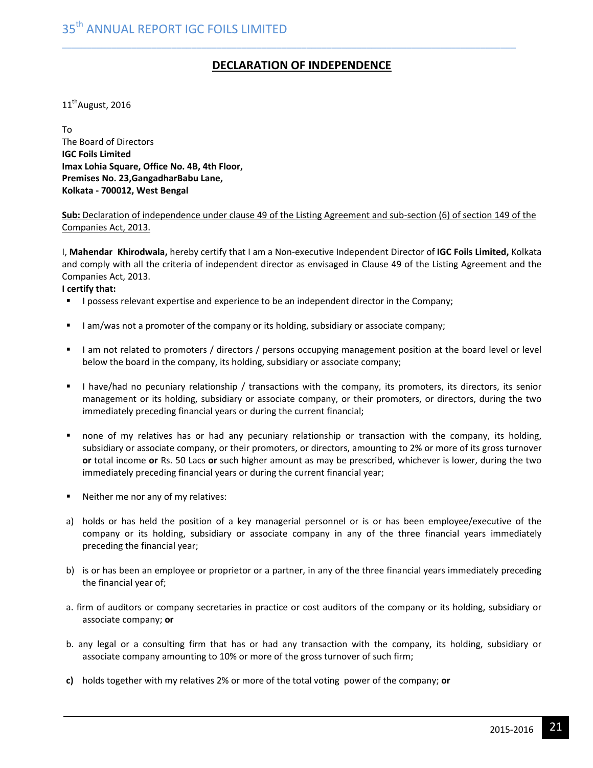## DECLARATION OF INDEPENDENCE

11th August, 2016

To
The Board of Directors
**IGC Foils Limited**
**Imax Lohia Square, Office No. 4B, 4th Floor,**
**Premises No. 23,GangadharBabu Lane,**
**Kolkata - 700012, West Bengal**

**Sub:** Declaration of independence under clause 49 of the Listing Agreement and sub-section (6) of section 149 of the Companies Act, 2013.

I, **Mahendar Khirodwala,** hereby certify that I am a Non-executive Independent Director of **IGC Foils Limited,** Kolkata and comply with all the criteria of independent director as envisaged in Clause 49 of the Listing Agreement and the Companies Act, 2013.

**I certify that:**

- I possess relevant expertise and experience to be an independent director in the Company;
- I am/was not a promoter of the company or its holding, subsidiary or associate company;
- I am not related to promoters / directors / persons occupying management position at the board level or level below the board in the company, its holding, subsidiary or associate company;
- I have/had no pecuniary relationship / transactions with the company, its promoters, its directors, its senior management or its holding, subsidiary or associate company, or their promoters, or directors, during the two immediately preceding financial years or during the current financial;
- none of my relatives has or had any pecuniary relationship or transaction with the company, its holding, subsidiary or associate company, or their promoters, or directors, amounting to 2% or more of its gross turnover **or** total income **or** Rs. 50 Lacs **or** such higher amount as may be prescribed, whichever is lower, during the two immediately preceding financial years or during the current financial year;
- Neither me nor any of my relatives:

a) holds or has held the position of a key managerial personnel or is or has been employee/executive of the company or its holding, subsidiary or associate company in any of the three financial years immediately preceding the financial year;

b) is or has been an employee or proprietor or a partner, in any of the three financial years immediately preceding the financial year of;

a. firm of auditors or company secretaries in practice or cost auditors of the company or its holding, subsidiary or associate company; **or**

b. any legal or a consulting firm that has or had any transaction with the company, its holding, subsidiary or associate company amounting to 10% or more of the gross turnover of such firm;

**c)** holds together with my relatives 2% or more of the total voting power of the company; **or**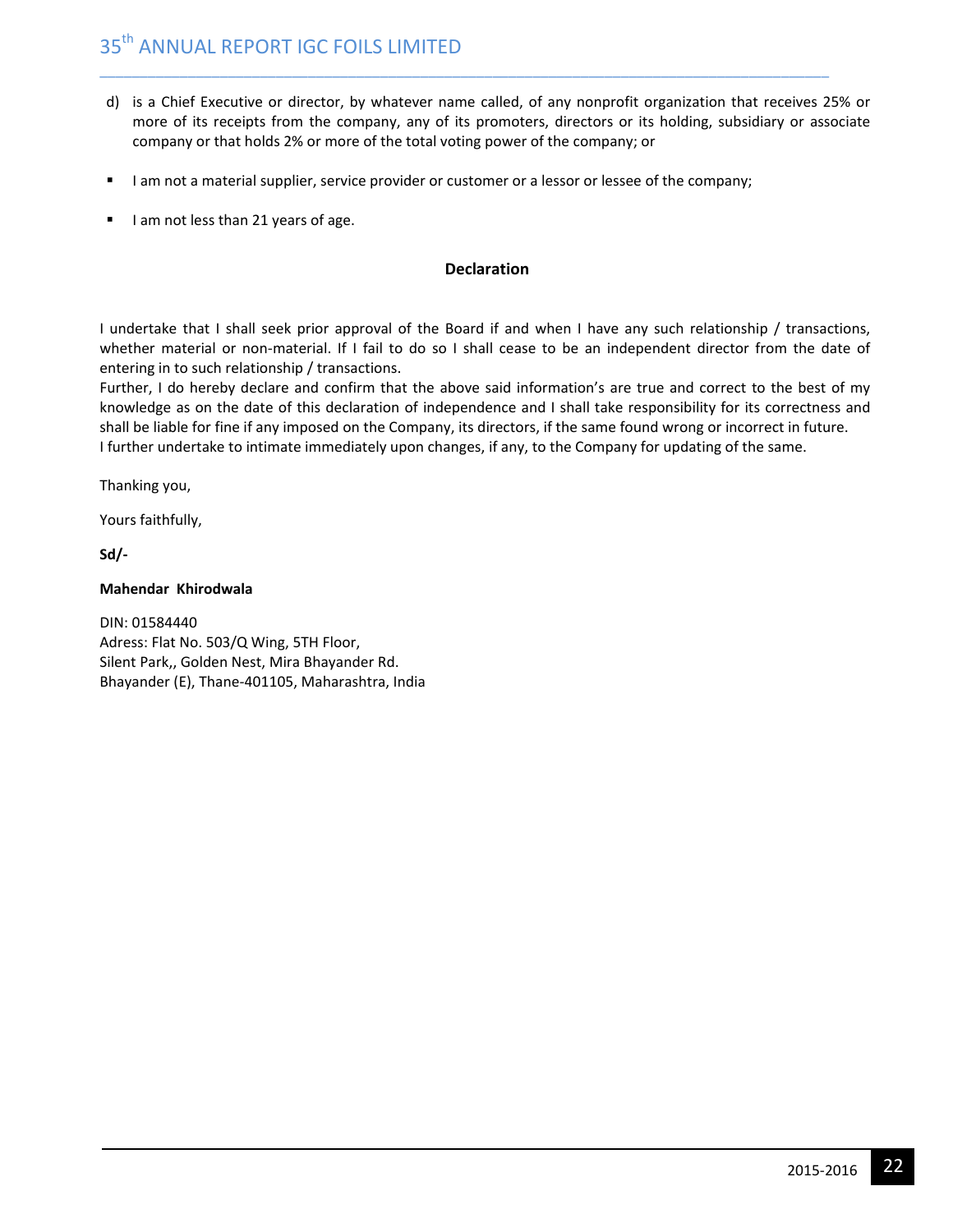d) is a Chief Executive or director, by whatever name called, of any nonprofit organization that receives 25% or more of its receipts from the company, any of its promoters, directors or its holding, subsidiary or associate company or that holds 2% or more of the total voting power of the company; or

- I am not a material supplier, service provider or customer or a lessor or lessee of the company;
- I am not less than 21 years of age.

**Declaration**

I undertake that I shall seek prior approval of the Board if and when I have any such relationship / transactions, whether material or non-material. If I fail to do so I shall cease to be an independent director from the date of entering in to such relationship / transactions.
Further, I do hereby declare and confirm that the above said information's are true and correct to the best of my knowledge as on the date of this declaration of independence and I shall take responsibility for its correctness and shall be liable for fine if any imposed on the Company, its directors, if the same found wrong or incorrect in future.
I further undertake to intimate immediately upon changes, if any, to the Company for updating of the same.

Thanking you,

Yours faithfully,

**Sd/-**

**Mahendar Khirodwala**

DIN: 01584440
Adress: Flat No. 503/Q Wing, 5TH Floor,
Silent Park,, Golden Nest, Mira Bhayander Rd.
Bhayander (E), Thane-401105, Maharashtra, India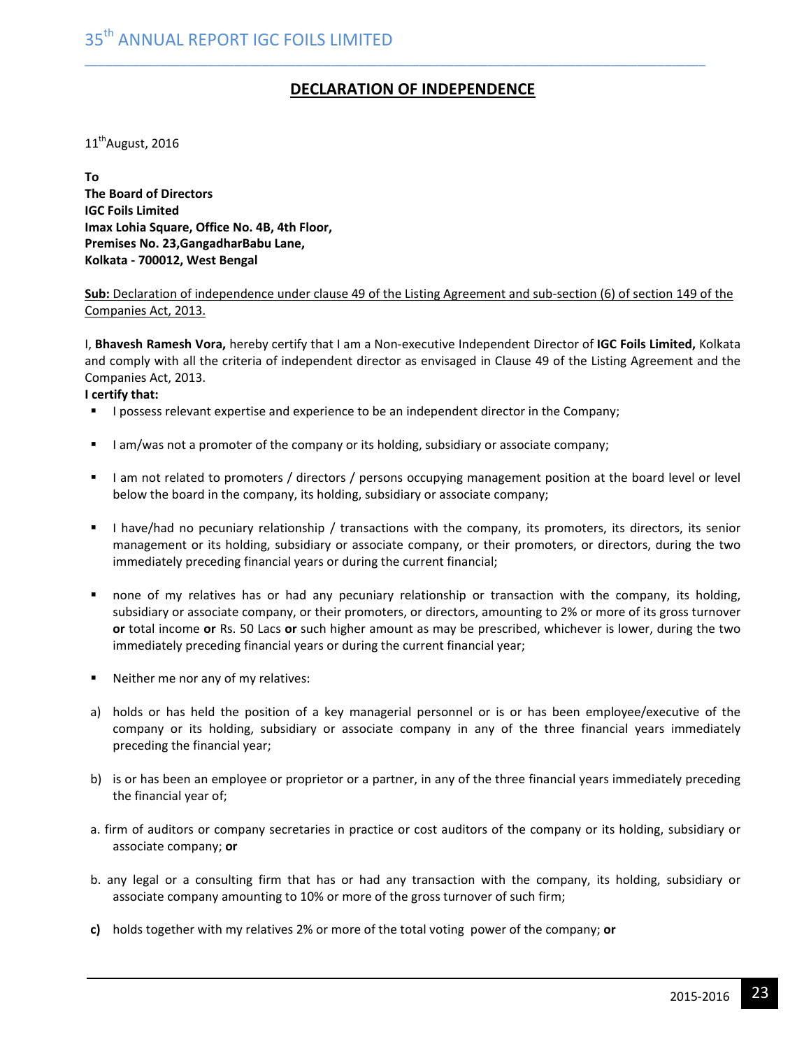# DECLARATION OF INDEPENDENCE

11th August, 2016

**To**
**The Board of Directors**
**IGC Foils Limited**
**Imax Lohia Square, Office No. 4B, 4th Floor,**
**Premises No. 23,GangadharBabu Lane,**
**Kolkata - 700012, West Bengal**

**Sub:** Declaration of independence under clause 49 of the Listing Agreement and sub-section (6) of section 149 of the Companies Act, 2013.

I, **Bhavesh Ramesh Vora,** hereby certify that I am a Non-executive Independent Director of **IGC Foils Limited,** Kolkata and comply with all the criteria of independent director as envisaged in Clause 49 of the Listing Agreement and the Companies Act, 2013.

**I certify that:**

- I possess relevant expertise and experience to be an independent director in the Company;
- I am/was not a promoter of the company or its holding, subsidiary or associate company;
- I am not related to promoters / directors / persons occupying management position at the board level or level below the board in the company, its holding, subsidiary or associate company;
- I have/had no pecuniary relationship / transactions with the company, its promoters, its directors, its senior management or its holding, subsidiary or associate company, or their promoters, or directors, during the two immediately preceding financial years or during the current financial;
- none of my relatives has or had any pecuniary relationship or transaction with the company, its holding, subsidiary or associate company, or their promoters, or directors, amounting to 2% or more of its gross turnover **or** total income **or** Rs. 50 Lacs **or** such higher amount as may be prescribed, whichever is lower, during the two immediately preceding financial years or during the current financial year;
- Neither me nor any of my relatives:

a) holds or has held the position of a key managerial personnel or is or has been employee/executive of the company or its holding, subsidiary or associate company in any of the three financial years immediately preceding the financial year;

b) is or has been an employee or proprietor or a partner, in any of the three financial years immediately preceding the financial year of;

a. firm of auditors or company secretaries in practice or cost auditors of the company or its holding, subsidiary or associate company; **or**

b. any legal or a consulting firm that has or had any transaction with the company, its holding, subsidiary or associate company amounting to 10% or more of the gross turnover of such firm;

**c)** holds together with my relatives 2% or more of the total voting power of the company; **or**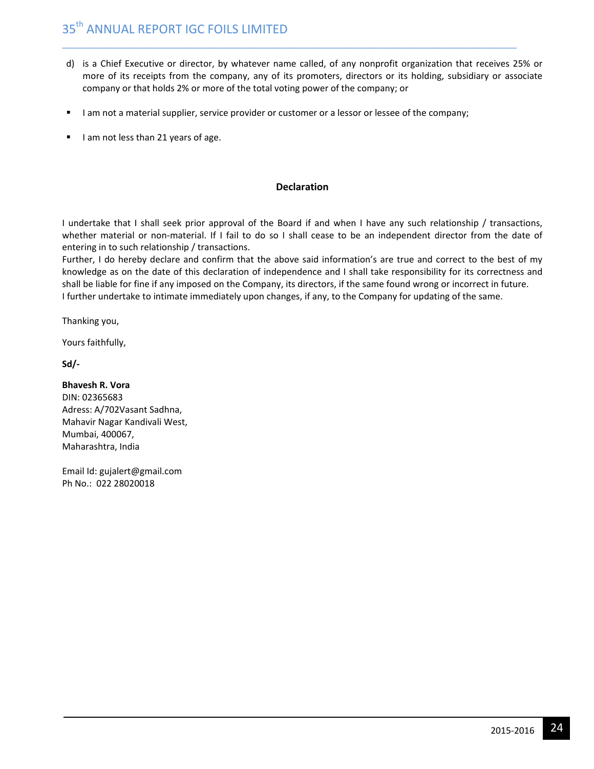d) is a Chief Executive or director, by whatever name called, of any nonprofit organization that receives 25% or more of its receipts from the company, any of its promoters, directors or its holding, subsidiary or associate company or that holds 2% or more of the total voting power of the company; or

- I am not a material supplier, service provider or customer or a lessor or lessee of the company;
- I am not less than 21 years of age.

### Declaration

I undertake that I shall seek prior approval of the Board if and when I have any such relationship / transactions, whether material or non-material. If I fail to do so I shall cease to be an independent director from the date of entering in to such relationship / transactions.
Further, I do hereby declare and confirm that the above said information's are true and correct to the best of my knowledge as on the date of this declaration of independence and I shall take responsibility for its correctness and shall be liable for fine if any imposed on the Company, its directors, if the same found wrong or incorrect in future.
I further undertake to intimate immediately upon changes, if any, to the Company for updating of the same.

Thanking you,

Yours faithfully,

**Sd/-**

**Bhavesh R. Vora**
DIN: 02365683
Adress: A/702Vasant Sadhna,
Mahavir Nagar Kandivali West,
Mumbai, 400067,
Maharashtra, India

Email Id: gujalert@gmail.com
Ph No.: 022 28020018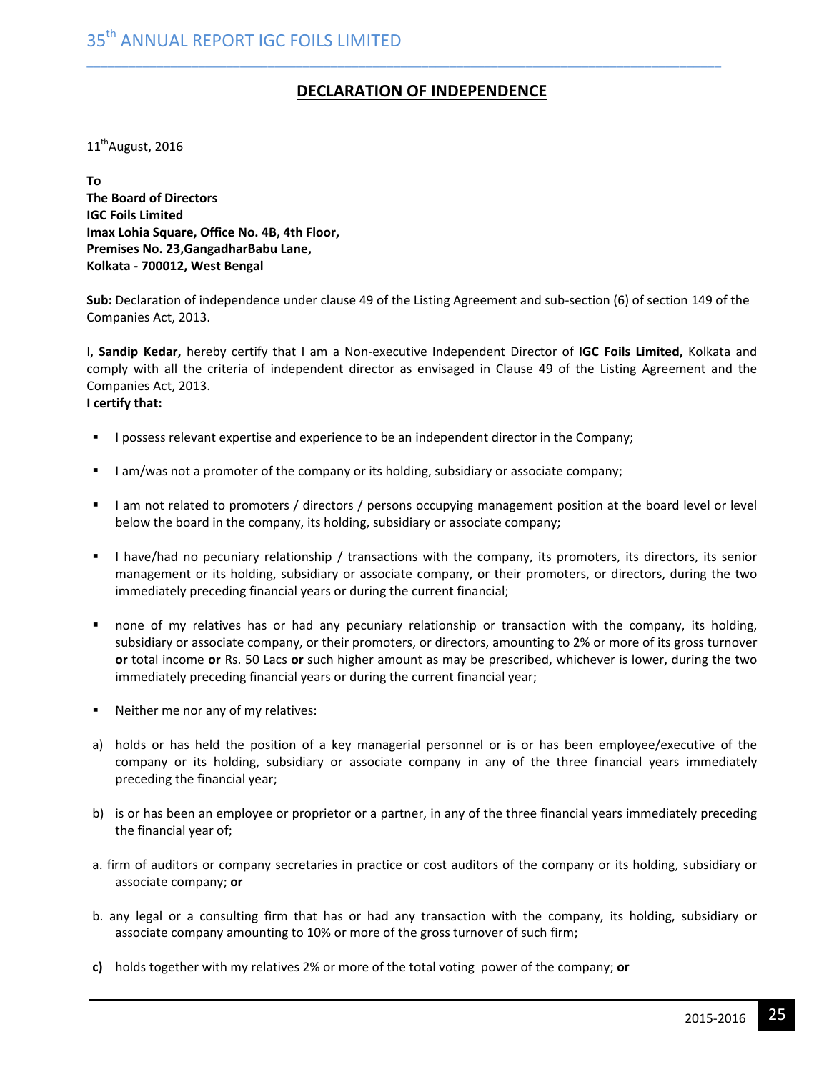## DECLARATION OF INDEPENDENCE

11th August, 2016

**To**
**The Board of Directors**
**IGC Foils Limited**
**Imax Lohia Square, Office No. 4B, 4th Floor,**
**Premises No. 23,GangadharBabu Lane,**
**Kolkata - 700012, West Bengal**

**Sub:** Declaration of independence under clause 49 of the Listing Agreement and sub-section (6) of section 149 of the Companies Act, 2013.

I, **Sandip Kedar,** hereby certify that I am a Non-executive Independent Director of **IGC Foils Limited,** Kolkata and comply with all the criteria of independent director as envisaged in Clause 49 of the Listing Agreement and the Companies Act, 2013.

**I certify that:**

- I possess relevant expertise and experience to be an independent director in the Company;
- I am/was not a promoter of the company or its holding, subsidiary or associate company;
- I am not related to promoters / directors / persons occupying management position at the board level or level below the board in the company, its holding, subsidiary or associate company;
- I have/had no pecuniary relationship / transactions with the company, its promoters, its directors, its senior management or its holding, subsidiary or associate company, or their promoters, or directors, during the two immediately preceding financial years or during the current financial;
- none of my relatives has or had any pecuniary relationship or transaction with the company, its holding, subsidiary or associate company, or their promoters, or directors, amounting to 2% or more of its gross turnover **or** total income **or** Rs. 50 Lacs **or** such higher amount as may be prescribed, whichever is lower, during the two immediately preceding financial years or during the current financial year;
- Neither me nor any of my relatives:

a) holds or has held the position of a key managerial personnel or is or has been employee/executive of the company or its holding, subsidiary or associate company in any of the three financial years immediately preceding the financial year;

b) is or has been an employee or proprietor or a partner, in any of the three financial years immediately preceding the financial year of;

a. firm of auditors or company secretaries in practice or cost auditors of the company or its holding, subsidiary or associate company; **or**

b. any legal or a consulting firm that has or had any transaction with the company, its holding, subsidiary or associate company amounting to 10% or more of the gross turnover of such firm;

**c)** holds together with my relatives 2% or more of the total voting power of the company; **or**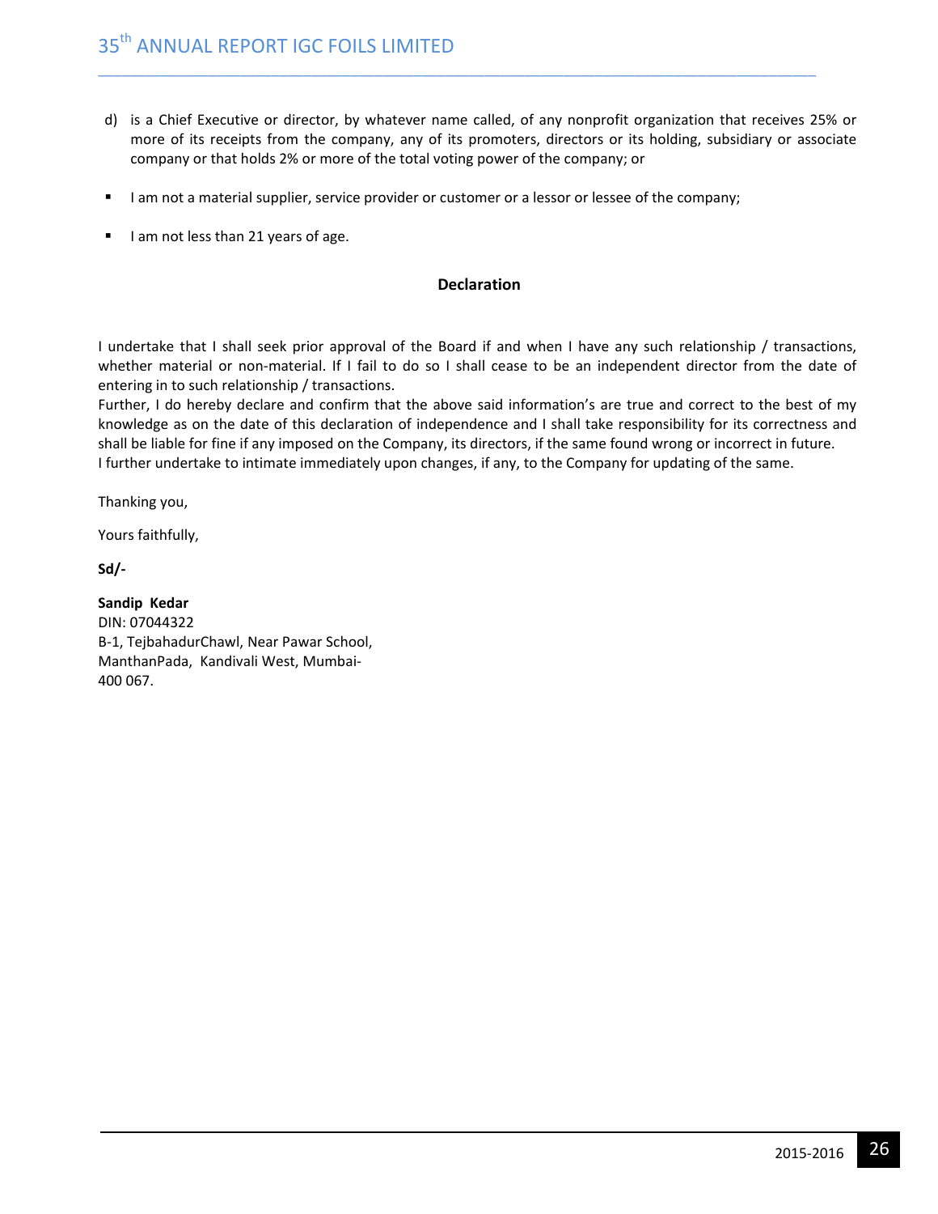d) is a Chief Executive or director, by whatever name called, of any nonprofit organization that receives 25% or more of its receipts from the company, any of its promoters, directors or its holding, subsidiary or associate company or that holds 2% or more of the total voting power of the company; or

- I am not a material supplier, service provider or customer or a lessor or lessee of the company;
- I am not less than 21 years of age.

**Declaration**

I undertake that I shall seek prior approval of the Board if and when I have any such relationship / transactions, whether material or non-material. If I fail to do so I shall cease to be an independent director from the date of entering in to such relationship / transactions.
Further, I do hereby declare and confirm that the above said information's are true and correct to the best of my knowledge as on the date of this declaration of independence and I shall take responsibility for its correctness and shall be liable for fine if any imposed on the Company, its directors, if the same found wrong or incorrect in future.
I further undertake to intimate immediately upon changes, if any, to the Company for updating of the same.

Thanking you,

Yours faithfully,

**Sd/-**

**Sandip Kedar**
DIN: 07044322
B-1, TejbahadurChawl, Near Pawar School,
ManthanPada, Kandivali West, Mumbai-
400 067.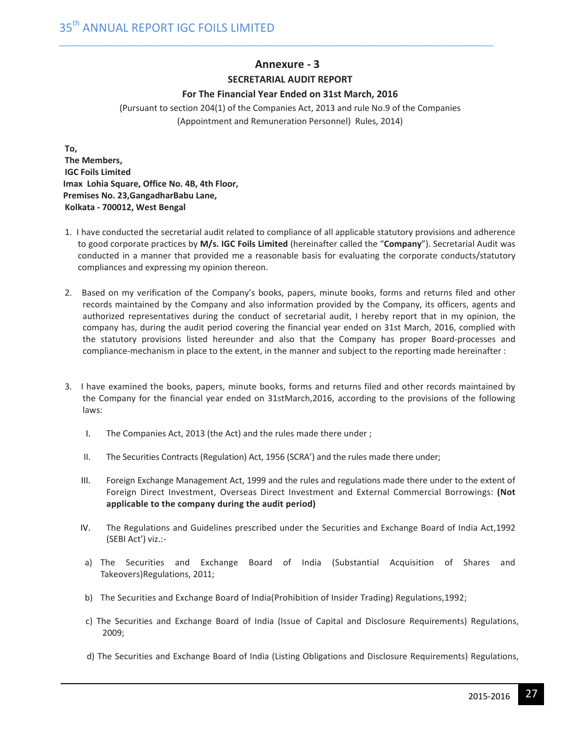## Annexure - 3

### SECRETARIAL AUDIT REPORT

### For The Financial Year Ended on 31st March, 2016

(Pursuant to section 204(1) of the Companies Act, 2013 and rule No.9 of the Companies (Appointment and Remuneration Personnel) Rules, 2014)

**To,**
**The Members,**
**IGC Foils Limited**
**Imax Lohia Square, Office No. 4B, 4th Floor,**
**Premises No. 23,GangadharBabu Lane,**
**Kolkata - 700012, West Bengal**

1. I have conducted the secretarial audit related to compliance of all applicable statutory provisions and adherence to good corporate practices by **M/s. IGC Foils Limited** (hereinafter called the "**Company**"). Secretarial Audit was conducted in a manner that provided me a reasonable basis for evaluating the corporate conducts/statutory compliances and expressing my opinion thereon.

2. Based on my verification of the Company's books, papers, minute books, forms and returns filed and other records maintained by the Company and also information provided by the Company, its officers, agents and authorized representatives during the conduct of secretarial audit, I hereby report that in my opinion, the company has, during the audit period covering the financial year ended on 31st March, 2016, complied with the statutory provisions listed hereunder and also that the Company has proper Board-processes and compliance-mechanism in place to the extent, in the manner and subject to the reporting made hereinafter :

3. I have examined the books, papers, minute books, forms and returns filed and other records maintained by the Company for the financial year ended on 31stMarch,2016, according to the provisions of the following laws:

   I. The Companies Act, 2013 (the Act) and the rules made there under ;

   II. The Securities Contracts (Regulation) Act, 1956 (SCRA') and the rules made there under;

   III. Foreign Exchange Management Act, 1999 and the rules and regulations made there under to the extent of Foreign Direct Investment, Overseas Direct Investment and External Commercial Borrowings: **(Not applicable to the company during the audit period)**

   IV. The Regulations and Guidelines prescribed under the Securities and Exchange Board of India Act,1992 (SEBI Act') viz.:-

   a) The Securities and Exchange Board of India (Substantial Acquisition of Shares and Takeovers)Regulations, 2011;

   b) The Securities and Exchange Board of India(Prohibition of Insider Trading) Regulations,1992;

   c) The Securities and Exchange Board of India (Issue of Capital and Disclosure Requirements) Regulations, 2009;

   d) The Securities and Exchange Board of India (Listing Obligations and Disclosure Requirements) Regulations,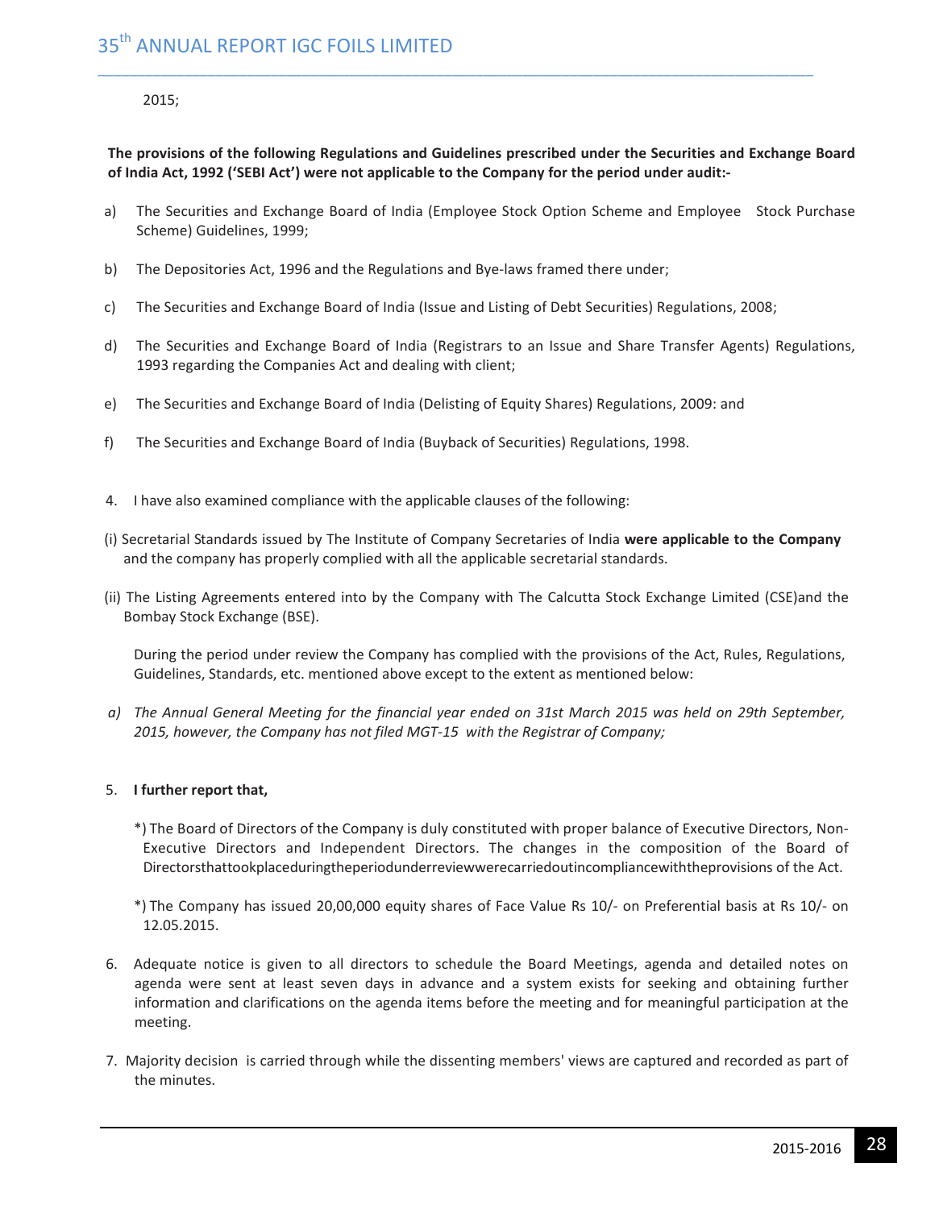2015;

**The provisions of the following Regulations and Guidelines prescribed under the Securities and Exchange Board of India Act, 1992 ('SEBI Act') were not applicable to the Company for the period under audit:-**

a) The Securities and Exchange Board of India (Employee Stock Option Scheme and Employee Stock Purchase Scheme) Guidelines, 1999;

b) The Depositories Act, 1996 and the Regulations and Bye-laws framed there under;

c) The Securities and Exchange Board of India (Issue and Listing of Debt Securities) Regulations, 2008;

d) The Securities and Exchange Board of India (Registrars to an Issue and Share Transfer Agents) Regulations, 1993 regarding the Companies Act and dealing with client;

e) The Securities and Exchange Board of India (Delisting of Equity Shares) Regulations, 2009: and

f) The Securities and Exchange Board of India (Buyback of Securities) Regulations, 1998.

4. I have also examined compliance with the applicable clauses of the following:

(i) Secretarial Standards issued by The Institute of Company Secretaries of India **were applicable to the Company** and the company has properly complied with all the applicable secretarial standards.

(ii) The Listing Agreements entered into by the Company with The Calcutta Stock Exchange Limited (CSE)and the Bombay Stock Exchange (BSE).

During the period under review the Company has complied with the provisions of the Act, Rules, Regulations, Guidelines, Standards, etc. mentioned above except to the extent as mentioned below:

*a) The Annual General Meeting for the financial year ended on 31st March 2015 was held on 29th September, 2015, however, the Company has not filed MGT-15 with the Registrar of Company;*

5. **I further report that,**

*) The Board of Directors of the Company is duly constituted with proper balance of Executive Directors, Non-Executive Directors and Independent Directors. The changes in the composition of the Board of Directorsthattookplaceduringtheperiodunderreviewwerecarriedoutincompliancewiththeprovisions of the Act.

*) The Company has issued 20,00,000 equity shares of Face Value Rs 10/- on Preferential basis at Rs 10/- on 12.05.2015.

6. Adequate notice is given to all directors to schedule the Board Meetings, agenda and detailed notes on agenda were sent at least seven days in advance and a system exists for seeking and obtaining further information and clarifications on the agenda items before the meeting and for meaningful participation at the meeting.

7. Majority decision is carried through while the dissenting members' views are captured and recorded as part of the minutes.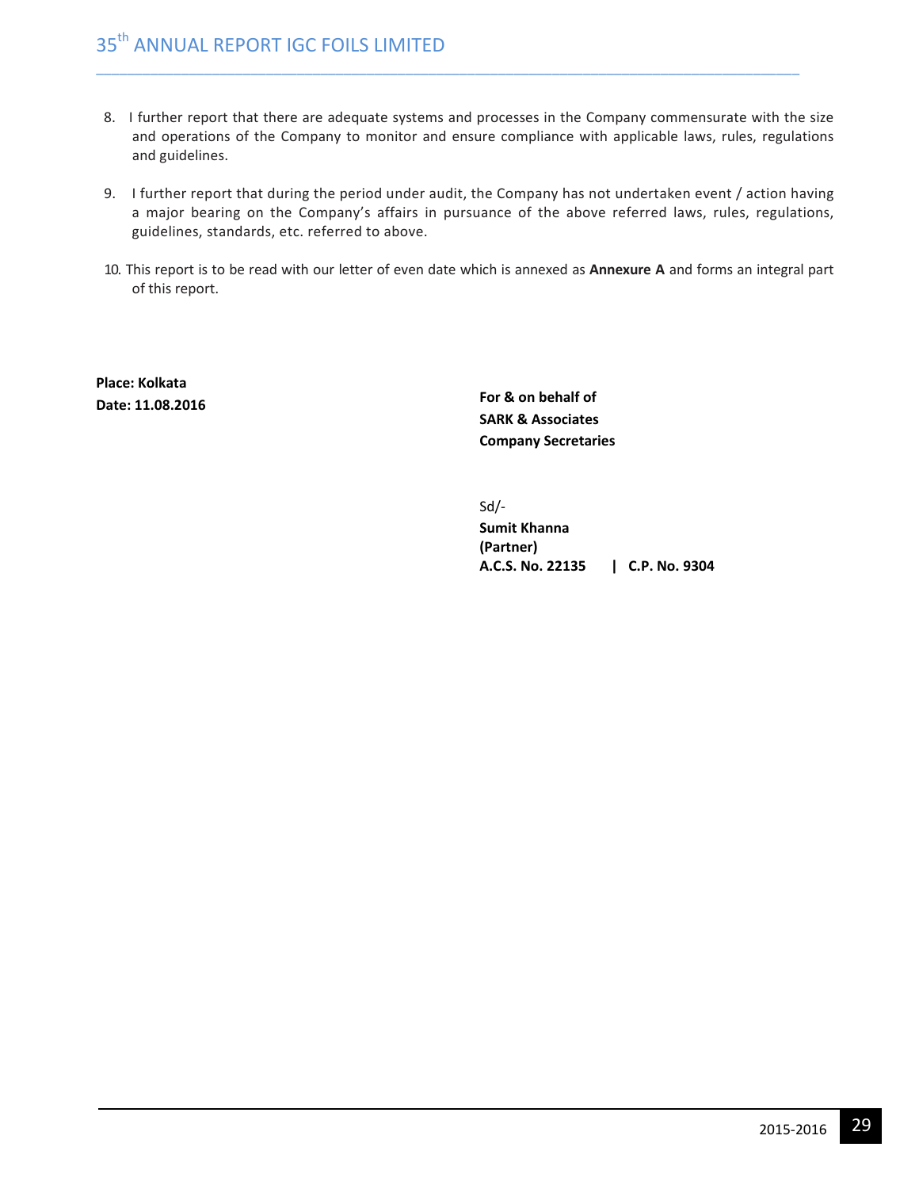8. I further report that there are adequate systems and processes in the Company commensurate with the size and operations of the Company to monitor and ensure compliance with applicable laws, rules, regulations and guidelines.

9. I further report that during the period under audit, the Company has not undertaken event / action having a major bearing on the Company's affairs in pursuance of the above referred laws, rules, regulations, guidelines, standards, etc. referred to above.

10. This report is to be read with our letter of even date which is annexed as **Annexure A** and forms an integral part of this report.

**Place: Kolkata**
**Date: 11.08.2016**

**For & on behalf of**
**SARK & Associates**
**Company Secretaries**

Sd/-
**Sumit Khanna**
**(Partner)**
**A.C.S. No. 22135 | C.P. No. 9304**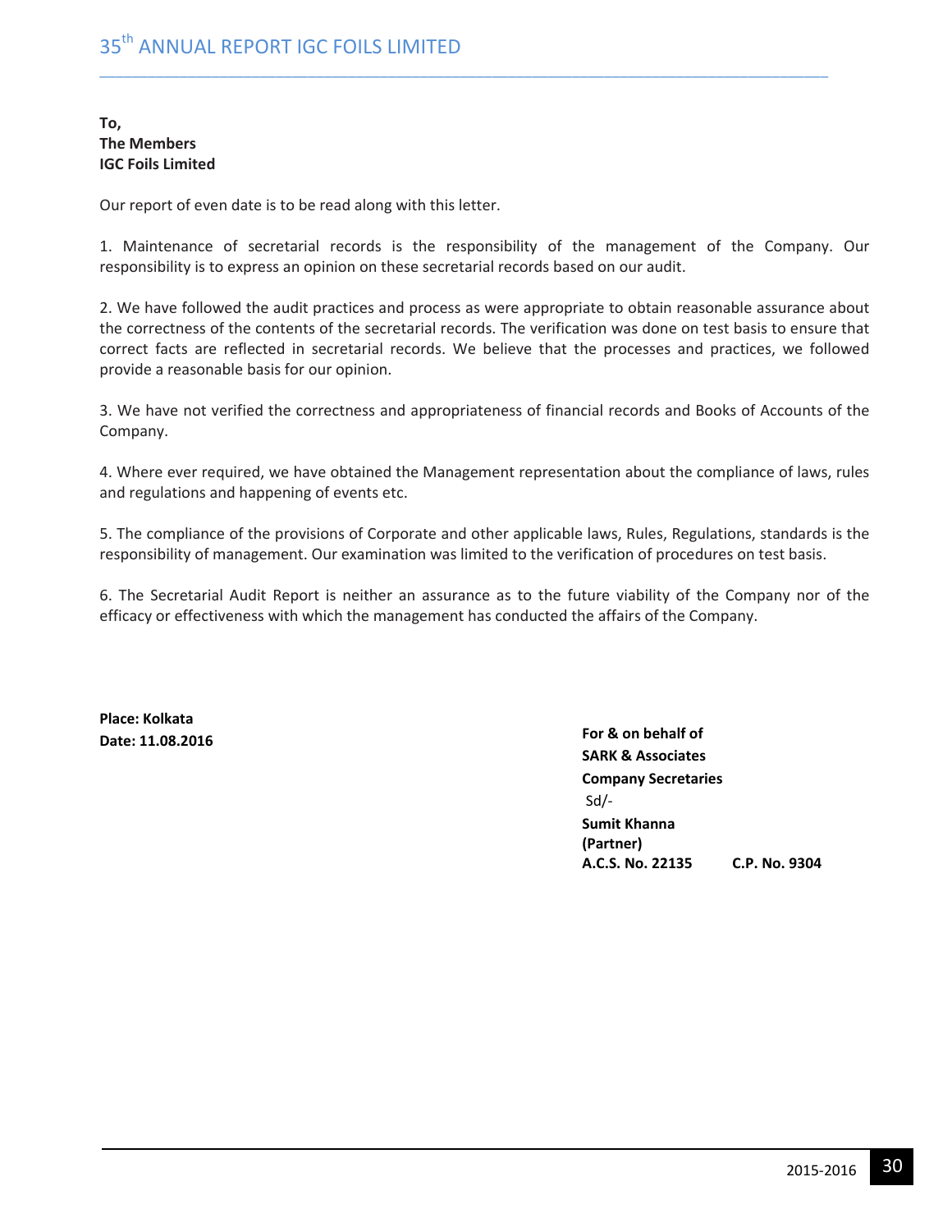**To,**
**The Members**
**IGC Foils Limited**

Our report of even date is to be read along with this letter.

1. Maintenance of secretarial records is the responsibility of the management of the Company. Our responsibility is to express an opinion on these secretarial records based on our audit.

2. We have followed the audit practices and process as were appropriate to obtain reasonable assurance about the correctness of the contents of the secretarial records. The verification was done on test basis to ensure that correct facts are reflected in secretarial records. We believe that the processes and practices, we followed provide a reasonable basis for our opinion.

3. We have not verified the correctness and appropriateness of financial records and Books of Accounts of the Company.

4. Where ever required, we have obtained the Management representation about the compliance of laws, rules and regulations and happening of events etc.

5. The compliance of the provisions of Corporate and other applicable laws, Rules, Regulations, standards is the responsibility of management. Our examination was limited to the verification of procedures on test basis.

6. The Secretarial Audit Report is neither an assurance as to the future viability of the Company nor of the efficacy or effectiveness with which the management has conducted the affairs of the Company.

**Place: Kolkata**
**Date: 11.08.2016**

**For & on behalf of**
**SARK & Associates**
**Company Secretaries**
Sd/-
**Sumit Khanna**
**(Partner)**
**A.C.S. No. 22135 C.P. No. 9304**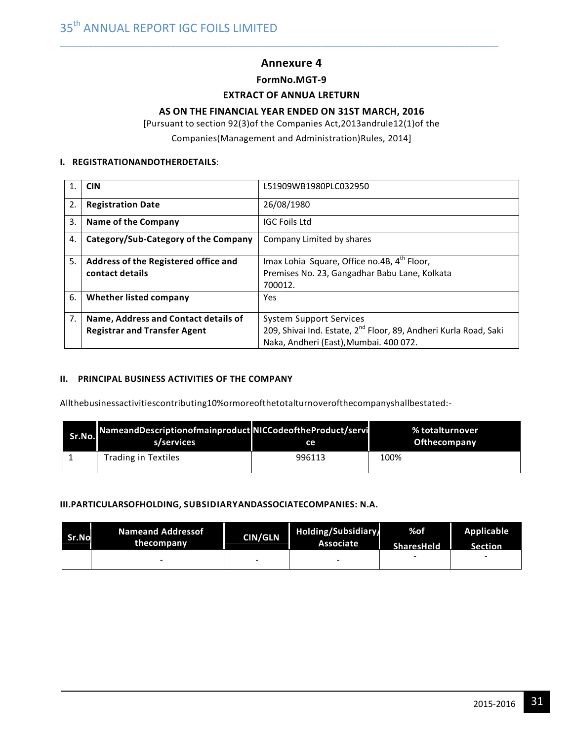# Annexure 4

### FormNo.MGT-9

### EXTRACT OF ANNUA LRETURN

### AS ON THE FINANCIAL YEAR ENDED ON 31ST MARCH, 2016

[Pursuant to section 92(3)of the Companies Act,2013andrule12(1)of the Companies(Management and Administration)Rules, 2014]

#### I. REGISTRATIONANDOTHERDETAILS:

| | | |
|---|---|---|
| 1. | **CIN** | L51909WB1980PLC032950 |
| 2. | **Registration Date** | 26/08/1980 |
| 3. | **Name of the Company** | IGC Foils Ltd |
| 4. | **Category/Sub-Category of the Company** | Company Limited by shares |
| 5. | **Address of the Registered office and contact details** | Imax Lohia Square, Office no.4B, 4th Floor, Premises No. 23, Gangadhar Babu Lane, Kolkata 700012. |
| 6. | **Whether listed company** | Yes |
| 7. | **Name, Address and Contact details of Registrar and Transfer Agent** | System Support Services 209, Shivai Ind. Estate, 2nd Floor, 89, Andheri Kurla Road, Saki Naka, Andheri (East),Mumbai. 400 072. |

#### II. PRINCIPAL BUSINESS ACTIVITIES OF THE COMPANY

Allthebusinessactivitiescontributing10%ormoreofthetotalturnoverofthecompanyshallbestated:-

| Sr.No. | NameandDescriptionofmainproducts/services | NICCodeoftheProduct/service | % totalturnover Ofthecompany |
|---|---|---|---|
| 1 | Trading in Textiles | 996113 | 100% |

#### III.PARTICULARSOFHOLDING, SUBSIDIARYANDASSOCIATECOMPANIES: N.A.

| Sr.No | Nameand Addressof thecompany | CIN/GLN | Holding/Subsidiary/ Associate | %of SharesHeld | Applicable Section |
|---|---|---|---|---|---|
| | - | - | - | - | - |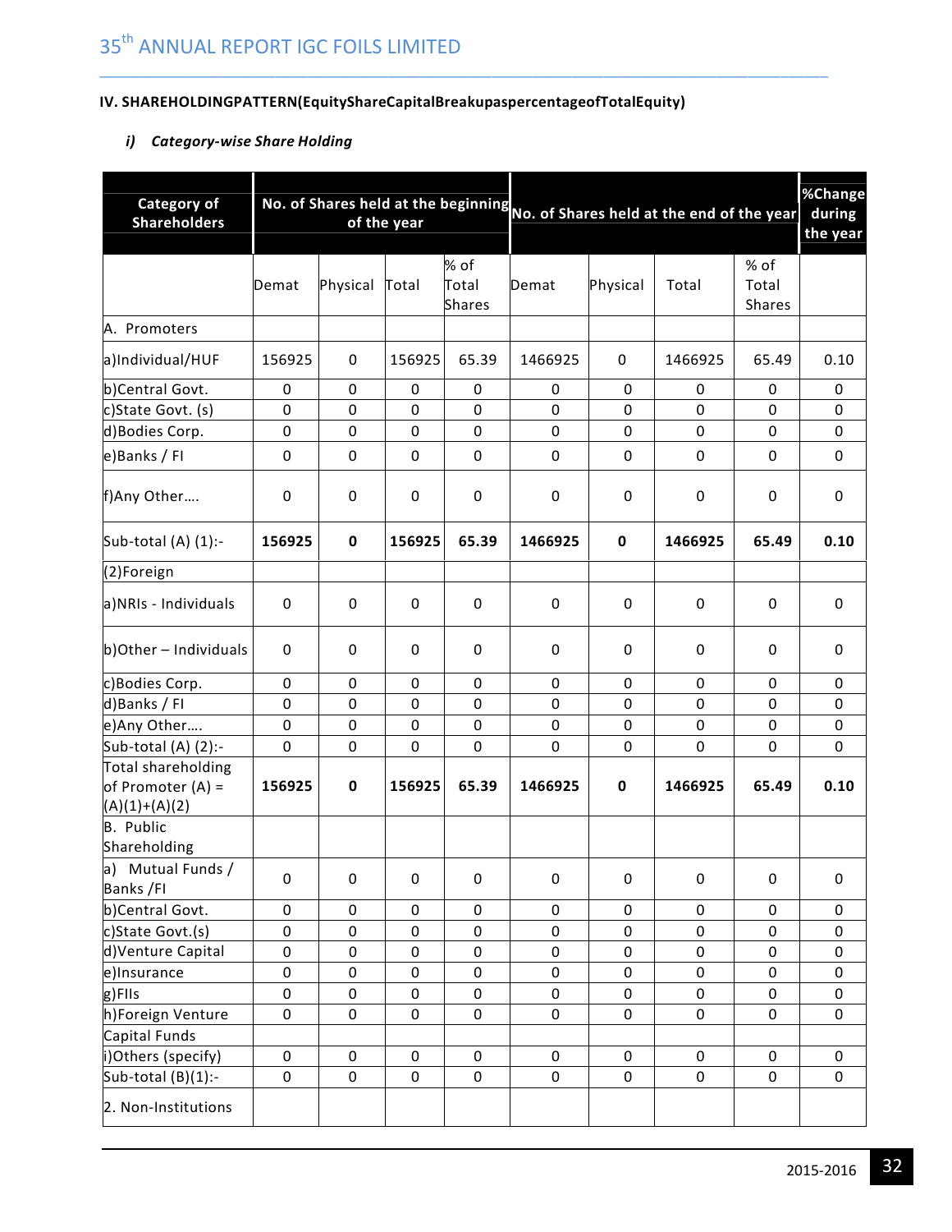**IV. SHAREHOLDINGPATTERN(EquityShareCapitalBreakupaspercentageofTotalEquity)**

***i) Category-wise Share Holding***

| Category of Shareholders | No. of Shares held at the beginning of the year | | | | No. of Shares held at the end of the year | | | | %Change during the year |
|---|---|---|---|---|---|---|---|---|---|
| | Demat | Physical | Total | % of Total Shares | Demat | Physical | Total | % of Total Shares | |
| A. Promoters | | | | | | | | | |
| a)Individual/HUF | 156925 | 0 | 156925 | 65.39 | 1466925 | 0 | 1466925 | 65.49 | 0.10 |
| b)Central Govt. | 0 | 0 | 0 | 0 | 0 | 0 | 0 | 0 | 0 |
| c)State Govt. (s) | 0 | 0 | 0 | 0 | 0 | 0 | 0 | 0 | 0 |
| d)Bodies Corp. | 0 | 0 | 0 | 0 | 0 | 0 | 0 | 0 | 0 |
| e)Banks / FI | 0 | 0 | 0 | 0 | 0 | 0 | 0 | 0 | 0 |
| f)Any Other…. | 0 | 0 | 0 | 0 | 0 | 0 | 0 | 0 | 0 |
| Sub-total (A) (1):- | **156925** | **0** | **156925** | **65.39** | **1466925** | **0** | **1466925** | **65.49** | **0.10** |
| (2)Foreign | | | | | | | | | |
| a)NRIs - Individuals | 0 | 0 | 0 | 0 | 0 | 0 | 0 | 0 | 0 |
| b)Other – Individuals | 0 | 0 | 0 | 0 | 0 | 0 | 0 | 0 | 0 |
| c)Bodies Corp. | 0 | 0 | 0 | 0 | 0 | 0 | 0 | 0 | 0 |
| d)Banks / FI | 0 | 0 | 0 | 0 | 0 | 0 | 0 | 0 | 0 |
| e)Any Other…. | 0 | 0 | 0 | 0 | 0 | 0 | 0 | 0 | 0 |
| Sub-total (A) (2):- | 0 | 0 | 0 | 0 | 0 | 0 | 0 | 0 | 0 |
| Total shareholding of Promoter (A) = (A)(1)+(A)(2) | **156925** | **0** | **156925** | **65.39** | **1466925** | **0** | **1466925** | **65.49** | **0.10** |
| B. Public Shareholding | | | | | | | | | |
| a) Mutual Funds / Banks /FI | 0 | 0 | 0 | 0 | 0 | 0 | 0 | 0 | 0 |
| b)Central Govt. | 0 | 0 | 0 | 0 | 0 | 0 | 0 | 0 | 0 |
| c)State Govt.(s) | 0 | 0 | 0 | 0 | 0 | 0 | 0 | 0 | 0 |
| d)Venture Capital | 0 | 0 | 0 | 0 | 0 | 0 | 0 | 0 | 0 |
| e)Insurance | 0 | 0 | 0 | 0 | 0 | 0 | 0 | 0 | 0 |
| g)FIIs | 0 | 0 | 0 | 0 | 0 | 0 | 0 | 0 | 0 |
| h)Foreign Venture Capital Funds | 0 | 0 | 0 | 0 | 0 | 0 | 0 | 0 | 0 |
| i)Others (specify) | 0 | 0 | 0 | 0 | 0 | 0 | 0 | 0 | 0 |
| Sub-total (B)(1):- | 0 | 0 | 0 | 0 | 0 | 0 | 0 | 0 | 0 |
| 2. Non-Institutions | | | | | | | | | |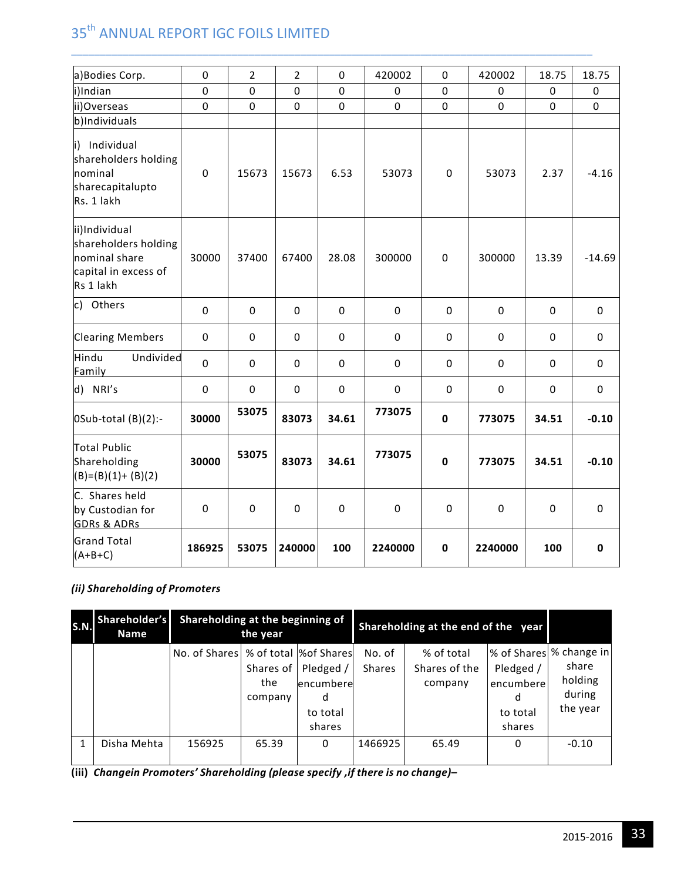| a)Bodies Corp. | 0 | 2 | 2 | 0 | 420002 | 0 | 420002 | 18.75 | 18.75 |
|---|---|---|---|---|---|---|---|---|---|
| i)Indian | 0 | 0 | 0 | 0 | 0 | 0 | 0 | 0 | 0 |
| ii)Overseas | 0 | 0 | 0 | 0 | 0 | 0 | 0 | 0 | 0 |
| b)Individuals | | | | | | | | | |
| i) Individual shareholders holding nominal sharecapitalupto Rs. 1 lakh | 0 | 15673 | 15673 | 6.53 | 53073 | 0 | 53073 | 2.37 | -4.16 |
| ii)Individual shareholders holding nominal share capital in excess of Rs 1 lakh | 30000 | 37400 | 67400 | 28.08 | 300000 | 0 | 300000 | 13.39 | -14.69 |
| c) Others | 0 | 0 | 0 | 0 | 0 | 0 | 0 | 0 | 0 |
| Clearing Members | 0 | 0 | 0 | 0 | 0 | 0 | 0 | 0 | 0 |
| Hindu Undivided Family | 0 | 0 | 0 | 0 | 0 | 0 | 0 | 0 | 0 |
| d) NRI's | 0 | 0 | 0 | 0 | 0 | 0 | 0 | 0 | 0 |
| 0Sub-total (B)(2):- | **30000** | **53075** | **83073** | **34.61** | **773075** | **0** | **773075** | **34.51** | **-0.10** |
| Total Public Shareholding (B)=(B)(1)+ (B)(2) | **30000** | **53075** | **83073** | **34.61** | **773075** | **0** | **773075** | **34.51** | **-0.10** |
| C. Shares held by Custodian for GDRs & ADRs | 0 | 0 | 0 | 0 | 0 | 0 | 0 | 0 | 0 |
| Grand Total (A+B+C) | **186925** | **53075** | **240000** | **100** | **2240000** | **0** | **2240000** | **100** | **0** |

***(ii) Shareholding of Promoters***

| S.N. | Shareholder's Name | Shareholding at the beginning of the year | | | Shareholding at the end of the year | | | |
|---|---|---|---|---|---|---|---|---|
| | | No. of Shares | % of total Shares of the company | %of Shares Pledged / encumbered to total shares | No. of Shares | % of total Shares of the company | % of Shares Pledged / encumbered to total shares | % change in share holding during the year |
| 1 | Disha Mehta | 156925 | 65.39 | 0 | 1466925 | 65.49 | 0 | -0.10 |

**(iii)** ***Changein Promoters' Shareholding (please specify ,if there is no change)–***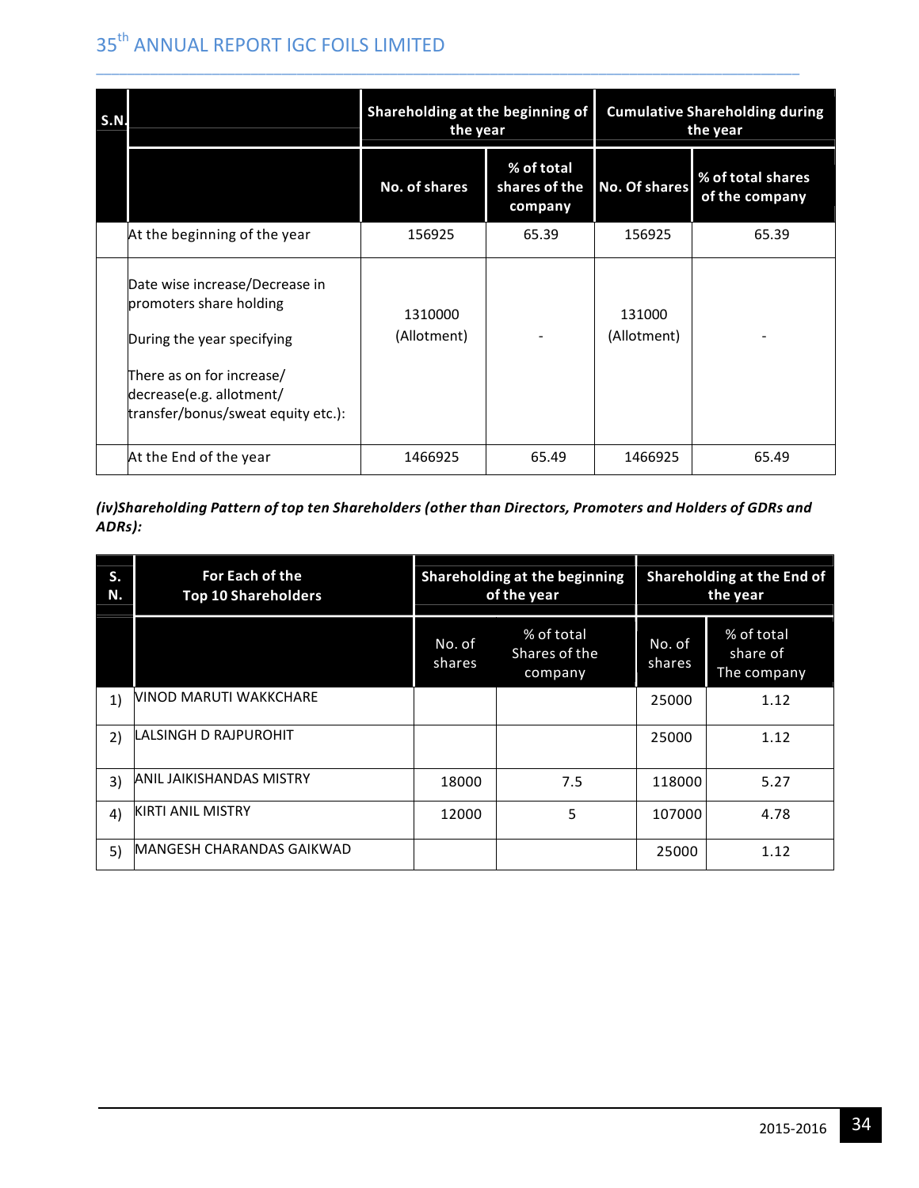| S.N. | | Shareholding at the beginning of the year | | Cumulative Shareholding during the year | |
|---|---|---|---|---|---|
| | | No. of shares | % of total shares of the company | No. Of shares | % of total shares of the company |
| | At the beginning of the year | 156925 | 65.39 | 156925 | 65.39 |
| | Date wise increase/Decrease in promoters share holding<br><br>During the year specifying<br><br>There as on for increase/ decrease(e.g. allotment/ transfer/bonus/sweat equity etc.): | 1310000 (Allotment) | - | 131000 (Allotment) | - |
| | At the End of the year | 1466925 | 65.49 | 1466925 | 65.49 |

***(iv)Shareholding Pattern of top ten Shareholders (other than Directors, Promoters and Holders of GDRs and ADRs):***

| S. N. | For Each of the Top 10 Shareholders | Shareholding at the beginning of the year | | Shareholding at the End of the year | |
|---|---|---|---|---|---|
| | | No. of shares | % of total Shares of the company | No. of shares | % of total share of The company |
| 1) | VINOD MARUTI WAKKCHARE | | | 25000 | 1.12 |
| 2) | LALSINGH D RAJPUROHIT | | | 25000 | 1.12 |
| 3) | ANIL JAIKISHANDAS MISTRY | 18000 | 7.5 | 118000 | 5.27 |
| 4) | KIRTI ANIL MISTRY | 12000 | 5 | 107000 | 4.78 |
| 5) | MANGESH CHARANDAS GAIKWAD | | | 25000 | 1.12 |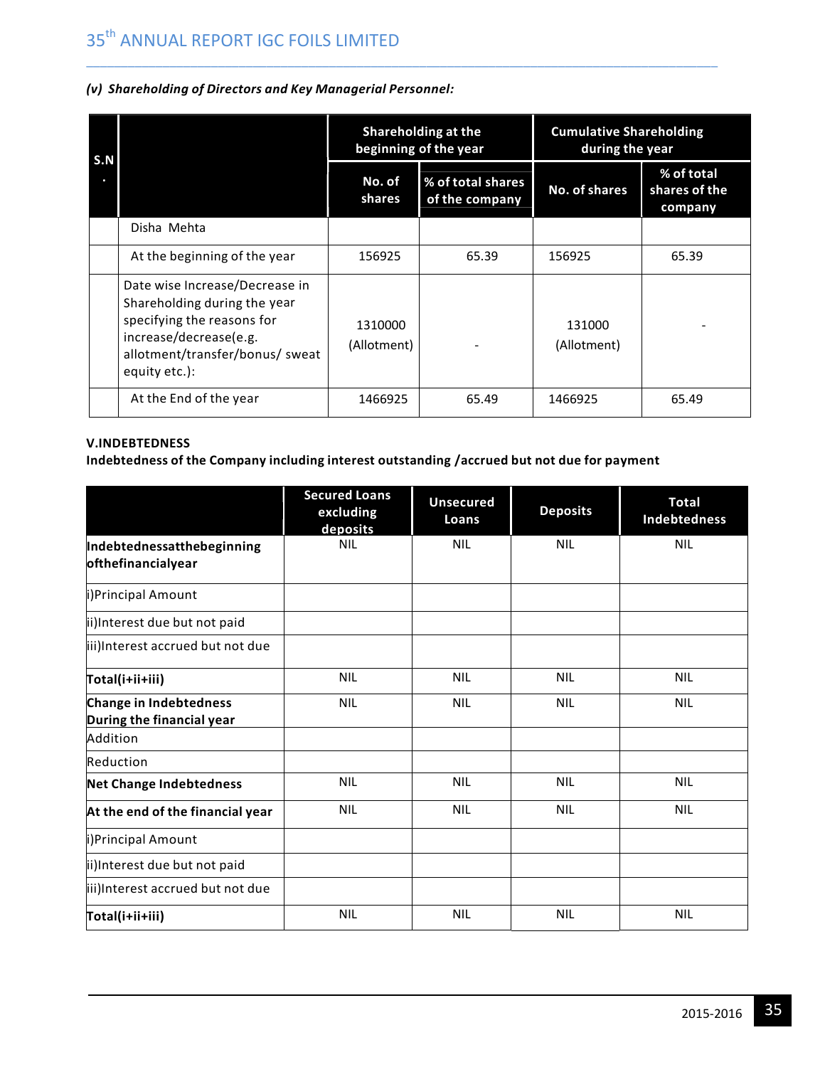*(v) Shareholding of Directors and Key Managerial Personnel:*

| S.N. | | Shareholding at the beginning of the year | | Cumulative Shareholding during the year | |
|---|---|---|---|---|---|
| | | No. of shares | % of total shares of the company | No. of shares | % of total shares of the company |
| | Disha Mehta | | | | |
| | At the beginning of the year | 156925 | 65.39 | 156925 | 65.39 |
| | Date wise Increase/Decrease in Shareholding during the year specifying the reasons for increase/decrease(e.g. allotment/transfer/bonus/ sweat equity etc.): | 1310000 (Allotment) | - | 131000 (Allotment) | - |
| | At the End of the year | 1466925 | 65.49 | 1466925 | 65.49 |

**V.INDEBTEDNESS**

**Indebtedness of the Company including interest outstanding /accrued but not due for payment**

| | Secured Loans excluding deposits | Unsecured Loans | Deposits | Total Indebtedness |
|---|---|---|---|---|
| **Indebtednessatthebeginning ofthefinancialyear** | NIL | NIL | NIL | NIL |
| i)Principal Amount | | | | |
| ii)Interest due but not paid | | | | |
| iii)Interest accrued but not due | | | | |
| **Total(i+ii+iii)** | NIL | NIL | NIL | NIL |
| **Change in Indebtedness During the financial year** | NIL | NIL | NIL | NIL |
| Addition | | | | |
| Reduction | | | | |
| **Net Change Indebtedness** | NIL | NIL | NIL | NIL |
| **At the end of the financial year** | NIL | NIL | NIL | NIL |
| i)Principal Amount | | | | |
| ii)Interest due but not paid | | | | |
| iii)Interest accrued but not due | | | | |
| **Total(i+ii+iii)** | NIL | NIL | NIL | NIL |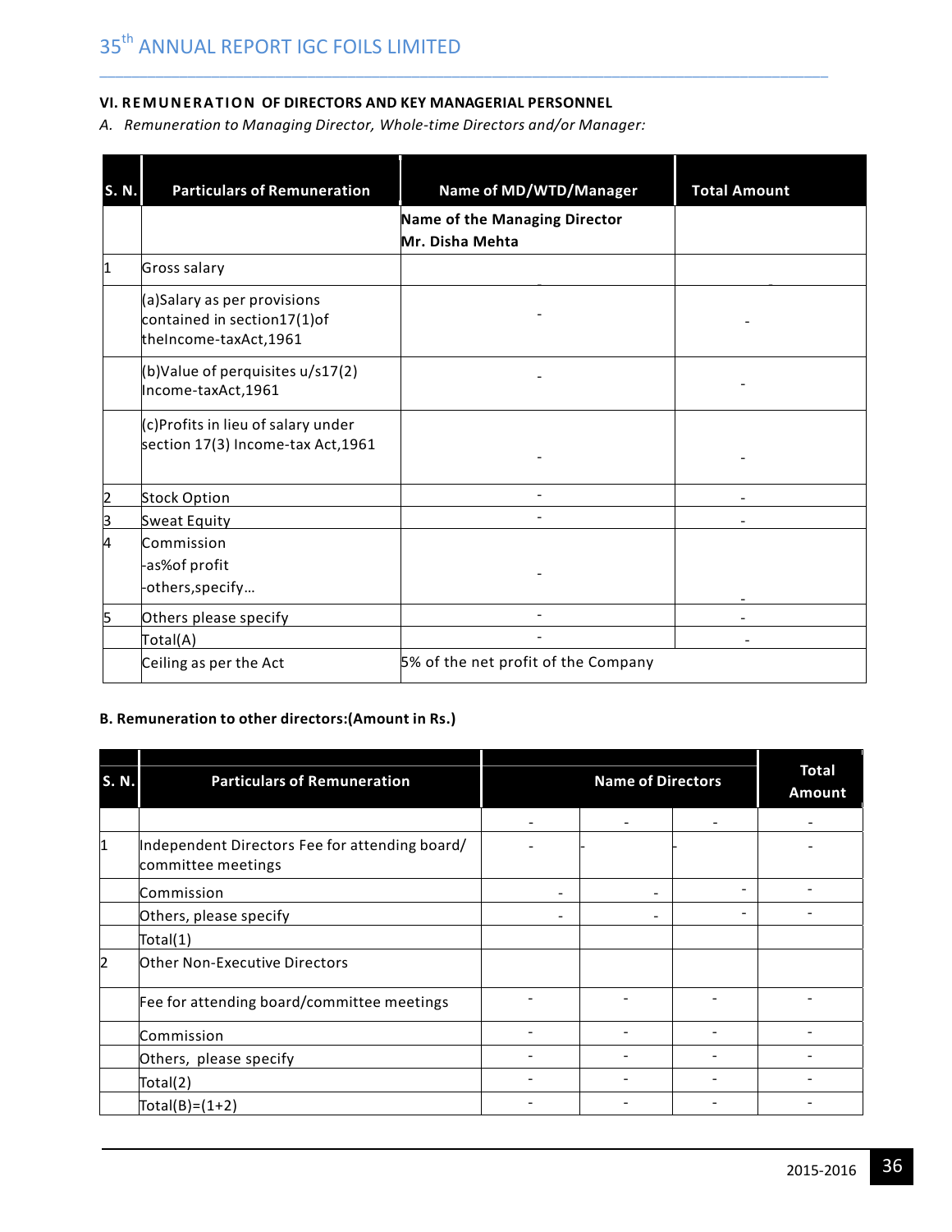### VI. REMUNERATION OF DIRECTORS AND KEY MANAGERIAL PERSONNEL

*A. Remuneration to Managing Director, Whole-time Directors and/or Manager:*

| S. N. | Particulars of Remuneration | Name of MD/WTD/Manager | Total Amount |
|---|---|---|---|
| | | **Name of the Managing Director Mr. Disha Mehta** | |
| 1 | Gross salary | | |
| | (a)Salary as per provisions contained in section17(1)of theIncome-taxAct,1961 | - | - |
| | (b)Value of perquisites u/s17(2) Income-taxAct,1961 | - | - |
| | (c)Profits in lieu of salary under section 17(3) Income-tax Act,1961 | - | - |
| 2 | Stock Option | - | - |
| 3 | Sweat Equity | - | - |
| 4 | Commission<br>-as%of profit<br>-others,specify… | - | - |
| 5 | Others please specify | - | - |
| | Total(A) | - | - |
| | Ceiling as per the Act | 5% of the net profit of the Company | |

**B. Remuneration to other directors:(Amount in Rs.)**

| S. N. | Particulars of Remuneration | Name of Directors | | | Total Amount |
|---|---|---|---|---|---|
| | | - | - | - | - |
| 1 | Independent Directors Fee for attending board/ committee meetings | - | - | - | - |
| | Commission | - | - | - | - |
| | Others, please specify | - | - | - | - |
| | Total(1) | | | | |
| 2 | Other Non-Executive Directors | | | | |
| | Fee for attending board/committee meetings | - | - | - | - |
| | Commission | - | - | - | - |
| | Others, please specify | - | - | - | - |
| | Total(2) | - | - | - | - |
| | Total(B)=(1+2) | - | - | - | - |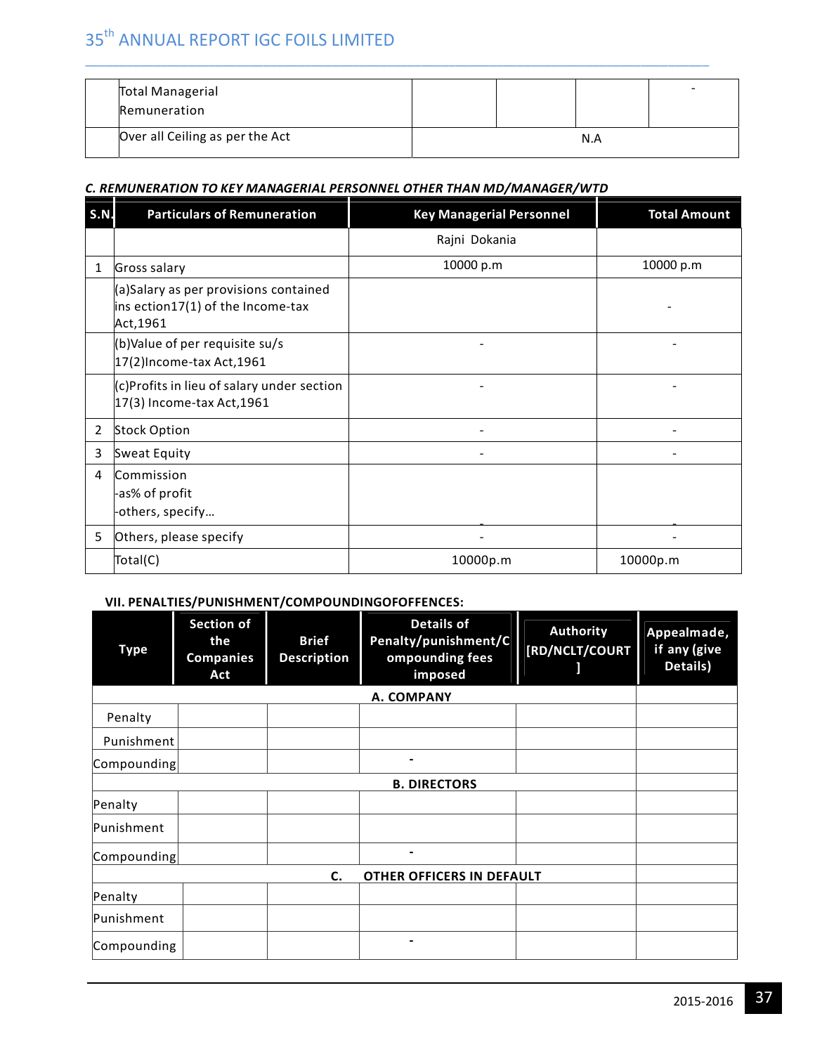| | Total Managerial Remuneration | | | | - |
|---|---|---|---|---|---|
| | Over all Ceiling as per the Act | N.A | | | |

***C. REMUNERATION TO KEY MANAGERIAL PERSONNEL OTHER THAN MD/MANAGER/WTD***

| S.N. | Particulars of Remuneration | Key Managerial Personnel | Total Amount |
|---|---|---|---|
| | | Rajni Dokania | |
| 1 | Gross salary | 10000 p.m | 10000 p.m |
| | (a)Salary as per provisions contained ins ection17(1) of the Income-tax Act,1961 | | - |
| | (b)Value of per requisite su/s 17(2)Income-tax Act,1961 | - | - |
| | (c)Profits in lieu of salary under section 17(3) Income-tax Act,1961 | - | - |
| 2 | Stock Option | - | - |
| 3 | Sweat Equity | - | - |
| 4 | Commission<br>-as% of profit<br>-others, specify… | - | - |
| 5 | Others, please specify | - | - |
| | Total(C) | 10000p.m | 10000p.m |

**VII. PENALTIES/PUNISHMENT/COMPOUNDINGOFOFFENCES:**

| Type | Section of the Companies Act | Brief Description | Details of Penalty/punishment/Compounding fees imposed | Authority [RD/NCLT/COURT] | Appealmade, if any (give Details) |
|---|---|---|---|---|---|
| **A. COMPANY** | | | | | |
| Penalty | | | | | |
| Punishment | | | | | |
| Compounding | | | - | | |
| **B. DIRECTORS** | | | | | |
| Penalty | | | | | |
| Punishment | | | | | |
| Compounding | | | - | | |
| **C. OTHER OFFICERS IN DEFAULT** | | | | | |
| Penalty | | | | | |
| Punishment | | | | | |
| Compounding | | | - | | |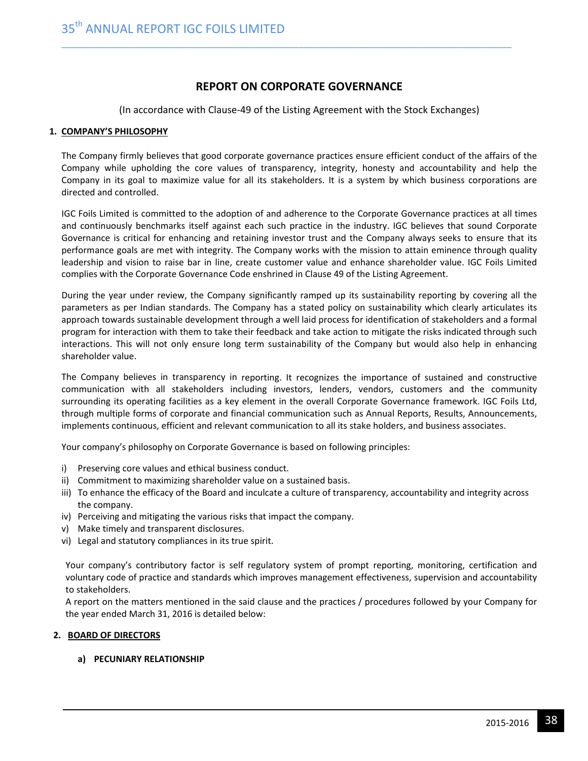## REPORT ON CORPORATE GOVERNANCE

(In accordance with Clause-49 of the Listing Agreement with the Stock Exchanges)

### 1. COMPANY'S PHILOSOPHY

The Company firmly believes that good corporate governance practices ensure efficient conduct of the affairs of the Company while upholding the core values of transparency, integrity, honesty and accountability and help the Company in its goal to maximize value for all its stakeholders. It is a system by which business corporations are directed and controlled.

IGC Foils Limited is committed to the adoption of and adherence to the Corporate Governance practices at all times and continuously benchmarks itself against each such practice in the industry. IGC believes that sound Corporate Governance is critical for enhancing and retaining investor trust and the Company always seeks to ensure that its performance goals are met with integrity. The Company works with the mission to attain eminence through quality leadership and vision to raise bar in line, create customer value and enhance shareholder value. IGC Foils Limited complies with the Corporate Governance Code enshrined in Clause 49 of the Listing Agreement.

During the year under review, the Company significantly ramped up its sustainability reporting by covering all the parameters as per Indian standards. The Company has a stated policy on sustainability which clearly articulates its approach towards sustainable development through a well laid process for identification of stakeholders and a formal program for interaction with them to take their feedback and take action to mitigate the risks indicated through such interactions. This will not only ensure long term sustainability of the Company but would also help in enhancing shareholder value.

The Company believes in transparency in reporting. It recognizes the importance of sustained and constructive communication with all stakeholders including investors, lenders, vendors, customers and the community surrounding its operating facilities as a key element in the overall Corporate Governance framework. IGC Foils Ltd, through multiple forms of corporate and financial communication such as Annual Reports, Results, Announcements, implements continuous, efficient and relevant communication to all its stake holders, and business associates.

Your company's philosophy on Corporate Governance is based on following principles:

i) Preserving core values and ethical business conduct.
ii) Commitment to maximizing shareholder value on a sustained basis.
iii) To enhance the efficacy of the Board and inculcate a culture of transparency, accountability and integrity across the company.
iv) Perceiving and mitigating the various risks that impact the company.
v) Make timely and transparent disclosures.
vi) Legal and statutory compliances in its true spirit.

Your company's contributory factor is self regulatory system of prompt reporting, monitoring, certification and voluntary code of practice and standards which improves management effectiveness, supervision and accountability to stakeholders.
A report on the matters mentioned in the said clause and the practices / procedures followed by your Company for the year ended March 31, 2016 is detailed below:

### 2. BOARD OF DIRECTORS

#### a) PECUNIARY RELATIONSHIP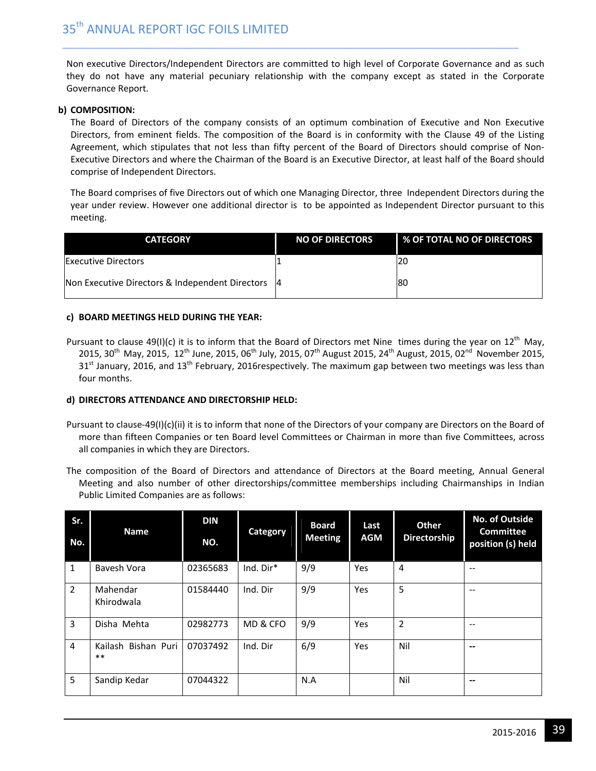Non executive Directors/Independent Directors are committed to high level of Corporate Governance and as such they do not have any material pecuniary relationship with the company except as stated in the Corporate Governance Report.

**b) COMPOSITION:**

The Board of Directors of the company consists of an optimum combination of Executive and Non Executive Directors, from eminent fields. The composition of the Board is in conformity with the Clause 49 of the Listing Agreement, which stipulates that not less than fifty percent of the Board of Directors should comprise of Non-Executive Directors and where the Chairman of the Board is an Executive Director, at least half of the Board should comprise of Independent Directors.

The Board comprises of five Directors out of which one Managing Director, three Independent Directors during the year under review. However one additional director is to be appointed as Independent Director pursuant to this meeting.

| CATEGORY | NO OF DIRECTORS | % OF TOTAL NO OF DIRECTORS |
|---|---|---|
| Executive Directors | 1 | 20 |
| Non Executive Directors & Independent Directors | 4 | 80 |

**c) BOARD MEETINGS HELD DURING THE YEAR:**

Pursuant to clause 49(I)(c) it is to inform that the Board of Directors met Nine times during the year on 12th May, 2015, 30th May, 2015, 12th June, 2015, 06th July, 2015, 07th August 2015, 24th August, 2015, 02nd November 2015, 31st January, 2016, and 13th February, 2016respectively. The maximum gap between two meetings was less than four months.

**d) DIRECTORS ATTENDANCE AND DIRECTORSHIP HELD:**

Pursuant to clause-49(I)(c)(ii) it is to inform that none of the Directors of your company are Directors on the Board of more than fifteen Companies or ten Board level Committees or Chairman in more than five Committees, across all companies in which they are Directors.

The composition of the Board of Directors and attendance of Directors at the Board meeting, Annual General Meeting and also number of other directorships/committee memberships including Chairmanships in Indian Public Limited Companies are as follows:

| Sr. No. | Name | DIN NO. | Category | Board Meeting | Last AGM | Other Directorship | No. of Outside Committee position (s) held |
|---|---|---|---|---|---|---|---|
| 1 | Bavesh Vora | 02365683 | Ind. Dir* | 9/9 | Yes | 4 | -- |
| 2 | Mahendar Khirodwala | 01584440 | Ind. Dir | 9/9 | Yes | 5 | -- |
| 3 | Disha Mehta | 02982773 | MD & CFO | 9/9 | Yes | 2 | -- |
| 4 | Kailash Bishan Puri ** | 07037492 | Ind. Dir | 6/9 | Yes | Nil | -- |
| 5 | Sandip Kedar | 07044322 | | N.A | | Nil | -- |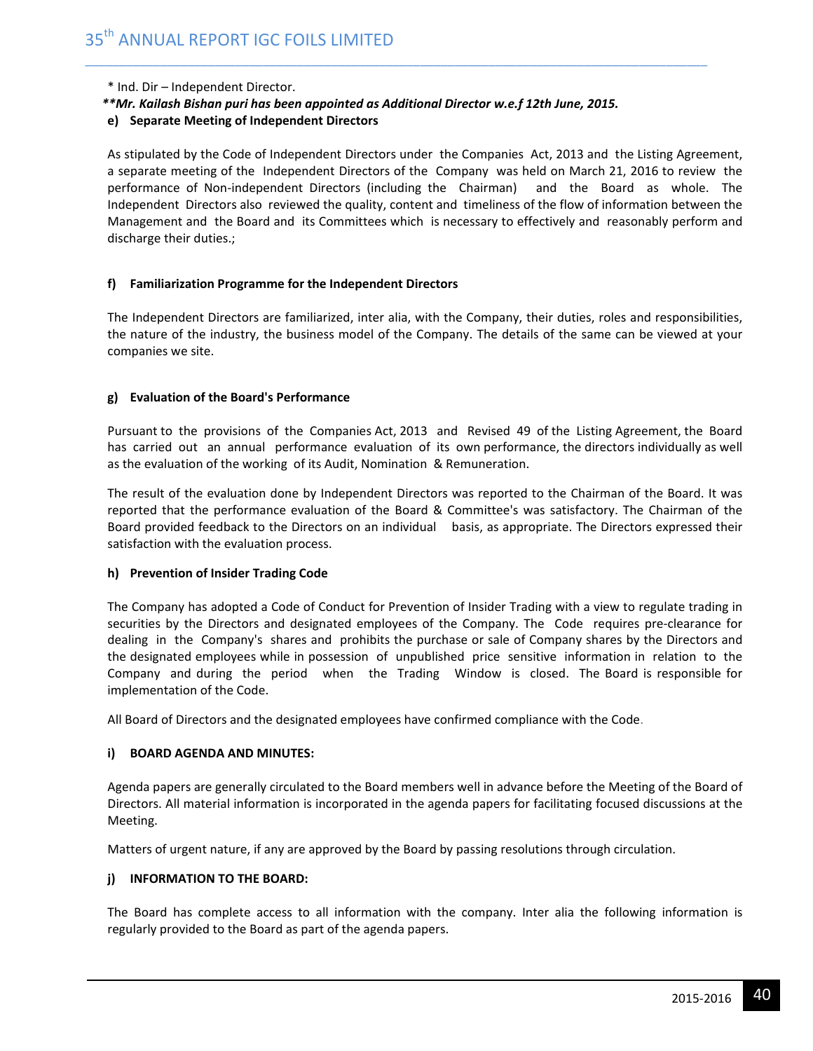\* Ind. Dir – Independent Director.

***\*\*Mr. Kailash Bishan puri has been appointed as Additional Director w.e.f 12th June, 2015.***

**e) Separate Meeting of Independent Directors**

As stipulated by the Code of Independent Directors under the Companies Act, 2013 and the Listing Agreement, a separate meeting of the Independent Directors of the Company was held on March 21, 2016 to review the performance of Non-independent Directors (including the Chairman) and the Board as whole. The Independent Directors also reviewed the quality, content and timeliness of the flow of information between the Management and the Board and its Committees which is necessary to effectively and reasonably perform and discharge their duties.;

**f) Familiarization Programme for the Independent Directors**

The Independent Directors are familiarized, inter alia, with the Company, their duties, roles and responsibilities, the nature of the industry, the business model of the Company. The details of the same can be viewed at your companies we site.

**g) Evaluation of the Board's Performance**

Pursuant to the provisions of the Companies Act, 2013 and Revised 49 of the Listing Agreement, the Board has carried out an annual performance evaluation of its own performance, the directors individually as well as the evaluation of the working of its Audit, Nomination & Remuneration.

The result of the evaluation done by Independent Directors was reported to the Chairman of the Board. It was reported that the performance evaluation of the Board & Committee's was satisfactory. The Chairman of the Board provided feedback to the Directors on an individual basis, as appropriate. The Directors expressed their satisfaction with the evaluation process.

**h) Prevention of Insider Trading Code**

The Company has adopted a Code of Conduct for Prevention of Insider Trading with a view to regulate trading in securities by the Directors and designated employees of the Company. The Code requires pre-clearance for dealing in the Company's shares and prohibits the purchase or sale of Company shares by the Directors and the designated employees while in possession of unpublished price sensitive information in relation to the Company and during the period when the Trading Window is closed. The Board is responsible for implementation of the Code.

All Board of Directors and the designated employees have confirmed compliance with the Code.

**i) BOARD AGENDA AND MINUTES:**

Agenda papers are generally circulated to the Board members well in advance before the Meeting of the Board of Directors. All material information is incorporated in the agenda papers for facilitating focused discussions at the Meeting.

Matters of urgent nature, if any are approved by the Board by passing resolutions through circulation.

**j) INFORMATION TO THE BOARD:**

The Board has complete access to all information with the company. Inter alia the following information is regularly provided to the Board as part of the agenda papers.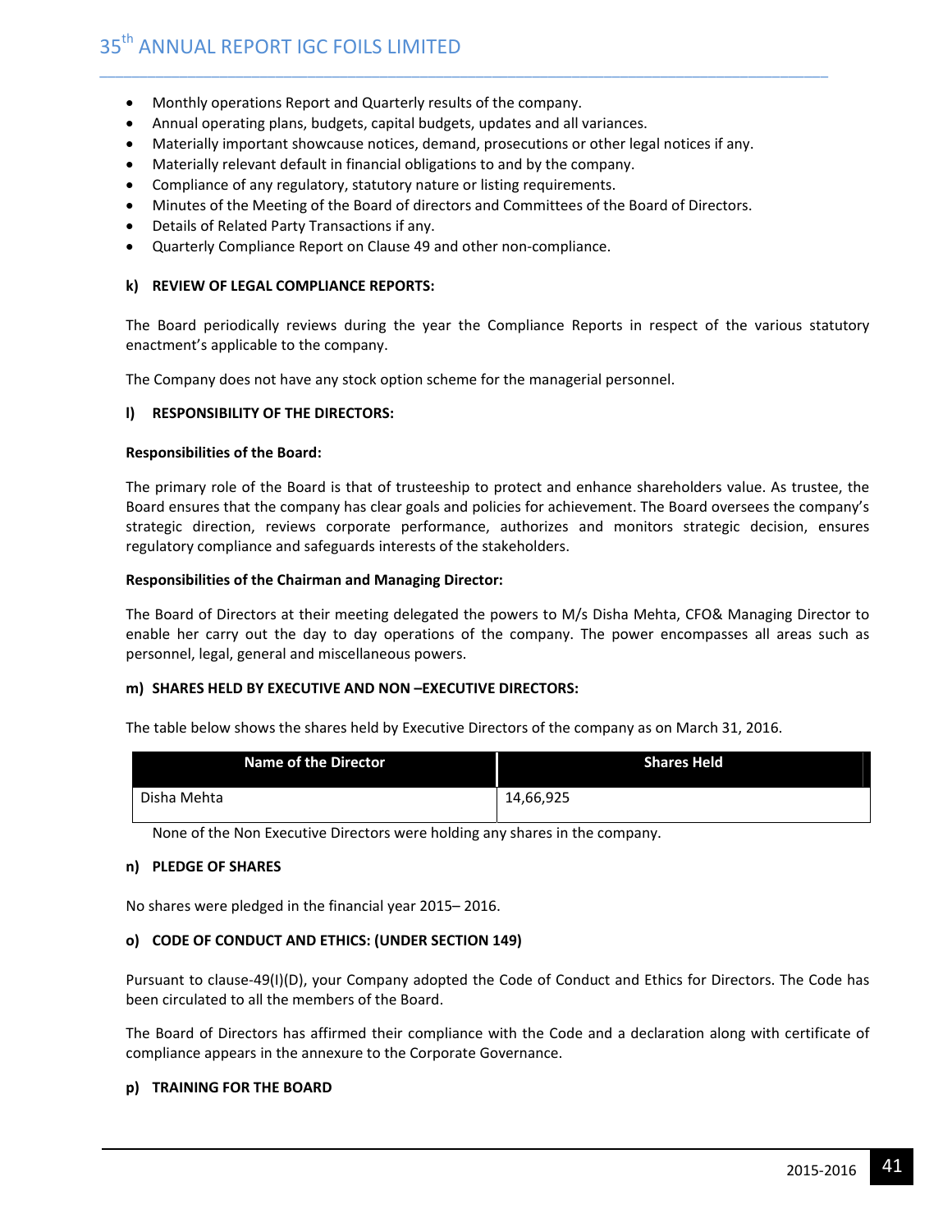- Monthly operations Report and Quarterly results of the company.
- Annual operating plans, budgets, capital budgets, updates and all variances.
- Materially important showcause notices, demand, prosecutions or other legal notices if any.
- Materially relevant default in financial obligations to and by the company.
- Compliance of any regulatory, statutory nature or listing requirements.
- Minutes of the Meeting of the Board of directors and Committees of the Board of Directors.
- Details of Related Party Transactions if any.
- Quarterly Compliance Report on Clause 49 and other non-compliance.

**k) REVIEW OF LEGAL COMPLIANCE REPORTS:**

The Board periodically reviews during the year the Compliance Reports in respect of the various statutory enactment's applicable to the company.

The Company does not have any stock option scheme for the managerial personnel.

**l) RESPONSIBILITY OF THE DIRECTORS:**

**Responsibilities of the Board:**

The primary role of the Board is that of trusteeship to protect and enhance shareholders value. As trustee, the Board ensures that the company has clear goals and policies for achievement. The Board oversees the company's strategic direction, reviews corporate performance, authorizes and monitors strategic decision, ensures regulatory compliance and safeguards interests of the stakeholders.

**Responsibilities of the Chairman and Managing Director:**

The Board of Directors at their meeting delegated the powers to M/s Disha Mehta, CFO& Managing Director to enable her carry out the day to day operations of the company. The power encompasses all areas such as personnel, legal, general and miscellaneous powers.

**m) SHARES HELD BY EXECUTIVE AND NON –EXECUTIVE DIRECTORS:**

The table below shows the shares held by Executive Directors of the company as on March 31, 2016.

| Name of the Director | Shares Held |
|---|---|
| Disha Mehta | 14,66,925 |

None of the Non Executive Directors were holding any shares in the company.

**n) PLEDGE OF SHARES**

No shares were pledged in the financial year 2015– 2016.

**o) CODE OF CONDUCT AND ETHICS: (UNDER SECTION 149)**

Pursuant to clause-49(I)(D), your Company adopted the Code of Conduct and Ethics for Directors. The Code has been circulated to all the members of the Board.

The Board of Directors has affirmed their compliance with the Code and a declaration along with certificate of compliance appears in the annexure to the Corporate Governance.

**p) TRAINING FOR THE BOARD**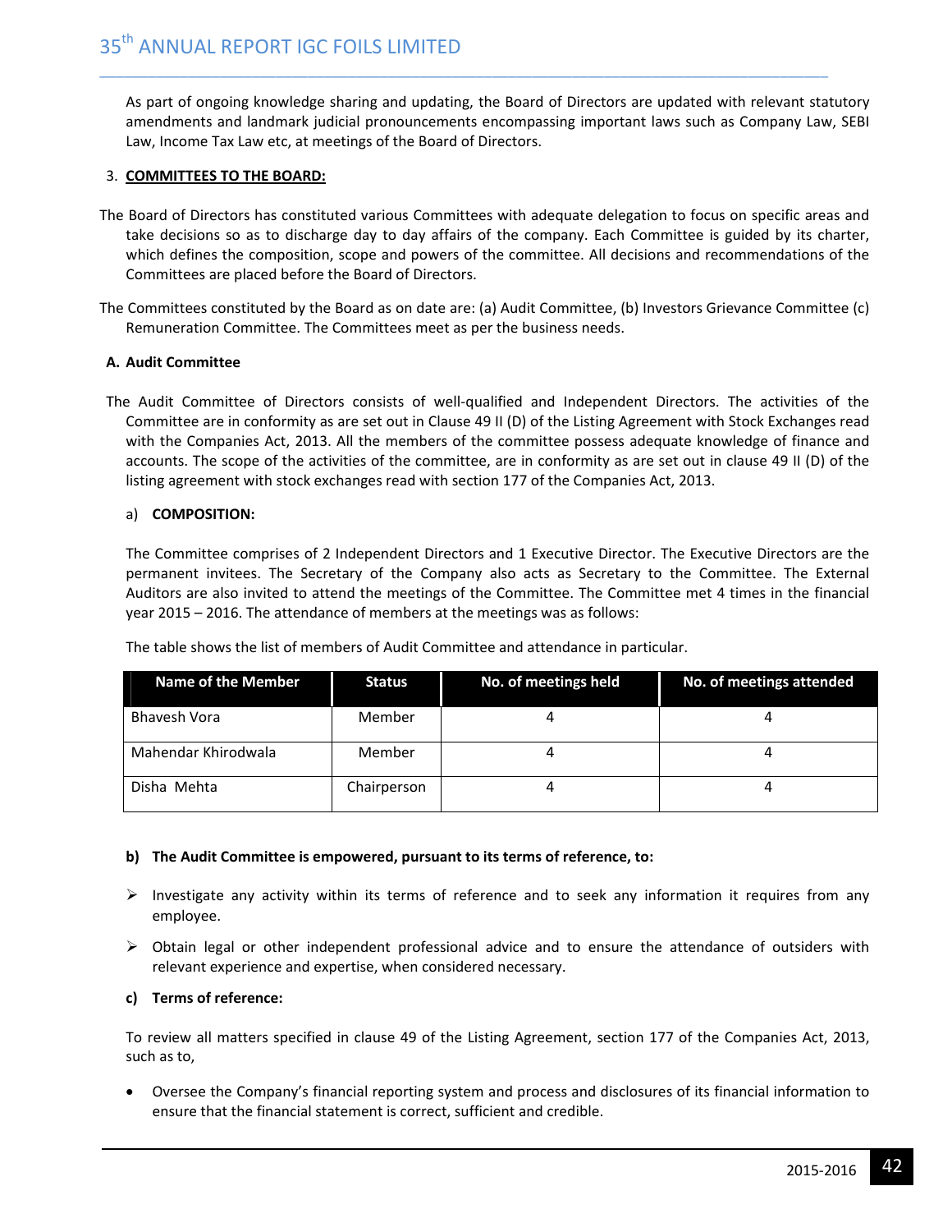As part of ongoing knowledge sharing and updating, the Board of Directors are updated with relevant statutory amendments and landmark judicial pronouncements encompassing important laws such as Company Law, SEBI Law, Income Tax Law etc, at meetings of the Board of Directors.

3. **COMMITTEES TO THE BOARD:**

The Board of Directors has constituted various Committees with adequate delegation to focus on specific areas and take decisions so as to discharge day to day affairs of the company. Each Committee is guided by its charter, which defines the composition, scope and powers of the committee. All decisions and recommendations of the Committees are placed before the Board of Directors.

The Committees constituted by the Board as on date are: (a) Audit Committee, (b) Investors Grievance Committee (c) Remuneration Committee. The Committees meet as per the business needs.

**A. Audit Committee**

The Audit Committee of Directors consists of well-qualified and Independent Directors. The activities of the Committee are in conformity as are set out in Clause 49 II (D) of the Listing Agreement with Stock Exchanges read with the Companies Act, 2013. All the members of the committee possess adequate knowledge of finance and accounts. The scope of the activities of the committee, are in conformity as are set out in clause 49 II (D) of the listing agreement with stock exchanges read with section 177 of the Companies Act, 2013.

a) **COMPOSITION:**

The Committee comprises of 2 Independent Directors and 1 Executive Director. The Executive Directors are the permanent invitees. The Secretary of the Company also acts as Secretary to the Committee. The External Auditors are also invited to attend the meetings of the Committee. The Committee met 4 times in the financial year 2015 – 2016. The attendance of members at the meetings was as follows:

The table shows the list of members of Audit Committee and attendance in particular.

| Name of the Member | Status | No. of meetings held | No. of meetings attended |
|---|---|---|---|
| Bhavesh Vora | Member | 4 | 4 |
| Mahendar Khirodwala | Member | 4 | 4 |
| Disha Mehta | Chairperson | 4 | 4 |

**b) The Audit Committee is empowered, pursuant to its terms of reference, to:**

- Investigate any activity within its terms of reference and to seek any information it requires from any employee.
- Obtain legal or other independent professional advice and to ensure the attendance of outsiders with relevant experience and expertise, when considered necessary.

**c) Terms of reference:**

To review all matters specified in clause 49 of the Listing Agreement, section 177 of the Companies Act, 2013, such as to,

- Oversee the Company's financial reporting system and process and disclosures of its financial information to ensure that the financial statement is correct, sufficient and credible.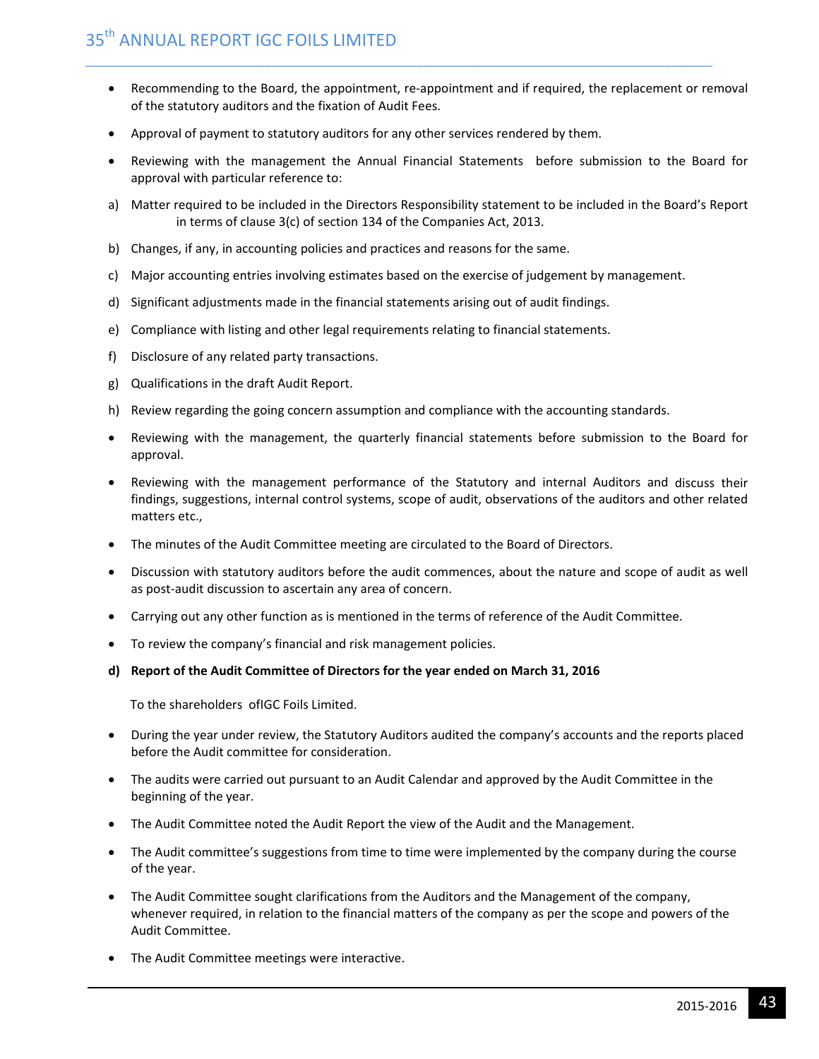- Recommending to the Board, the appointment, re-appointment and if required, the replacement or removal of the statutory auditors and the fixation of Audit Fees.
- Approval of payment to statutory auditors for any other services rendered by them.
- Reviewing with the management the Annual Financial Statements before submission to the Board for approval with particular reference to:

a) Matter required to be included in the Directors Responsibility statement to be included in the Board's Report in terms of clause 3(c) of section 134 of the Companies Act, 2013.

b) Changes, if any, in accounting policies and practices and reasons for the same.

c) Major accounting entries involving estimates based on the exercise of judgement by management.

d) Significant adjustments made in the financial statements arising out of audit findings.

e) Compliance with listing and other legal requirements relating to financial statements.

f) Disclosure of any related party transactions.

g) Qualifications in the draft Audit Report.

h) Review regarding the going concern assumption and compliance with the accounting standards.

- Reviewing with the management, the quarterly financial statements before submission to the Board for approval.
- Reviewing with the management performance of the Statutory and internal Auditors and discuss their findings, suggestions, internal control systems, scope of audit, observations of the auditors and other related matters etc.,
- The minutes of the Audit Committee meeting are circulated to the Board of Directors.
- Discussion with statutory auditors before the audit commences, about the nature and scope of audit as well as post-audit discussion to ascertain any area of concern.
- Carrying out any other function as is mentioned in the terms of reference of the Audit Committee.
- To review the company's financial and risk management policies.

**d) Report of the Audit Committee of Directors for the year ended on March 31, 2016**

To the shareholders ofIGC Foils Limited.

- During the year under review, the Statutory Auditors audited the company's accounts and the reports placed before the Audit committee for consideration.
- The audits were carried out pursuant to an Audit Calendar and approved by the Audit Committee in the beginning of the year.
- The Audit Committee noted the Audit Report the view of the Audit and the Management.
- The Audit committee's suggestions from time to time were implemented by the company during the course of the year.
- The Audit Committee sought clarifications from the Auditors and the Management of the company, whenever required, in relation to the financial matters of the company as per the scope and powers of the Audit Committee.
- The Audit Committee meetings were interactive.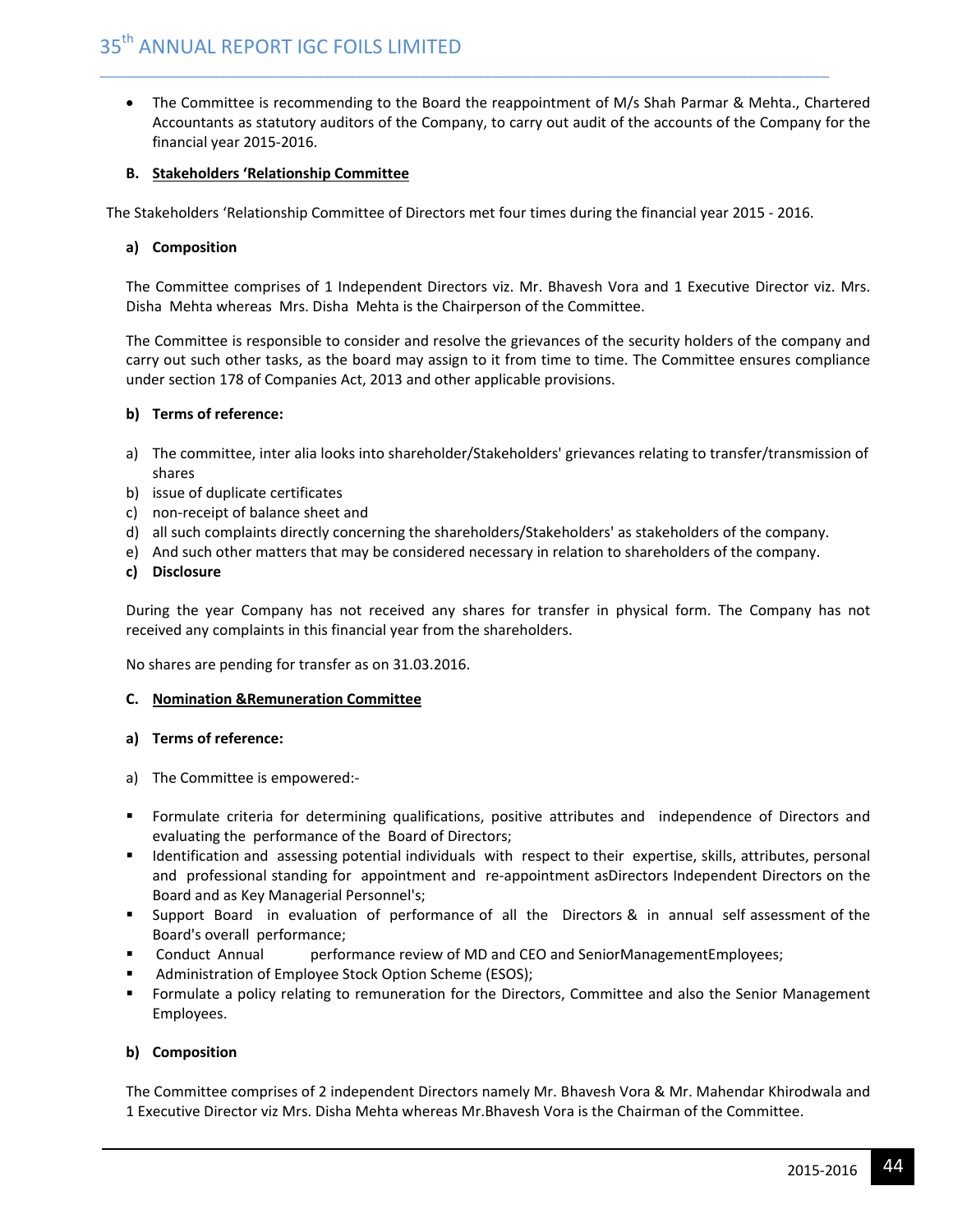- The Committee is recommending to the Board the reappointment of M/s Shah Parmar & Mehta., Chartered Accountants as statutory auditors of the Company, to carry out audit of the accounts of the Company for the financial year 2015-2016.

**B. Stakeholders 'Relationship Committee**

The Stakeholders 'Relationship Committee of Directors met four times during the financial year 2015 - 2016.

**a) Composition**

The Committee comprises of 1 Independent Directors viz. Mr. Bhavesh Vora and 1 Executive Director viz. Mrs. Disha Mehta whereas Mrs. Disha Mehta is the Chairperson of the Committee.

The Committee is responsible to consider and resolve the grievances of the security holders of the company and carry out such other tasks, as the board may assign to it from time to time. The Committee ensures compliance under section 178 of Companies Act, 2013 and other applicable provisions.

**b) Terms of reference:**

a) The committee, inter alia looks into shareholder/Stakeholders' grievances relating to transfer/transmission of shares
b) issue of duplicate certificates
c) non-receipt of balance sheet and
d) all such complaints directly concerning the shareholders/Stakeholders' as stakeholders of the company.
e) And such other matters that may be considered necessary in relation to shareholders of the company.

**c) Disclosure**

During the year Company has not received any shares for transfer in physical form. The Company has not received any complaints in this financial year from the shareholders.

No shares are pending for transfer as on 31.03.2016.

**C. Nomination &Remuneration Committee**

**a) Terms of reference:**

a) The Committee is empowered:-

- Formulate criteria for determining qualifications, positive attributes and independence of Directors and evaluating the performance of the Board of Directors;
- Identification and assessing potential individuals with respect to their expertise, skills, attributes, personal and professional standing for appointment and re-appointment asDirectors Independent Directors on the Board and as Key Managerial Personnel's;
- Support Board in evaluation of performance of all the Directors & in annual self assessment of the Board's overall performance;
- Conduct Annual performance review of MD and CEO and SeniorManagementEmployees;
- Administration of Employee Stock Option Scheme (ESOS);
- Formulate a policy relating to remuneration for the Directors, Committee and also the Senior Management Employees.

**b) Composition**

The Committee comprises of 2 independent Directors namely Mr. Bhavesh Vora & Mr. Mahendar Khirodwala and 1 Executive Director viz Mrs. Disha Mehta whereas Mr.Bhavesh Vora is the Chairman of the Committee.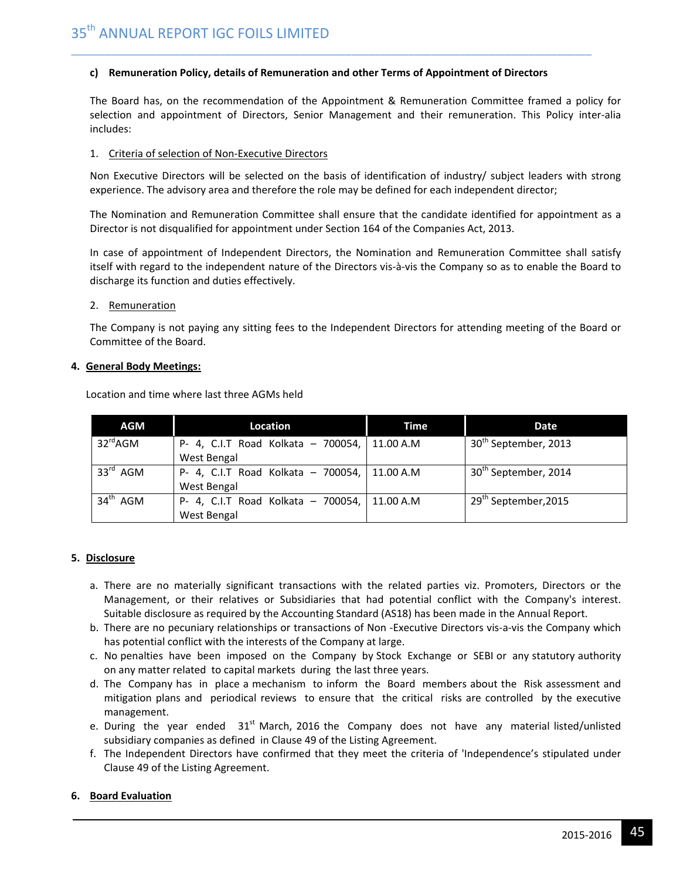**c) Remuneration Policy, details of Remuneration and other Terms of Appointment of Directors**

The Board has, on the recommendation of the Appointment & Remuneration Committee framed a policy for selection and appointment of Directors, Senior Management and their remuneration. This Policy inter-alia includes:

1. Criteria of selection of Non-Executive Directors

Non Executive Directors will be selected on the basis of identification of industry/ subject leaders with strong experience. The advisory area and therefore the role may be defined for each independent director;

The Nomination and Remuneration Committee shall ensure that the candidate identified for appointment as a Director is not disqualified for appointment under Section 164 of the Companies Act, 2013.

In case of appointment of Independent Directors, the Nomination and Remuneration Committee shall satisfy itself with regard to the independent nature of the Directors vis-à-vis the Company so as to enable the Board to discharge its function and duties effectively.

2. Remuneration

The Company is not paying any sitting fees to the Independent Directors for attending meeting of the Board or Committee of the Board.

**4. General Body Meetings:**

Location and time where last three AGMs held

| AGM | Location | Time | Date |
|---|---|---|---|
| 32rd AGM | P- 4, C.I.T Road Kolkata – 700054, West Bengal | 11.00 A.M | 30th September, 2013 |
| 33rd AGM | P- 4, C.I.T Road Kolkata – 700054, West Bengal | 11.00 A.M | 30th September, 2014 |
| 34th AGM | P- 4, C.I.T Road Kolkata – 700054, West Bengal | 11.00 A.M | 29th September,2015 |

**5. Disclosure**

a. There are no materially significant transactions with the related parties viz. Promoters, Directors or the Management, or their relatives or Subsidiaries that had potential conflict with the Company's interest. Suitable disclosure as required by the Accounting Standard (AS18) has been made in the Annual Report.

b. There are no pecuniary relationships or transactions of Non -Executive Directors vis-a-vis the Company which has potential conflict with the interests of the Company at large.

c. No penalties have been imposed on the Company by Stock Exchange or SEBI or any statutory authority on any matter related to capital markets during the last three years.

d. The Company has in place a mechanism to inform the Board members about the Risk assessment and mitigation plans and periodical reviews to ensure that the critical risks are controlled by the executive management.

e. During the year ended 31st March, 2016 the Company does not have any material listed/unlisted subsidiary companies as defined in Clause 49 of the Listing Agreement.

f. The Independent Directors have confirmed that they meet the criteria of 'Independence's stipulated under Clause 49 of the Listing Agreement.

**6. Board Evaluation**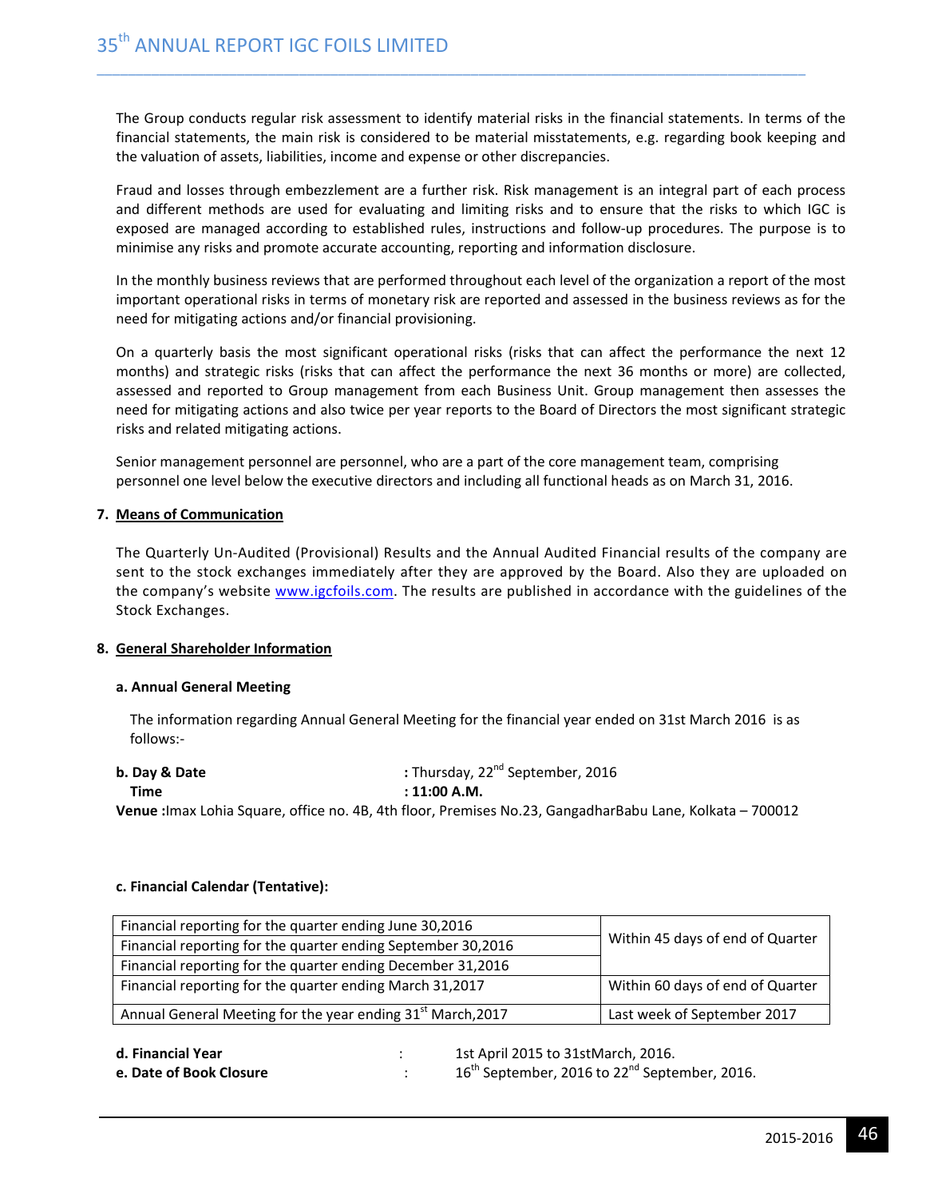The Group conducts regular risk assessment to identify material risks in the financial statements. In terms of the financial statements, the main risk is considered to be material misstatements, e.g. regarding book keeping and the valuation of assets, liabilities, income and expense or other discrepancies.

Fraud and losses through embezzlement are a further risk. Risk management is an integral part of each process and different methods are used for evaluating and limiting risks and to ensure that the risks to which IGC is exposed are managed according to established rules, instructions and follow-up procedures. The purpose is to minimise any risks and promote accurate accounting, reporting and information disclosure.

In the monthly business reviews that are performed throughout each level of the organization a report of the most important operational risks in terms of monetary risk are reported and assessed in the business reviews as for the need for mitigating actions and/or financial provisioning.

On a quarterly basis the most significant operational risks (risks that can affect the performance the next 12 months) and strategic risks (risks that can affect the performance the next 36 months or more) are collected, assessed and reported to Group management from each Business Unit. Group management then assesses the need for mitigating actions and also twice per year reports to the Board of Directors the most significant strategic risks and related mitigating actions.

Senior management personnel are personnel, who are a part of the core management team, comprising personnel one level below the executive directors and including all functional heads as on March 31, 2016.

**7. Means of Communication**

The Quarterly Un-Audited (Provisional) Results and the Annual Audited Financial results of the company are sent to the stock exchanges immediately after they are approved by the Board. Also they are uploaded on the company's website www.igcfoils.com. The results are published in accordance with the guidelines of the Stock Exchanges.

**8. General Shareholder Information**

**a. Annual General Meeting**

The information regarding Annual General Meeting for the financial year ended on 31st March 2016 is as follows:-

**b. Day & Date** : Thursday, 22nd September, 2016

**Time** : **11:00 A.M.**

**Venue :** Imax Lohia Square, office no. 4B, 4th floor, Premises No.23, GangadharBabu Lane, Kolkata – 700012

**c. Financial Calendar (Tentative):**

| | |
|---|---|
| Financial reporting for the quarter ending June 30,2016 | Within 45 days of end of Quarter |
| Financial reporting for the quarter ending September 30,2016 | |
| Financial reporting for the quarter ending December 31,2016 | |
| Financial reporting for the quarter ending March 31,2017 | Within 60 days of end of Quarter |
| Annual General Meeting for the year ending 31st March,2017 | Last week of September 2017 |

**d. Financial Year** : 1st April 2015 to 31stMarch, 2016.

**e. Date of Book Closure** : 16th September, 2016 to 22nd September, 2016.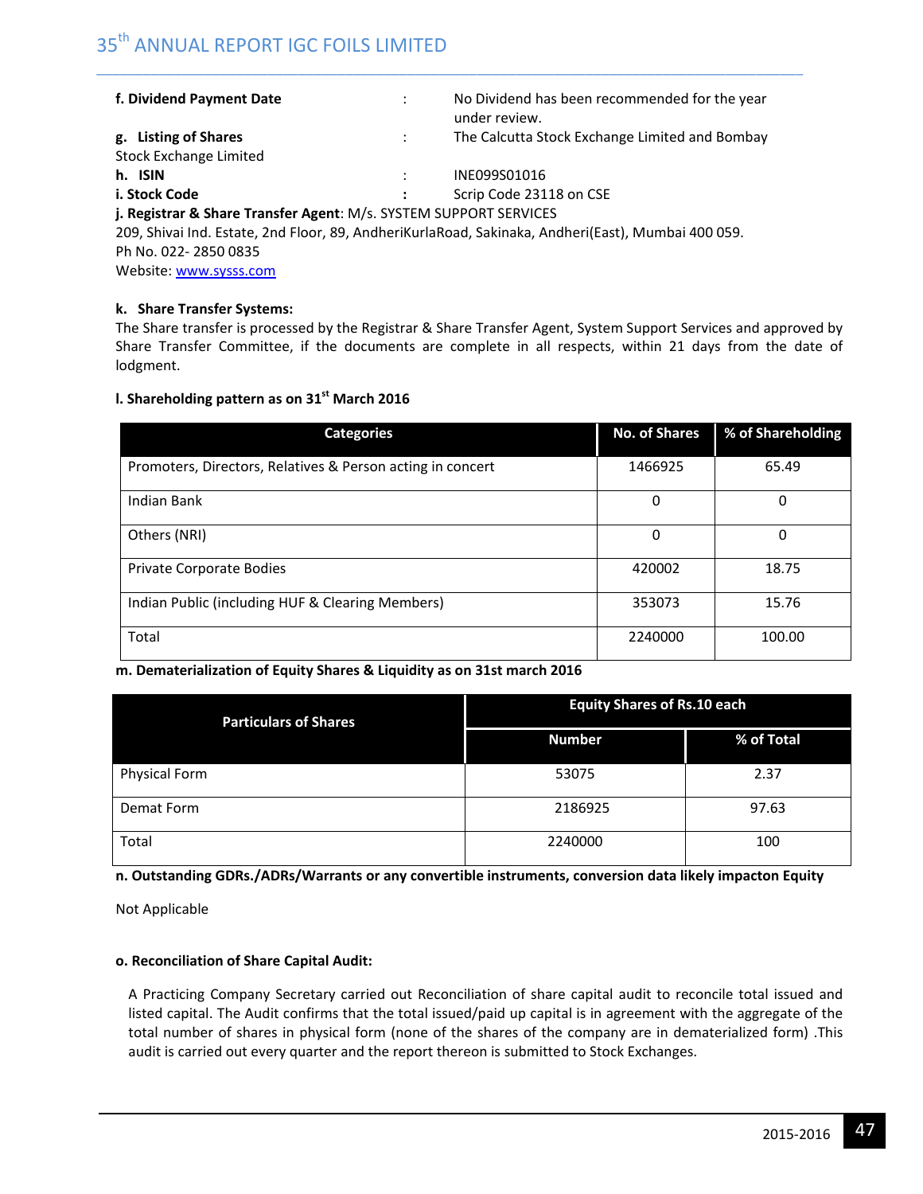**f. Dividend Payment Date** : No Dividend has been recommended for the year under review.

**g. Listing of Shares** : The Calcutta Stock Exchange Limited and Bombay Stock Exchange Limited

**h. ISIN** : INE099S01016

**i. Stock Code** : Scrip Code 23118 on CSE

**j. Registrar & Share Transfer Agent**: M/s. SYSTEM SUPPORT SERVICES
209, Shivai Ind. Estate, 2nd Floor, 89, AndheriKurlaRoad, Sakinaka, Andheri(East), Mumbai 400 059.
Ph No. 022- 2850 0835
Website: www.sysss.com

**k. Share Transfer Systems:**

The Share transfer is processed by the Registrar & Share Transfer Agent, System Support Services and approved by Share Transfer Committee, if the documents are complete in all respects, within 21 days from the date of lodgment.

**l. Shareholding pattern as on 31st March 2016**

| Categories | No. of Shares | % of Shareholding |
|---|---|---|
| Promoters, Directors, Relatives & Person acting in concert | 1466925 | 65.49 |
| Indian Bank | 0 | 0 |
| Others (NRI) | 0 | 0 |
| Private Corporate Bodies | 420002 | 18.75 |
| Indian Public (including HUF & Clearing Members) | 353073 | 15.76 |
| Total | 2240000 | 100.00 |

**m. Dematerialization of Equity Shares & Liquidity as on 31st march 2016**

| Particulars of Shares | Equity Shares of Rs.10 each | |
|---|---|---|
| | Number | % of Total |
| Physical Form | 53075 | 2.37 |
| Demat Form | 2186925 | 97.63 |
| Total | 2240000 | 100 |

**n. Outstanding GDRs./ADRs/Warrants or any convertible instruments, conversion data likely impacton Equity**

Not Applicable

**o. Reconciliation of Share Capital Audit:**

A Practicing Company Secretary carried out Reconciliation of share capital audit to reconcile total issued and listed capital. The Audit confirms that the total issued/paid up capital is in agreement with the aggregate of the total number of shares in physical form (none of the shares of the company are in dematerialized form) .This audit is carried out every quarter and the report thereon is submitted to Stock Exchanges.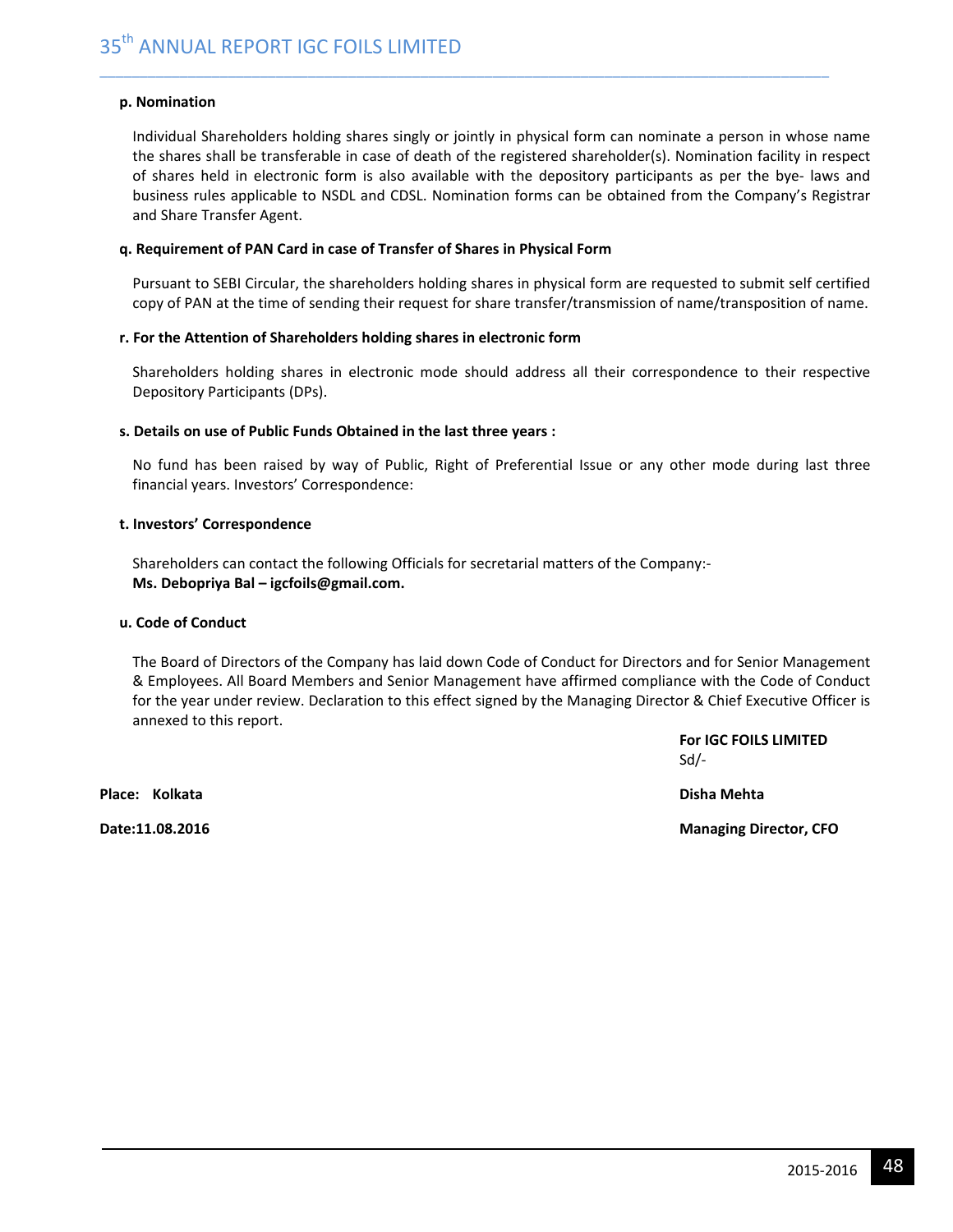**p. Nomination**

Individual Shareholders holding shares singly or jointly in physical form can nominate a person in whose name the shares shall be transferable in case of death of the registered shareholder(s). Nomination facility in respect of shares held in electronic form is also available with the depository participants as per the bye- laws and business rules applicable to NSDL and CDSL. Nomination forms can be obtained from the Company's Registrar and Share Transfer Agent.

**q. Requirement of PAN Card in case of Transfer of Shares in Physical Form**

Pursuant to SEBI Circular, the shareholders holding shares in physical form are requested to submit self certified copy of PAN at the time of sending their request for share transfer/transmission of name/transposition of name.

**r. For the Attention of Shareholders holding shares in electronic form**

Shareholders holding shares in electronic mode should address all their correspondence to their respective Depository Participants (DPs).

**s. Details on use of Public Funds Obtained in the last three years :**

No fund has been raised by way of Public, Right of Preferential Issue or any other mode during last three financial years. Investors' Correspondence:

**t. Investors' Correspondence**

Shareholders can contact the following Officials for secretarial matters of the Company:-
**Ms. Debopriya Bal – igcfoils@gmail.com.**

**u. Code of Conduct**

The Board of Directors of the Company has laid down Code of Conduct for Directors and for Senior Management & Employees. All Board Members and Senior Management have affirmed compliance with the Code of Conduct for the year under review. Declaration to this effect signed by the Managing Director & Chief Executive Officer is annexed to this report.

**For IGC FOILS LIMITED**
Sd/-

**Place: Kolkata** | **Disha Mehta**

**Date:11.08.2016** | **Managing Director, CFO**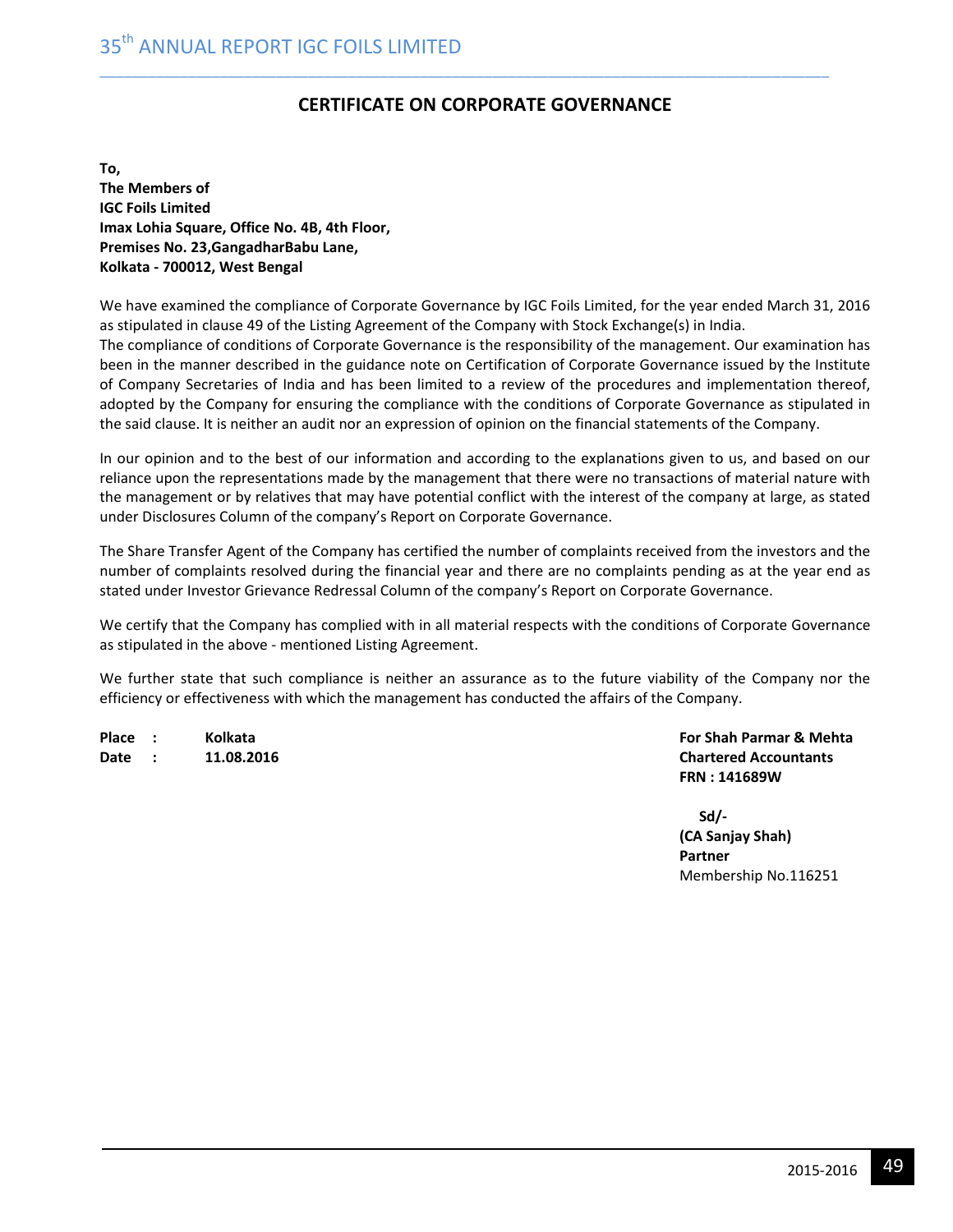## CERTIFICATE ON CORPORATE GOVERNANCE

**To,**
**The Members of**
**IGC Foils Limited**
**Imax Lohia Square, Office No. 4B, 4th Floor,**
**Premises No. 23,GangadharBabu Lane,**
**Kolkata - 700012, West Bengal**

We have examined the compliance of Corporate Governance by IGC Foils Limited, for the year ended March 31, 2016 as stipulated in clause 49 of the Listing Agreement of the Company with Stock Exchange(s) in India.
The compliance of conditions of Corporate Governance is the responsibility of the management. Our examination has been in the manner described in the guidance note on Certification of Corporate Governance issued by the Institute of Company Secretaries of India and has been limited to a review of the procedures and implementation thereof, adopted by the Company for ensuring the compliance with the conditions of Corporate Governance as stipulated in the said clause. It is neither an audit nor an expression of opinion on the financial statements of the Company.

In our opinion and to the best of our information and according to the explanations given to us, and based on our reliance upon the representations made by the management that there were no transactions of material nature with the management or by relatives that may have potential conflict with the interest of the company at large, as stated under Disclosures Column of the company's Report on Corporate Governance.

The Share Transfer Agent of the Company has certified the number of complaints received from the investors and the number of complaints resolved during the financial year and there are no complaints pending as at the year end as stated under Investor Grievance Redressal Column of the company's Report on Corporate Governance.

We certify that the Company has complied with in all material respects with the conditions of Corporate Governance as stipulated in the above - mentioned Listing Agreement.

We further state that such compliance is neither an assurance as to the future viability of the Company nor the efficiency or effectiveness with which the management has conducted the affairs of the Company.

**Place : Kolkata**
**Date : 11.08.2016**

**For Shah Parmar & Mehta**
**Chartered Accountants**
**FRN : 141689W**

**Sd/-**
**(CA Sanjay Shah)**
**Partner**
Membership No.116251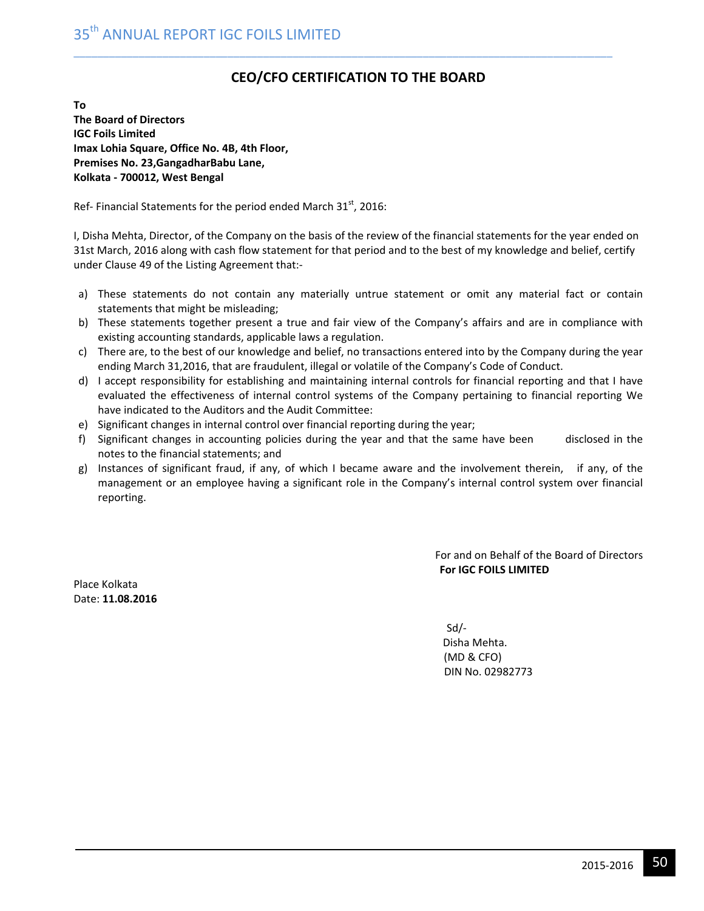## CEO/CFO CERTIFICATION TO THE BOARD

**To**
**The Board of Directors**
**IGC Foils Limited**
**Imax Lohia Square, Office No. 4B, 4th Floor,**
**Premises No. 23,GangadharBabu Lane,**
**Kolkata - 700012, West Bengal**

Ref- Financial Statements for the period ended March 31st, 2016:

I, Disha Mehta, Director, of the Company on the basis of the review of the financial statements for the year ended on 31st March, 2016 along with cash flow statement for that period and to the best of my knowledge and belief, certify under Clause 49 of the Listing Agreement that:-

a) These statements do not contain any materially untrue statement or omit any material fact or contain statements that might be misleading;
b) These statements together present a true and fair view of the Company's affairs and are in compliance with existing accounting standards, applicable laws a regulation.
c) There are, to the best of our knowledge and belief, no transactions entered into by the Company during the year ending March 31,2016, that are fraudulent, illegal or volatile of the Company's Code of Conduct.
d) I accept responsibility for establishing and maintaining internal controls for financial reporting and that I have evaluated the effectiveness of internal control systems of the Company pertaining to financial reporting We have indicated to the Auditors and the Audit Committee:
e) Significant changes in internal control over financial reporting during the year;
f) Significant changes in accounting policies during the year and that the same have been disclosed in the notes to the financial statements; and
g) Instances of significant fraud, if any, of which I became aware and the involvement therein, if any, of the management or an employee having a significant role in the Company's internal control system over financial reporting.

For and on Behalf of the Board of Directors
**For IGC FOILS LIMITED**

Place Kolkata
Date: **11.08.2016**

Sd/-
Disha Mehta.
(MD & CFO)
DIN No. 02982773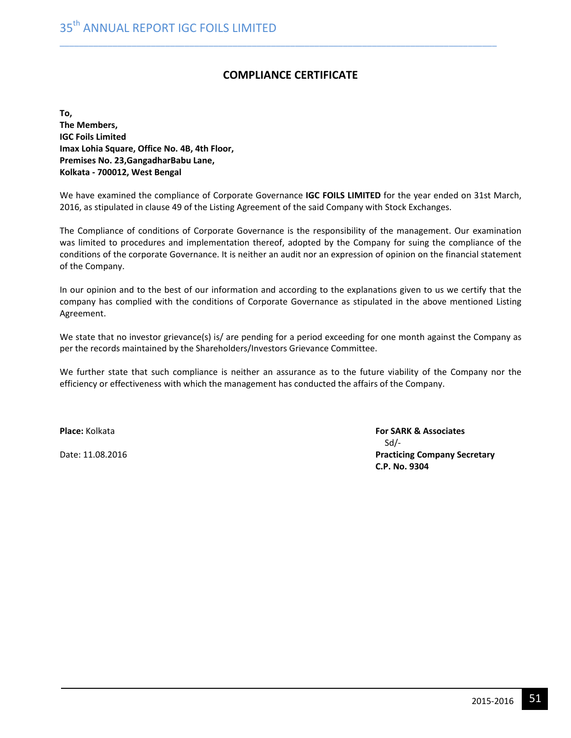## COMPLIANCE CERTIFICATE

**To,**
**The Members,**
**IGC Foils Limited**
**Imax Lohia Square, Office No. 4B, 4th Floor,**
**Premises No. 23,GangadharBabu Lane,**
**Kolkata - 700012, West Bengal**

We have examined the compliance of Corporate Governance **IGC FOILS LIMITED** for the year ended on 31st March, 2016, as stipulated in clause 49 of the Listing Agreement of the said Company with Stock Exchanges.

The Compliance of conditions of Corporate Governance is the responsibility of the management. Our examination was limited to procedures and implementation thereof, adopted by the Company for suing the compliance of the conditions of the corporate Governance. It is neither an audit nor an expression of opinion on the financial statement of the Company.

In our opinion and to the best of our information and according to the explanations given to us we certify that the company has complied with the conditions of Corporate Governance as stipulated in the above mentioned Listing Agreement.

We state that no investor grievance(s) is/ are pending for a period exceeding for one month against the Company as per the records maintained by the Shareholders/Investors Grievance Committee.

We further state that such compliance is neither an assurance as to the future viability of the Company nor the efficiency or effectiveness with which the management has conducted the affairs of the Company.

**Place:** Kolkata

Date: 11.08.2016

**For SARK & Associates**
Sd/-
**Practicing Company Secretary**
**C.P. No. 9304**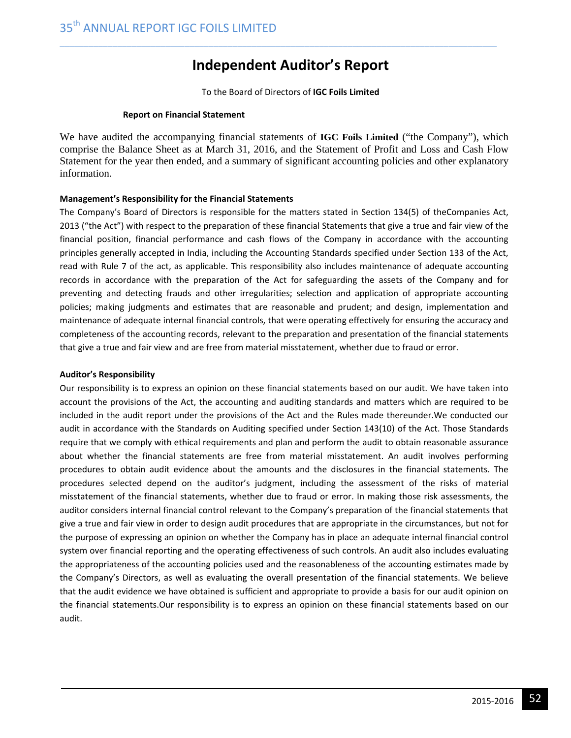# Independent Auditor's Report

To the Board of Directors of **IGC Foils Limited**

**Report on Financial Statement**

We have audited the accompanying financial statements of **IGC Foils Limited** ("the Company"), which comprise the Balance Sheet as at March 31, 2016, and the Statement of Profit and Loss and Cash Flow Statement for the year then ended, and a summary of significant accounting policies and other explanatory information.

**Management's Responsibility for the Financial Statements**

The Company's Board of Directors is responsible for the matters stated in Section 134(5) of theCompanies Act, 2013 ("the Act") with respect to the preparation of these financial Statements that give a true and fair view of the financial position, financial performance and cash flows of the Company in accordance with the accounting principles generally accepted in India, including the Accounting Standards specified under Section 133 of the Act, read with Rule 7 of the act, as applicable. This responsibility also includes maintenance of adequate accounting records in accordance with the preparation of the Act for safeguarding the assets of the Company and for preventing and detecting frauds and other irregularities; selection and application of appropriate accounting policies; making judgments and estimates that are reasonable and prudent; and design, implementation and maintenance of adequate internal financial controls, that were operating effectively for ensuring the accuracy and completeness of the accounting records, relevant to the preparation and presentation of the financial statements that give a true and fair view and are free from material misstatement, whether due to fraud or error.

**Auditor's Responsibility**

Our responsibility is to express an opinion on these financial statements based on our audit. We have taken into account the provisions of the Act, the accounting and auditing standards and matters which are required to be included in the audit report under the provisions of the Act and the Rules made thereunder.We conducted our audit in accordance with the Standards on Auditing specified under Section 143(10) of the Act. Those Standards require that we comply with ethical requirements and plan and perform the audit to obtain reasonable assurance about whether the financial statements are free from material misstatement. An audit involves performing procedures to obtain audit evidence about the amounts and the disclosures in the financial statements. The procedures selected depend on the auditor's judgment, including the assessment of the risks of material misstatement of the financial statements, whether due to fraud or error. In making those risk assessments, the auditor considers internal financial control relevant to the Company's preparation of the financial statements that give a true and fair view in order to design audit procedures that are appropriate in the circumstances, but not for the purpose of expressing an opinion on whether the Company has in place an adequate internal financial control system over financial reporting and the operating effectiveness of such controls. An audit also includes evaluating the appropriateness of the accounting policies used and the reasonableness of the accounting estimates made by the Company's Directors, as well as evaluating the overall presentation of the financial statements. We believe that the audit evidence we have obtained is sufficient and appropriate to provide a basis for our audit opinion on the financial statements.Our responsibility is to express an opinion on these financial statements based on our audit.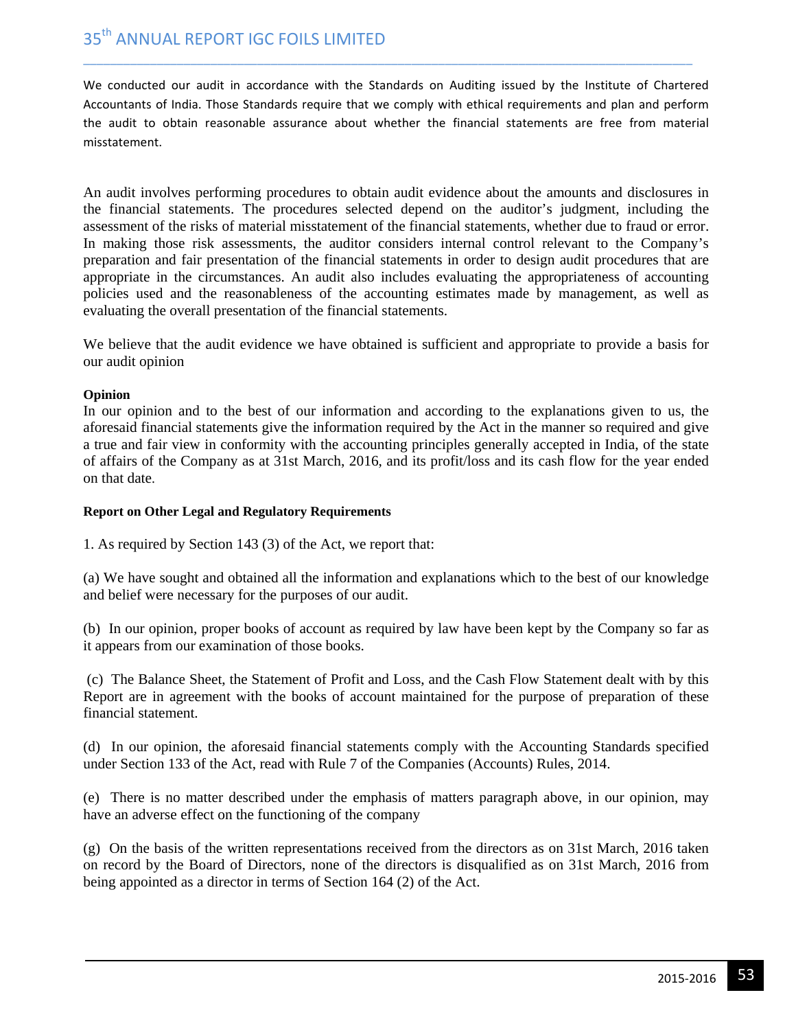We conducted our audit in accordance with the Standards on Auditing issued by the Institute of Chartered Accountants of India. Those Standards require that we comply with ethical requirements and plan and perform the audit to obtain reasonable assurance about whether the financial statements are free from material misstatement.

An audit involves performing procedures to obtain audit evidence about the amounts and disclosures in the financial statements. The procedures selected depend on the auditor's judgment, including the assessment of the risks of material misstatement of the financial statements, whether due to fraud or error. In making those risk assessments, the auditor considers internal control relevant to the Company's preparation and fair presentation of the financial statements in order to design audit procedures that are appropriate in the circumstances. An audit also includes evaluating the appropriateness of accounting policies used and the reasonableness of the accounting estimates made by management, as well as evaluating the overall presentation of the financial statements.

We believe that the audit evidence we have obtained is sufficient and appropriate to provide a basis for our audit opinion

**Opinion**

In our opinion and to the best of our information and according to the explanations given to us, the aforesaid financial statements give the information required by the Act in the manner so required and give a true and fair view in conformity with the accounting principles generally accepted in India, of the state of affairs of the Company as at 31st March, 2016, and its profit/loss and its cash flow for the year ended on that date.

**Report on Other Legal and Regulatory Requirements**

1. As required by Section 143 (3) of the Act, we report that:

(a) We have sought and obtained all the information and explanations which to the best of our knowledge and belief were necessary for the purposes of our audit.

(b) In our opinion, proper books of account as required by law have been kept by the Company so far as it appears from our examination of those books.

(c) The Balance Sheet, the Statement of Profit and Loss, and the Cash Flow Statement dealt with by this Report are in agreement with the books of account maintained for the purpose of preparation of these financial statement.

(d) In our opinion, the aforesaid financial statements comply with the Accounting Standards specified under Section 133 of the Act, read with Rule 7 of the Companies (Accounts) Rules, 2014.

(e) There is no matter described under the emphasis of matters paragraph above, in our opinion, may have an adverse effect on the functioning of the company

(g) On the basis of the written representations received from the directors as on 31st March, 2016 taken on record by the Board of Directors, none of the directors is disqualified as on 31st March, 2016 from being appointed as a director in terms of Section 164 (2) of the Act.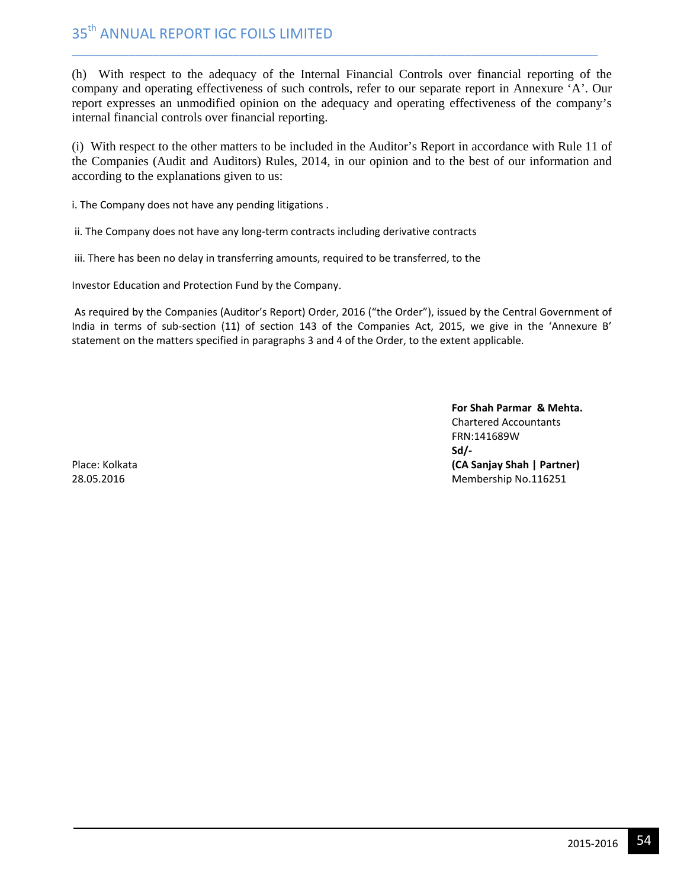(h) With respect to the adequacy of the Internal Financial Controls over financial reporting of the company and operating effectiveness of such controls, refer to our separate report in Annexure 'A'. Our report expresses an unmodified opinion on the adequacy and operating effectiveness of the company's internal financial controls over financial reporting.

(i) With respect to the other matters to be included in the Auditor's Report in accordance with Rule 11 of the Companies (Audit and Auditors) Rules, 2014, in our opinion and to the best of our information and according to the explanations given to us:

i. The Company does not have any pending litigations .

ii. The Company does not have any long-term contracts including derivative contracts

iii. There has been no delay in transferring amounts, required to be transferred, to the

Investor Education and Protection Fund by the Company.

As required by the Companies (Auditor's Report) Order, 2016 ("the Order"), issued by the Central Government of India in terms of sub-section (11) of section 143 of the Companies Act, 2015, we give in the 'Annexure B' statement on the matters specified in paragraphs 3 and 4 of the Order, to the extent applicable.

**For Shah Parmar & Mehta.**
Chartered Accountants
FRN:141689W
**Sd/-**
**(CA Sanjay Shah | Partner)**
Membership No.116251

Place: Kolkata
28.05.2016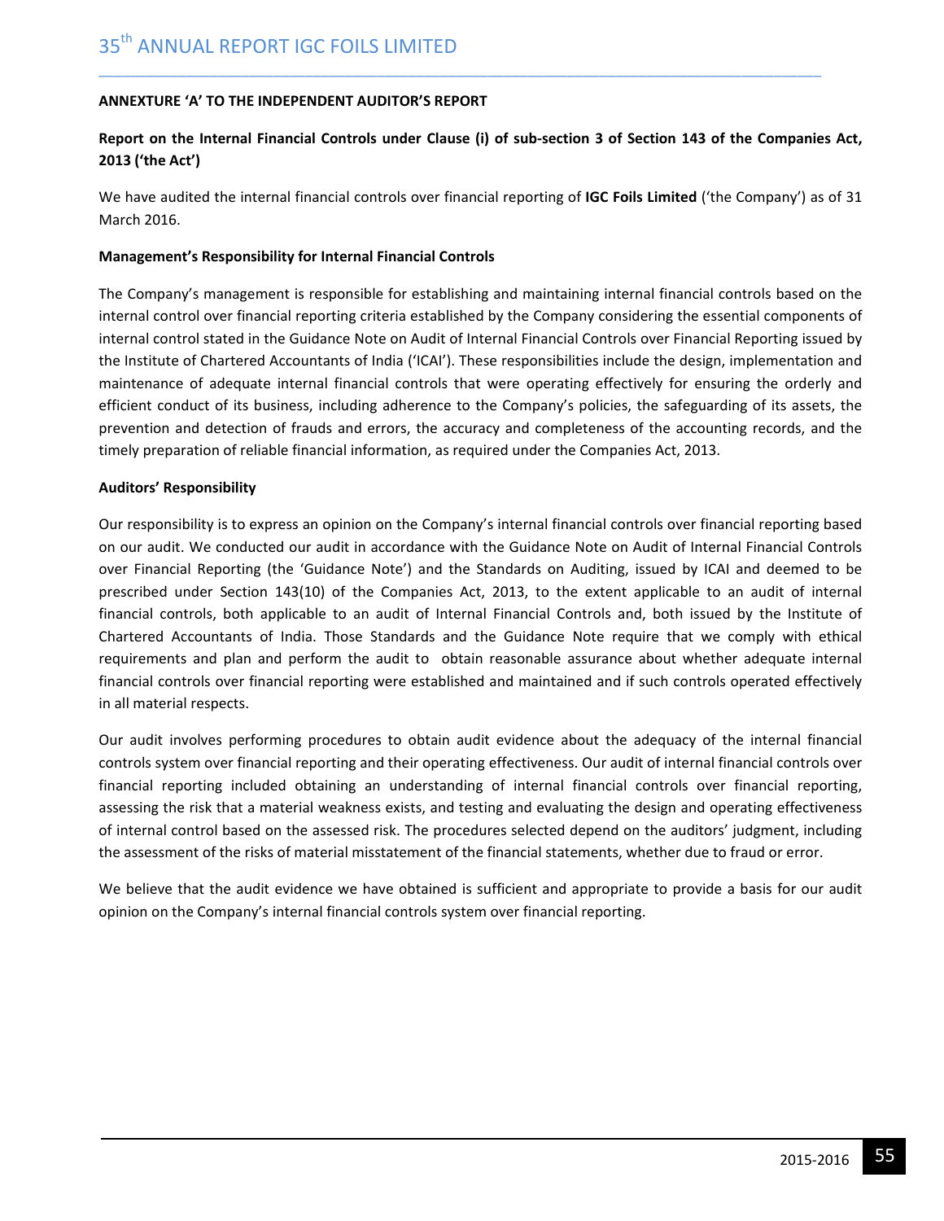**ANNEXTURE 'A' TO THE INDEPENDENT AUDITOR'S REPORT**

**Report on the Internal Financial Controls under Clause (i) of sub-section 3 of Section 143 of the Companies Act, 2013 ('the Act')**

We have audited the internal financial controls over financial reporting of **IGC Foils Limited** ('the Company') as of 31 March 2016.

**Management's Responsibility for Internal Financial Controls**

The Company's management is responsible for establishing and maintaining internal financial controls based on the internal control over financial reporting criteria established by the Company considering the essential components of internal control stated in the Guidance Note on Audit of Internal Financial Controls over Financial Reporting issued by the Institute of Chartered Accountants of India ('ICAI'). These responsibilities include the design, implementation and maintenance of adequate internal financial controls that were operating effectively for ensuring the orderly and efficient conduct of its business, including adherence to the Company's policies, the safeguarding of its assets, the prevention and detection of frauds and errors, the accuracy and completeness of the accounting records, and the timely preparation of reliable financial information, as required under the Companies Act, 2013.

**Auditors' Responsibility**

Our responsibility is to express an opinion on the Company's internal financial controls over financial reporting based on our audit. We conducted our audit in accordance with the Guidance Note on Audit of Internal Financial Controls over Financial Reporting (the 'Guidance Note') and the Standards on Auditing, issued by ICAI and deemed to be prescribed under Section 143(10) of the Companies Act, 2013, to the extent applicable to an audit of internal financial controls, both applicable to an audit of Internal Financial Controls and, both issued by the Institute of Chartered Accountants of India. Those Standards and the Guidance Note require that we comply with ethical requirements and plan and perform the audit to obtain reasonable assurance about whether adequate internal financial controls over financial reporting were established and maintained and if such controls operated effectively in all material respects.

Our audit involves performing procedures to obtain audit evidence about the adequacy of the internal financial controls system over financial reporting and their operating effectiveness. Our audit of internal financial controls over financial reporting included obtaining an understanding of internal financial controls over financial reporting, assessing the risk that a material weakness exists, and testing and evaluating the design and operating effectiveness of internal control based on the assessed risk. The procedures selected depend on the auditors' judgment, including the assessment of the risks of material misstatement of the financial statements, whether due to fraud or error.

We believe that the audit evidence we have obtained is sufficient and appropriate to provide a basis for our audit opinion on the Company's internal financial controls system over financial reporting.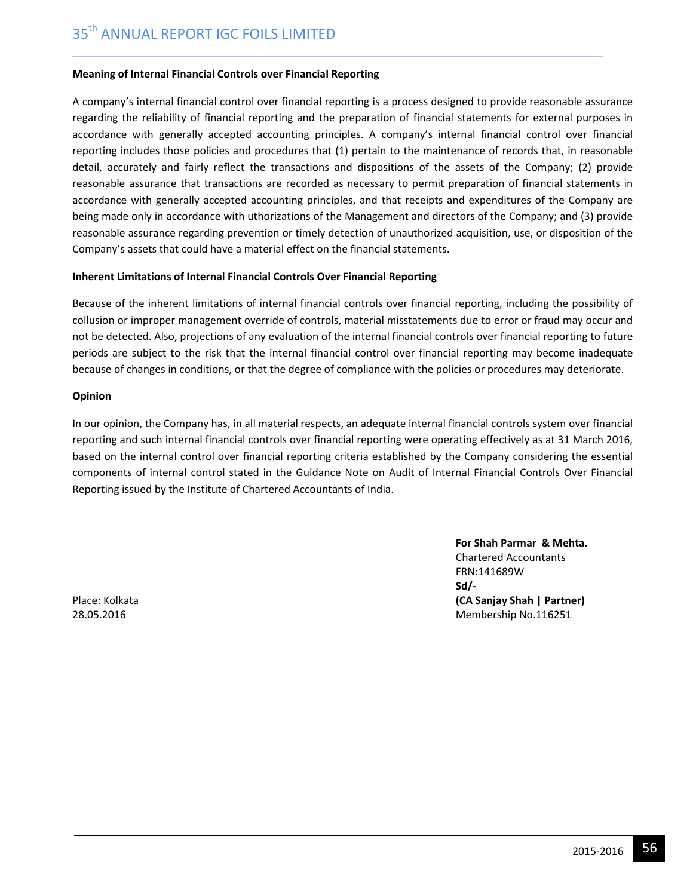**Meaning of Internal Financial Controls over Financial Reporting**

A company's internal financial control over financial reporting is a process designed to provide reasonable assurance regarding the reliability of financial reporting and the preparation of financial statements for external purposes in accordance with generally accepted accounting principles. A company's internal financial control over financial reporting includes those policies and procedures that (1) pertain to the maintenance of records that, in reasonable detail, accurately and fairly reflect the transactions and dispositions of the assets of the Company; (2) provide reasonable assurance that transactions are recorded as necessary to permit preparation of financial statements in accordance with generally accepted accounting principles, and that receipts and expenditures of the Company are being made only in accordance with uthorizations of the Management and directors of the Company; and (3) provide reasonable assurance regarding prevention or timely detection of unauthorized acquisition, use, or disposition of the Company's assets that could have a material effect on the financial statements.

**Inherent Limitations of Internal Financial Controls Over Financial Reporting**

Because of the inherent limitations of internal financial controls over financial reporting, including the possibility of collusion or improper management override of controls, material misstatements due to error or fraud may occur and not be detected. Also, projections of any evaluation of the internal financial controls over financial reporting to future periods are subject to the risk that the internal financial control over financial reporting may become inadequate because of changes in conditions, or that the degree of compliance with the policies or procedures may deteriorate.

**Opinion**

In our opinion, the Company has, in all material respects, an adequate internal financial controls system over financial reporting and such internal financial controls over financial reporting were operating effectively as at 31 March 2016, based on the internal control over financial reporting criteria established by the Company considering the essential components of internal control stated in the Guidance Note on Audit of Internal Financial Controls Over Financial Reporting issued by the Institute of Chartered Accountants of India.

**For Shah Parmar & Mehta.**
Chartered Accountants
FRN:141689W
**Sd/-**
**(CA Sanjay Shah | Partner)**
Membership No.116251

Place: Kolkata
28.05.2016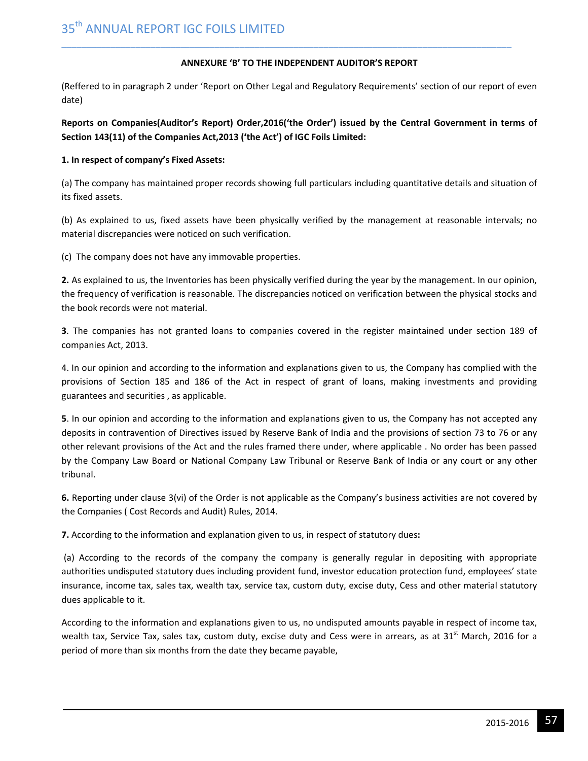## ANNEXURE 'B' TO THE INDEPENDENT AUDITOR'S REPORT

(Reffered to in paragraph 2 under 'Report on Other Legal and Regulatory Requirements' section of our report of even date)

**Reports on Companies(Auditor's Report) Order,2016('the Order') issued by the Central Government in terms of Section 143(11) of the Companies Act,2013 ('the Act') of IGC Foils Limited:**

**1. In respect of company's Fixed Assets:**

(a) The company has maintained proper records showing full particulars including quantitative details and situation of its fixed assets.

(b) As explained to us, fixed assets have been physically verified by the management at reasonable intervals; no material discrepancies were noticed on such verification.

(c) The company does not have any immovable properties.

**2.** As explained to us, the Inventories has been physically verified during the year by the management. In our opinion, the frequency of verification is reasonable. The discrepancies noticed on verification between the physical stocks and the book records were not material.

**3**. The companies has not granted loans to companies covered in the register maintained under section 189 of companies Act, 2013.

4. In our opinion and according to the information and explanations given to us, the Company has complied with the provisions of Section 185 and 186 of the Act in respect of grant of loans, making investments and providing guarantees and securities , as applicable.

**5**. In our opinion and according to the information and explanations given to us, the Company has not accepted any deposits in contravention of Directives issued by Reserve Bank of India and the provisions of section 73 to 76 or any other relevant provisions of the Act and the rules framed there under, where applicable . No order has been passed by the Company Law Board or National Company Law Tribunal or Reserve Bank of India or any court or any other tribunal.

**6.** Reporting under clause 3(vi) of the Order is not applicable as the Company's business activities are not covered by the Companies ( Cost Records and Audit) Rules, 2014.

**7.** According to the information and explanation given to us, in respect of statutory dues**:**

(a) According to the records of the company the company is generally regular in depositing with appropriate authorities undisputed statutory dues including provident fund, investor education protection fund, employees' state insurance, income tax, sales tax, wealth tax, service tax, custom duty, excise duty, Cess and other material statutory dues applicable to it.

According to the information and explanations given to us, no undisputed amounts payable in respect of income tax, wealth tax, Service Tax, sales tax, custom duty, excise duty and Cess were in arrears, as at 31st March, 2016 for a period of more than six months from the date they became payable,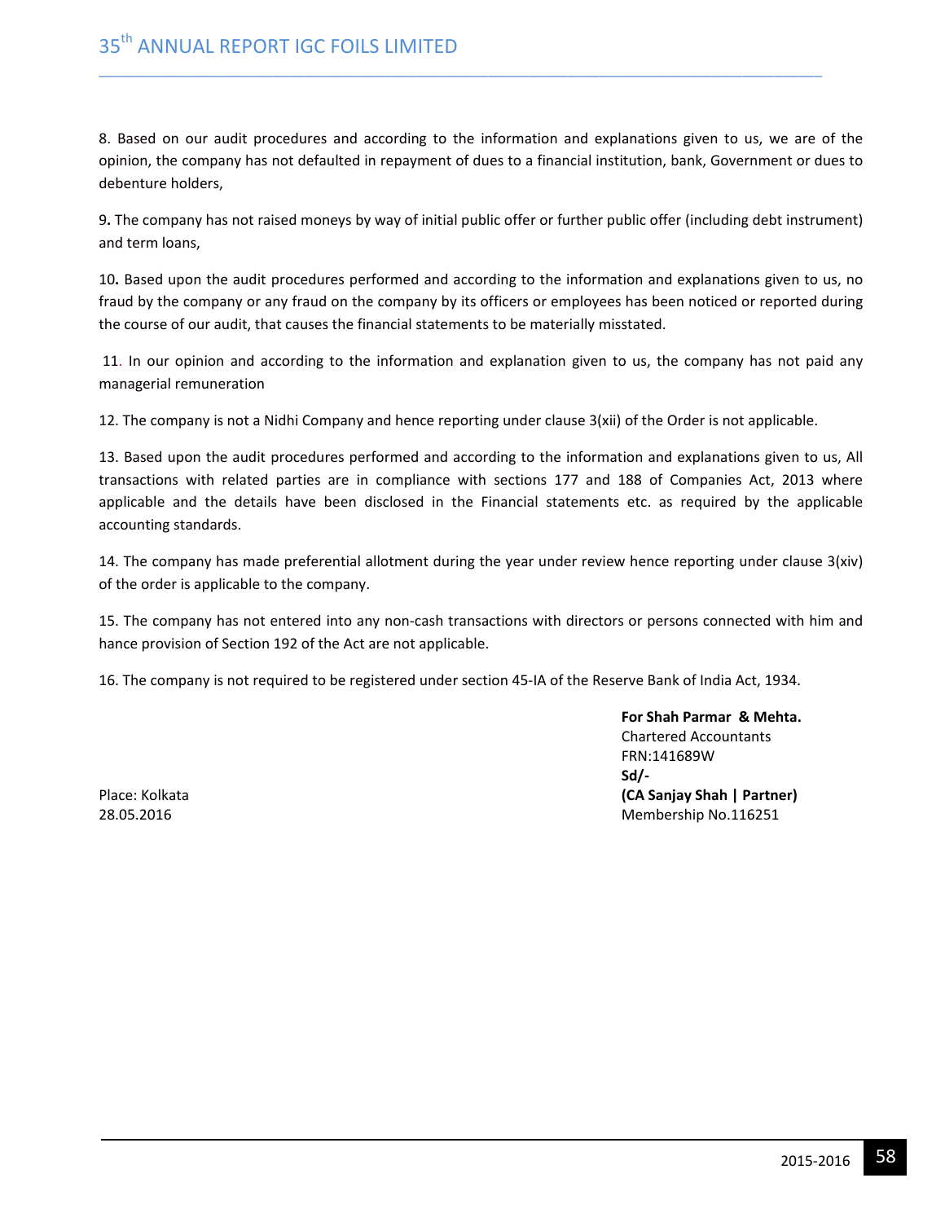8. Based on our audit procedures and according to the information and explanations given to us, we are of the opinion, the company has not defaulted in repayment of dues to a financial institution, bank, Government or dues to debenture holders,

9**.** The company has not raised moneys by way of initial public offer or further public offer (including debt instrument) and term loans,

10**.** Based upon the audit procedures performed and according to the information and explanations given to us, no fraud by the company or any fraud on the company by its officers or employees has been noticed or reported during the course of our audit, that causes the financial statements to be materially misstated.

11. In our opinion and according to the information and explanation given to us, the company has not paid any managerial remuneration

12. The company is not a Nidhi Company and hence reporting under clause 3(xii) of the Order is not applicable.

13. Based upon the audit procedures performed and according to the information and explanations given to us, All transactions with related parties are in compliance with sections 177 and 188 of Companies Act, 2013 where applicable and the details have been disclosed in the Financial statements etc. as required by the applicable accounting standards.

14. The company has made preferential allotment during the year under review hence reporting under clause 3(xiv) of the order is applicable to the company.

15. The company has not entered into any non-cash transactions with directors or persons connected with him and hance provision of Section 192 of the Act are not applicable.

16. The company is not required to be registered under section 45-IA of the Reserve Bank of India Act, 1934.

**For Shah Parmar & Mehta.**
Chartered Accountants
FRN:141689W
**Sd/-**
**(CA Sanjay Shah | Partner)**
Membership No.116251

Place: Kolkata
28.05.2016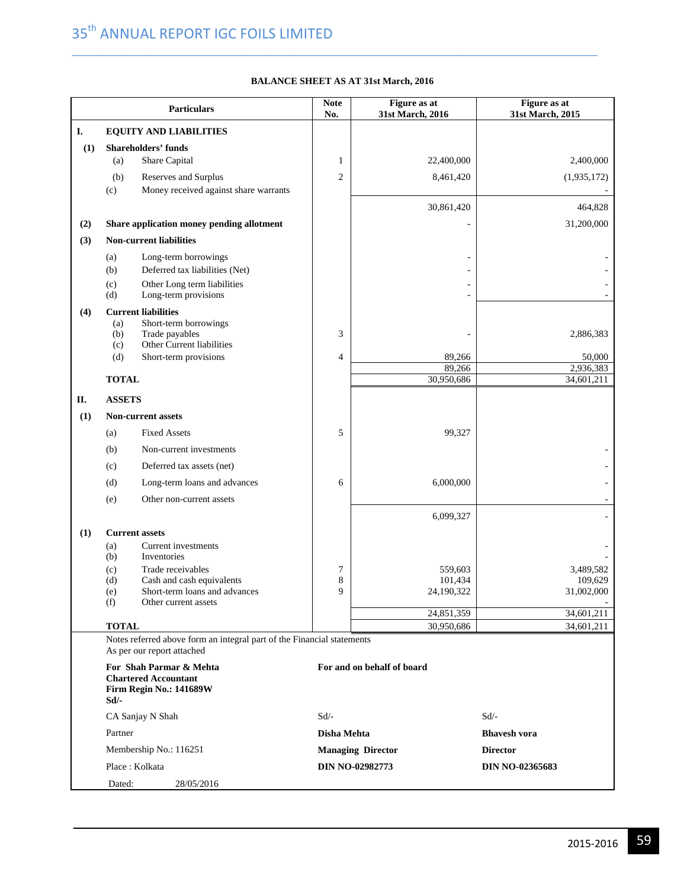## BALANCE SHEET AS AT 31st March, 2016

| | | Particulars | Note No. | Figure as at 31st March, 2016 | Figure as at 31st March, 2015 |
|---|---|---|---|---|---|
| **I.** | | **EQUITY AND LIABILITIES** | | | |
| **(1)** | | **Shareholders' funds** | | | |
| | (a) | Share Capital | 1 | 22,400,000 | 2,400,000 |
| | (b) | Reserves and Surplus | 2 | 8,461,420 | (1,935,172) |
| | (c) | Money received against share warrants | | | - |
| | | | | 30,861,420 | 464,828 |
| **(2)** | | **Share application money pending allotment** | | - | 31,200,000 |
| **(3)** | | **Non-current liabilities** | | | |
| | (a) | Long-term borrowings | | - | - |
| | (b) | Deferred tax liabilities (Net) | | - | - |
| | (c) | Other Long term liabilities | | - | - |
| | (d) | Long-term provisions | | - | - |
| **(4)** | | **Current liabilities** | | | |
| | (a) | Short-term borrowings | | | |
| | (b) | Trade payables | 3 | - | 2,886,383 |
| | (c) | Other Current liabilities | | | |
| | (d) | Short-term provisions | 4 | 89,266 | 50,000 |
| | | | | 89,266 | 2,936,383 |
| | | **TOTAL** | | 30,950,686 | 34,601,211 |
| **II.** | | **ASSETS** | | | |
| **(1)** | | **Non-current assets** | | | |
| | (a) | Fixed Assets | 5 | 99,327 | |
| | (b) | Non-current investments | | | - |
| | (c) | Deferred tax assets (net) | | | - |
| | (d) | Long-term loans and advances | 6 | 6,000,000 | - |
| | (e) | Other non-current assets | | | - |
| | | | | 6,099,327 | - |
| **(1)** | | **Current assets** | | | |
| | (a) | Current investments | | | - |
| | (b) | Inventories | | | - |
| | (c) | Trade receivables | 7 | 559,603 | 3,489,582 |
| | (d) | Cash and cash equivalents | 8 | 101,434 | 109,629 |
| | (e) | Short-term loans and advances | 9 | 24,190,322 | 31,002,000 |
| | (f) | Other current assets | | | - |
| | | | | 24,851,359 | 34,601,211 |
| | | **TOTAL** | | 30,950,686 | 34,601,211 |

Notes referred above form an integral part of the Financial statements
As per our report attached

| | | |
|---|---|---|
| **For Shah Parmar & Mehta** **Chartered Accountant** **Firm Regin No.: 141689W** **Sd/-** | **For and on behalf of board** | |
| CA Sanjay N Shah | Sd/- | Sd/- |
| Partner | **Disha Mehta** | **Bhavesh vora** |
| Membership No.: 116251 | **Managing Director** | **Director** |
| Place : Kolkata | **DIN NO-02982773** | **DIN NO-02365683** |
| Dated: 28/05/2016 | | |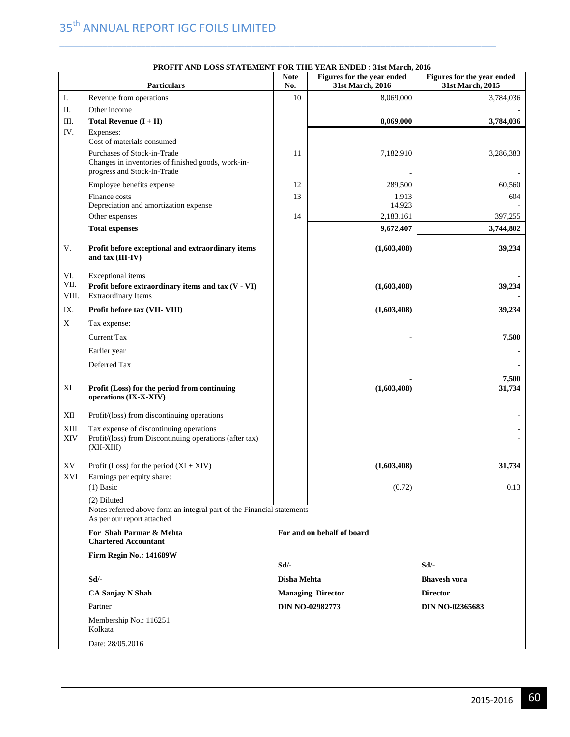## PROFIT AND LOSS STATEMENT FOR THE YEAR ENDED : 31st March, 2016

| | Particulars | Note No. | Figures for the year ended 31st March, 2016 | Figures for the year ended 31st March, 2015 |
|---|---|---|---|---|
| I. | Revenue from operations | 10 | 8,069,000 | 3,784,036 |
| II. | Other income | | | - |
| III. | **Total Revenue (I + II)** | | **8,069,000** | **3,784,036** |
| IV. | Expenses: | | | |
| | Cost of materials consumed | | | - |
| | Purchases of Stock-in-Trade | 11 | 7,182,910 | 3,286,383 |
| | Changes in inventories of finished goods, work-in-progress and Stock-in-Trade | | - | - |
| | Employee benefits expense | 12 | 289,500 | 60,560 |
| | Finance costs | 13 | 1,913 | 604 |
| | Depreciation and amortization expense | | 14,923 | - |
| | Other expenses | 14 | 2,183,161 | 397,255 |
| | **Total expenses** | | **9,672,407** | **3,744,802** |
| V. | **Profit before exceptional and extraordinary items and tax (III-IV)** | | **(1,603,408)** | **39,234** |
| VI. | Exceptional items | | | - |
| VII. | **Profit before extraordinary items and tax (V - VI)** | | **(1,603,408)** | **39,234** |
| VIII. | Extraordinary Items | | | - |
| IX. | **Profit before tax (VII- VIII)** | | **(1,603,408)** | **39,234** |
| X | Tax expense: | | | |
| | Current Tax | | - | **7,500** |
| | Earlier year | | | - |
| | Deferred Tax | | | - |
| | | | **-** | **7,500** |
| XI | **Profit (Loss) for the period from continuing operations (IX-X-XIV)** | | **(1,603,408)** | **31,734** |
| XII | Profit/(loss) from discontinuing operations | | | - |
| XIII | Tax expense of discontinuing operations | | | - |
| XIV | Profit/(loss) from Discontinuing operations (after tax) (XII-XIII) | | | - |
| XV | Profit (Loss) for the period (XI + XIV) | | **(1,603,408)** | **31,734** |
| XVI | Earnings per equity share: | | | |
| | (1) Basic | | (0.72) | 0.13 |
| | (2) Diluted | | | |

Notes referred above form an integral part of the Financial statements
As per our report attached

**For Shah Parmar & Mehta**
**Chartered Accountant**
**Firm Regin No.: 141689W**

Sd/-
**CA Sanjay N Shah**
Partner
Membership No.: 116251
Kolkata
Date: 28/05.2016

**For and on behalf of board**

Sd/-
**Disha Mehta**
**Managing Director**
**DIN NO-02982773**

Sd/-
**Bhavesh vora**
**Director**
**DIN NO-02365683**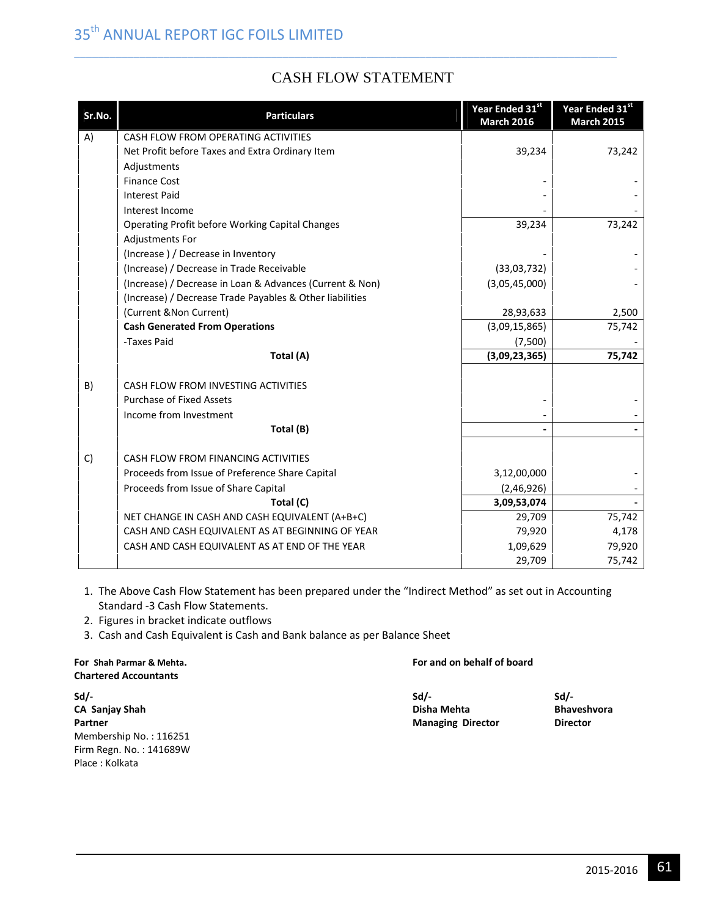# CASH FLOW STATEMENT

| Sr.No. | Particulars | Year Ended 31st March 2016 | Year Ended 31st March 2015 |
|---|---|---|---|
| A) | CASH FLOW FROM OPERATING ACTIVITIES | | |
| | Net Profit before Taxes and Extra Ordinary Item | 39,234 | 73,242 |
| | Adjustments | | |
| | Finance Cost | - | - |
| | Interest Paid | - | - |
| | Interest Income | - | - |
| | Operating Profit before Working Capital Changes | 39,234 | 73,242 |
| | Adjustments For | | |
| | (Increase ) / Decrease in Inventory | - | - |
| | (Increase) / Decrease in Trade Receivable | (33,03,732) | - |
| | (Increase) / Decrease in Loan & Advances (Current & Non) | (3,05,45,000) | - |
| | (Increase) / Decrease Trade Payables & Other liabilities (Current &Non Current) | 28,93,633 | 2,500 |
| | **Cash Generated From Operations** | (3,09,15,865) | 75,742 |
| | -Taxes Paid | (7,500) | - |
| | **Total (A)** | **(3,09,23,365)** | **75,742** |
| B) | CASH FLOW FROM INVESTING ACTIVITIES | | |
| | Purchase of Fixed Assets | - | - |
| | Income from Investment | - | - |
| | **Total (B)** | **-** | **-** |
| C) | CASH FLOW FROM FINANCING ACTIVITIES | | |
| | Proceeds from Issue of Preference Share Capital | 3,12,00,000 | - |
| | Proceeds from Issue of Share Capital | (2,46,926) | - |
| | **Total (C)** | **3,09,53,074** | **-** |
| | NET CHANGE IN CASH AND CASH EQUIVALENT (A+B+C) | 29,709 | 75,742 |
| | CASH AND CASH EQUIVALENT AS AT BEGINNING OF YEAR | 79,920 | 4,178 |
| | CASH AND CASH EQUIVALENT AS AT END OF THE YEAR | 1,09,629 | 79,920 |
| | | 29,709 | 75,742 |

1. The Above Cash Flow Statement has been prepared under the "Indirect Method" as set out in Accounting Standard -3 Cash Flow Statements.
2. Figures in bracket indicate outflows
3. Cash and Cash Equivalent is Cash and Bank balance as per Balance Sheet

**For Shah Parmar & Mehta.**
**Chartered Accountants**

**Sd/-**
**CA Sanjay Shah**
**Partner**
Membership No. : 116251
Firm Regn. No. : 141689W
Place : Kolkata

**For and on behalf of board**

**Sd/-**
**Disha Mehta**
**Managing Director**

**Sd/-**
**Bhaveshvora**
**Director**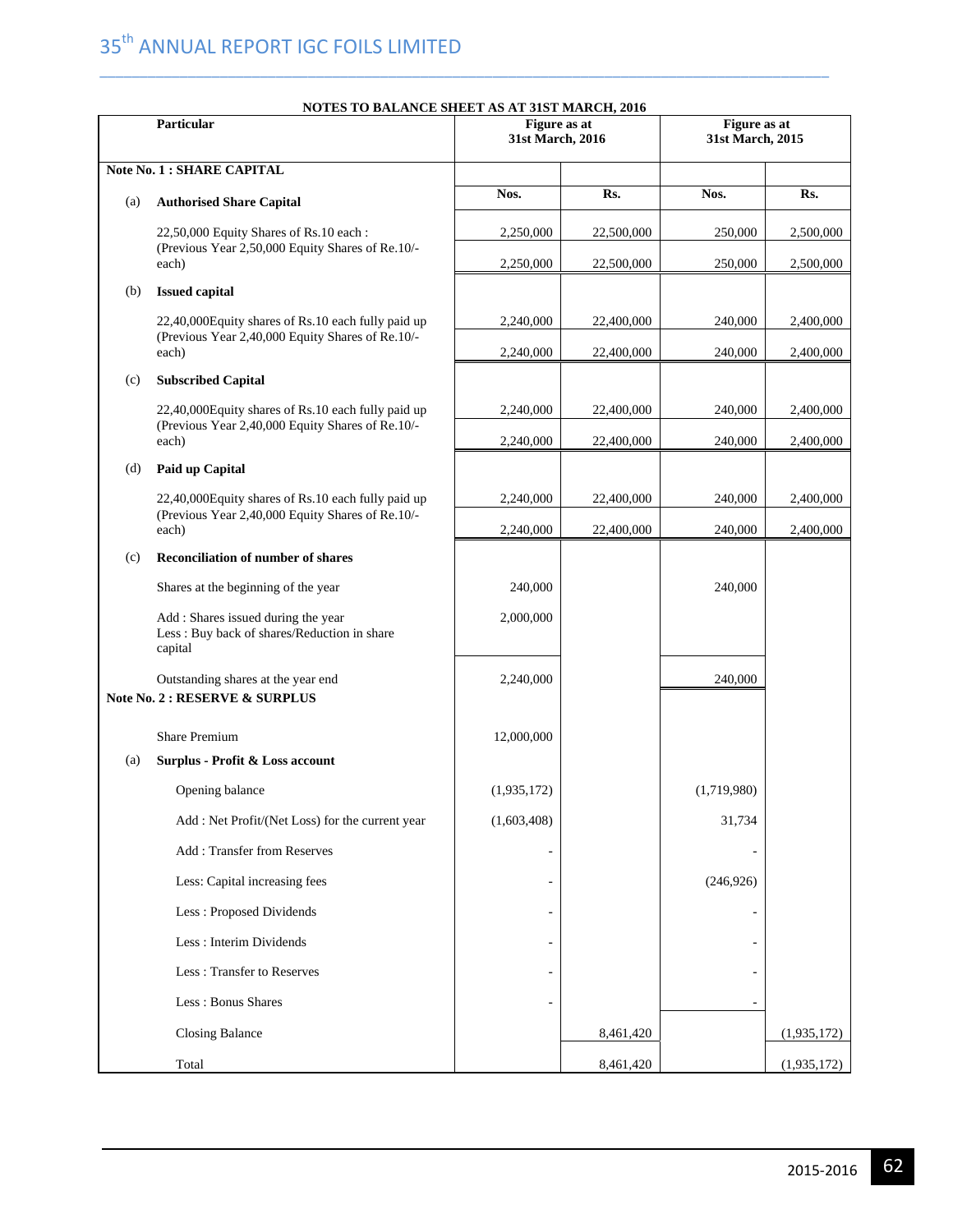## NOTES TO BALANCE SHEET AS AT 31ST MARCH, 2016

| | Particular | Figure as at 31st March, 2016 | | Figure as at 31st March, 2015 | |
|---|---|---|---|---|---|
| **Note No. 1 : SHARE CAPITAL** | | | | | |
| (a) | **Authorised Share Capital** | Nos. | Rs. | Nos. | Rs. |
| | 22,50,000 Equity Shares of Rs.10 each : | 2,250,000 | 22,500,000 | 250,000 | 2,500,000 |
| | (Previous Year 2,50,000 Equity Shares of Re.10/- each) | 2,250,000 | 22,500,000 | 250,000 | 2,500,000 |
| (b) | **Issued capital** | | | | |
| | 22,40,000Equity shares of Rs.10 each fully paid up | 2,240,000 | 22,400,000 | 240,000 | 2,400,000 |
| | (Previous Year 2,40,000 Equity Shares of Re.10/- each) | 2,240,000 | 22,400,000 | 240,000 | 2,400,000 |
| (c) | **Subscribed Capital** | | | | |
| | 22,40,000Equity shares of Rs.10 each fully paid up | 2,240,000 | 22,400,000 | 240,000 | 2,400,000 |
| | (Previous Year 2,40,000 Equity Shares of Re.10/- each) | 2,240,000 | 22,400,000 | 240,000 | 2,400,000 |
| (d) | **Paid up Capital** | | | | |
| | 22,40,000Equity shares of Rs.10 each fully paid up | 2,240,000 | 22,400,000 | 240,000 | 2,400,000 |
| | (Previous Year 2,40,000 Equity Shares of Re.10/- each) | 2,240,000 | 22,400,000 | 240,000 | 2,400,000 |
| (c) | **Reconciliation of number of shares** | | | | |
| | Shares at the beginning of the year | 240,000 | | 240,000 | |
| | Add : Shares issued during the year<br>Less : Buy back of shares/Reduction in share capital | 2,000,000 | | | |
| | Outstanding shares at the year end | 2,240,000 | | 240,000 | |
| **Note No. 2 : RESERVE & SURPLUS** | | | | | |
| | Share Premium | 12,000,000 | | | |
| (a) | **Surplus - Profit & Loss account** | | | | |
| | Opening balance | (1,935,172) | | (1,719,980) | |
| | Add : Net Profit/(Net Loss) for the current year | (1,603,408) | | 31,734 | |
| | Add : Transfer from Reserves | - | | - | |
| | Less: Capital increasing fees | - | | (246,926) | |
| | Less : Proposed Dividends | - | | - | |
| | Less : Interim Dividends | - | | - | |
| | Less : Transfer to Reserves | - | | - | |
| | Less : Bonus Shares | - | | - | |
| | Closing Balance | | 8,461,420 | | (1,935,172) |
| | Total | | 8,461,420 | | (1,935,172) |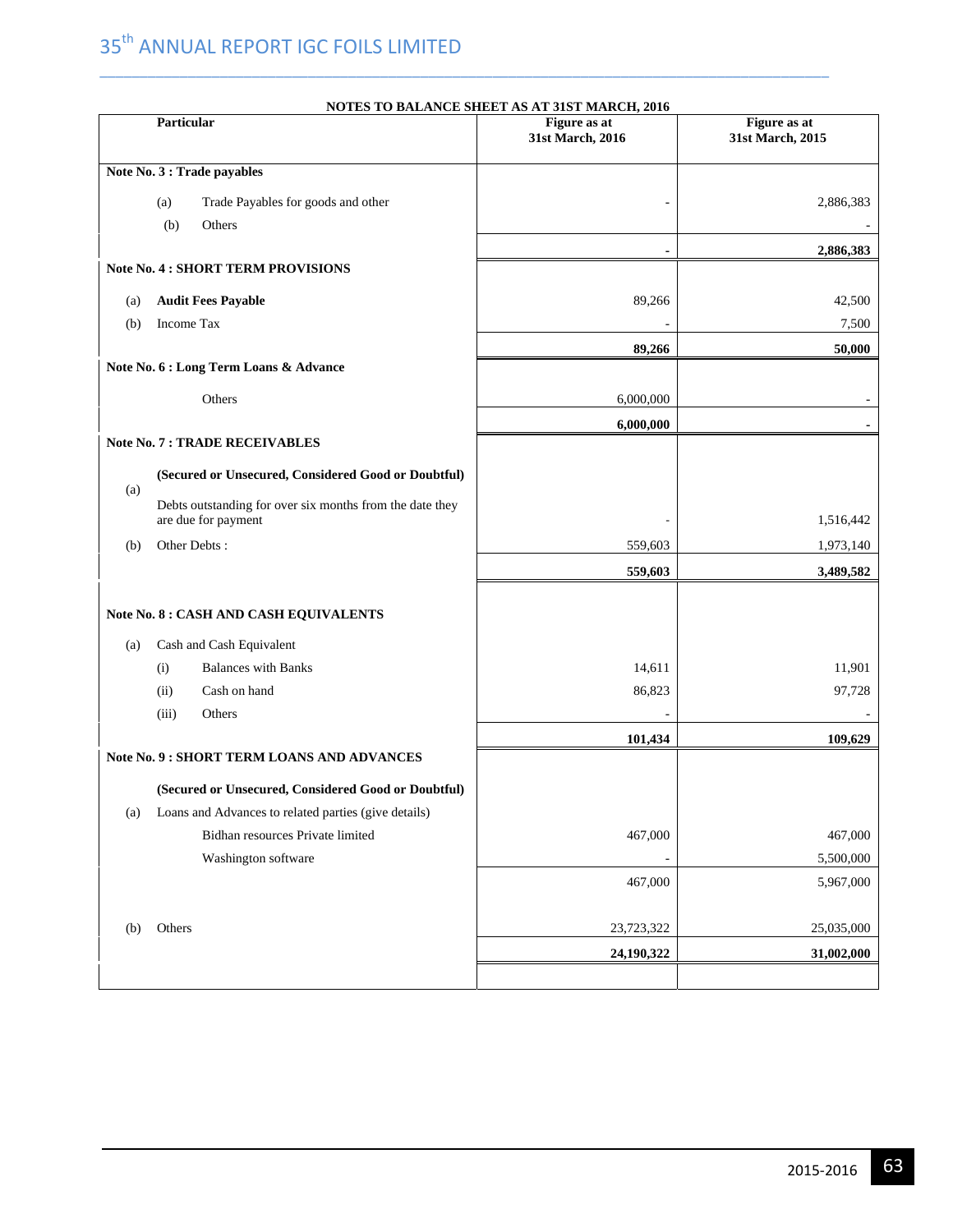**NOTES TO BALANCE SHEET AS AT 31ST MARCH, 2016**

| Particular | | Figure as at 31st March, 2016 | Figure as at 31st March, 2015 |
|---|---|---|---|
| **Note No. 3 : Trade payables** | | | |
| (a) | Trade Payables for goods and other | - | 2,886,383 |
| (b) | Others | | - |
| | | **-** | **2,886,383** |
| **Note No. 4 : SHORT TERM PROVISIONS** | | | |
| (a) | **Audit Fees Payable** | 89,266 | 42,500 |
| (b) | Income Tax | - | 7,500 |
| | | **89,266** | **50,000** |
| **Note No. 6 : Long Term Loans & Advance** | | | |
| | Others | 6,000,000 | - |
| | | **6,000,000** | **-** |
| **Note No. 7 : TRADE RECEIVABLES** | | | |
| | **(Secured or Unsecured, Considered Good or Doubtful)** | | |
| (a) | Debts outstanding for over six months from the date they are due for payment | - | 1,516,442 |
| (b) | Other Debts : | 559,603 | 1,973,140 |
| | | **559,603** | **3,489,582** |
| **Note No. 8 : CASH AND CASH EQUIVALENTS** | | | |
| (a) | Cash and Cash Equivalent | | |
| | (i) Balances with Banks | 14,611 | 11,901 |
| | (ii) Cash on hand | 86,823 | 97,728 |
| | (iii) Others | - | - |
| | | **101,434** | **109,629** |
| **Note No. 9 : SHORT TERM LOANS AND ADVANCES** | | | |
| | **(Secured or Unsecured, Considered Good or Doubtful)** | | |
| (a) | Loans and Advances to related parties (give details) | | |
| | Bidhan resources Private limited | 467,000 | 467,000 |
| | Washington software | - | 5,500,000 |
| | | 467,000 | 5,967,000 |
| (b) | Others | 23,723,322 | 25,035,000 |
| | | **24,190,322** | **31,002,000** |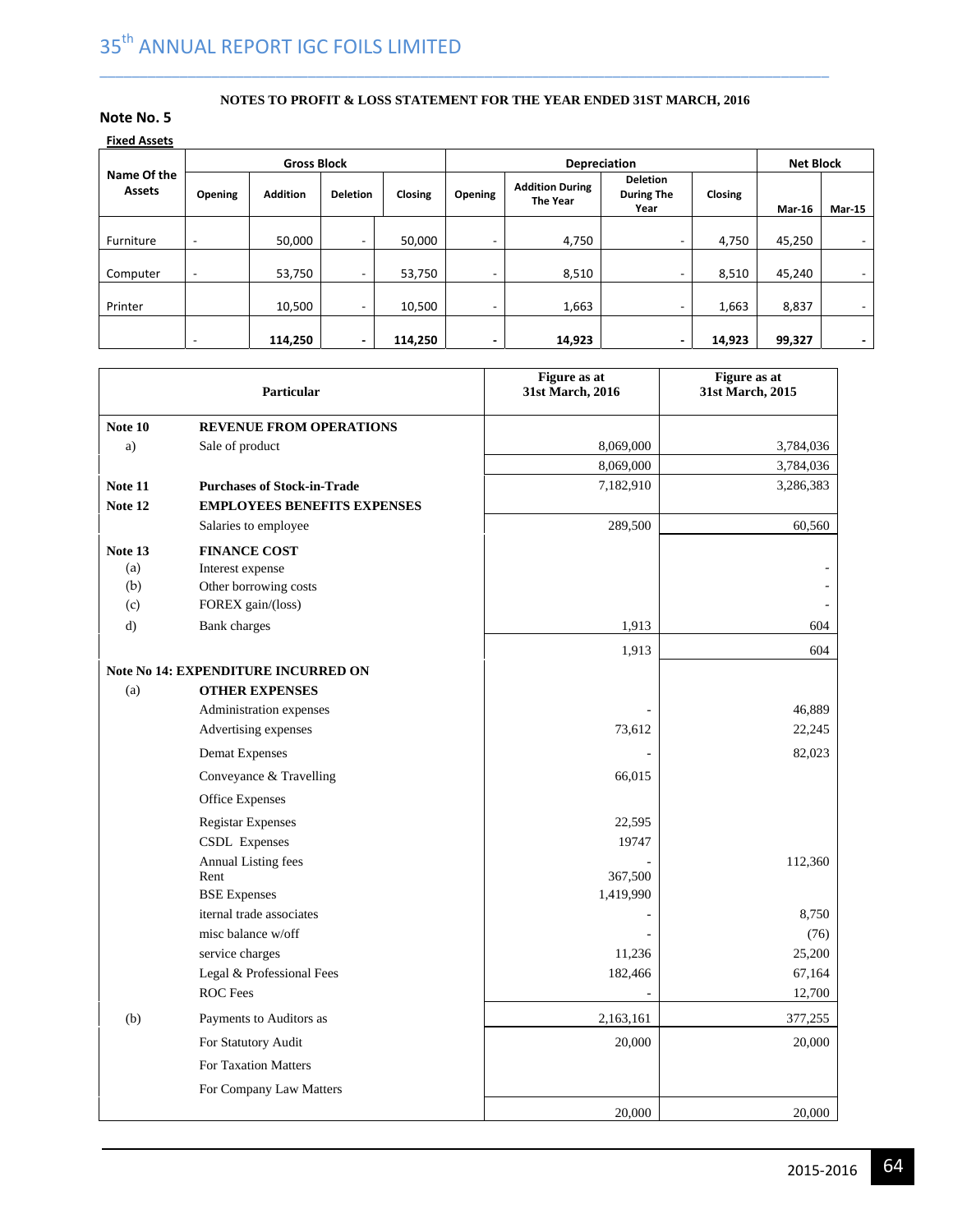**NOTES TO PROFIT & LOSS STATEMENT FOR THE YEAR ENDED 31ST MARCH, 2016**

## Note No. 5

**Fixed Assets**

| Name Of the Assets | Gross Block | | | | Depreciation | | | | Net Block | |
|---|---|---|---|---|---|---|---|---|---|---|
| | Opening | Addition | Deletion | Closing | Opening | Addition During The Year | Deletion During The Year | Closing | Mar-16 | Mar-15 |
| Furniture | - | 50,000 | - | 50,000 | - | 4,750 | - | 4,750 | 45,250 | - |
| Computer | - | 53,750 | - | 53,750 | - | 8,510 | - | 8,510 | 45,240 | - |
| Printer | | 10,500 | - | 10,500 | - | 1,663 | - | 1,663 | 8,837 | - |
| | - | **114,250** | **-** | **114,250** | **-** | **14,923** | **-** | **14,923** | **99,327** | **-** |

| | Particular | Figure as at 31st March, 2016 | Figure as at 31st March, 2015 |
|---|---|---|---|
| **Note 10** | **REVENUE FROM OPERATIONS** | | |
| a) | Sale of product | 8,069,000 | 3,784,036 |
| | | 8,069,000 | 3,784,036 |
| **Note 11** | **Purchases of Stock-in-Trade** | 7,182,910 | 3,286,383 |
| **Note 12** | **EMPLOYEES BENEFITS EXPENSES** | | |
| | Salaries to employee | 289,500 | 60,560 |
| **Note 13** | **FINANCE COST** | | |
| (a) | Interest expense | | - |
| (b) | Other borrowing costs | | - |
| (c) | FOREX gain/(loss) | | - |
| d) | Bank charges | 1,913 | 604 |
| | | 1,913 | 604 |
| **Note No 14: EXPENDITURE INCURRED ON** | | | |
| (a) | **OTHER EXPENSES** | | |
| | Administration expenses | - | 46,889 |
| | Advertising expenses | 73,612 | 22,245 |
| | Demat Expenses | - | 82,023 |
| | Conveyance & Travelling | 66,015 | |
| | Office Expenses | | |
| | Registar Expenses | 22,595 | |
| | CSDL Expenses | 19747 | |
| | Annual Listing fees | - | 112,360 |
| | Rent | 367,500 | |
| | BSE Expenses | 1,419,990 | |
| | iternal trade associates | - | 8,750 |
| | misc balance w/off | - | (76) |
| | service charges | 11,236 | 25,200 |
| | Legal & Professional Fees | 182,466 | 67,164 |
| | ROC Fees | - | 12,700 |
| (b) | Payments to Auditors as | 2,163,161 | 377,255 |
| | For Statutory Audit | 20,000 | 20,000 |
| | For Taxation Matters | | |
| | For Company Law Matters | | |
| | | 20,000 | 20,000 |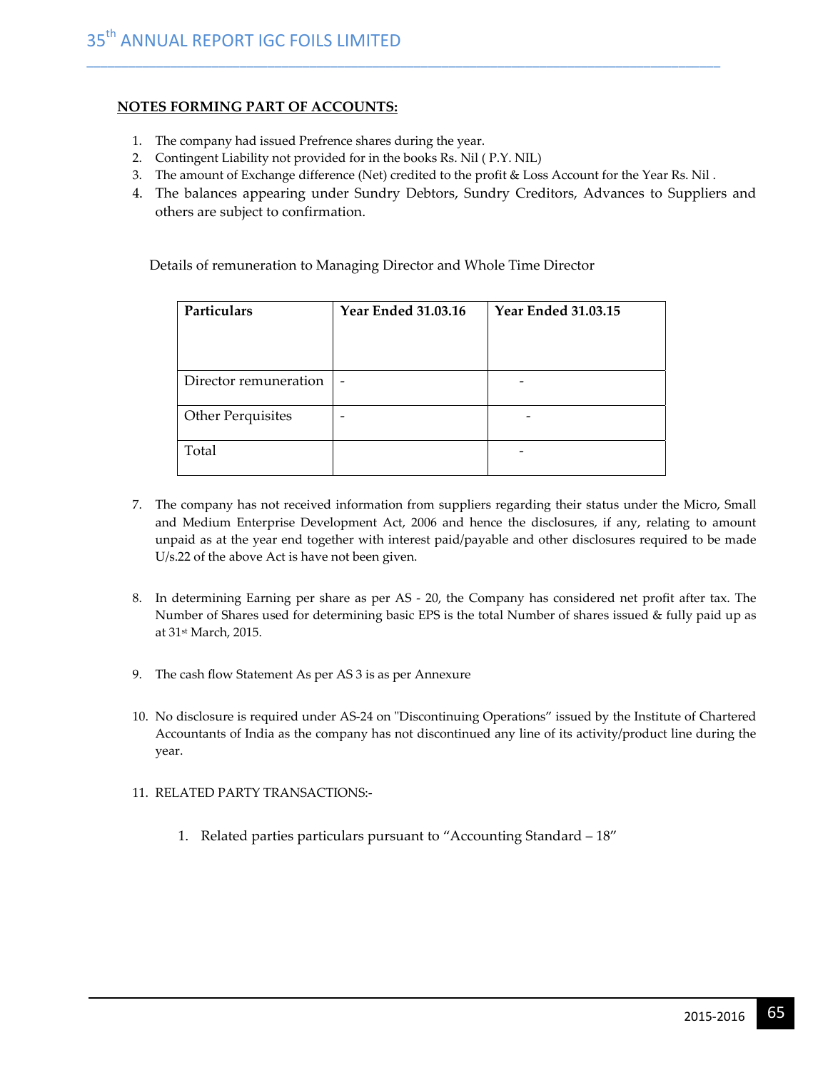## NOTES FORMING PART OF ACCOUNTS:

1. The company had issued Prefrence shares during the year.
2. Contingent Liability not provided for in the books Rs. Nil ( P.Y. NIL)
3. The amount of Exchange difference (Net) credited to the profit & Loss Account for the Year Rs. Nil .
4. The balances appearing under Sundry Debtors, Sundry Creditors, Advances to Suppliers and others are subject to confirmation.

Details of remuneration to Managing Director and Whole Time Director

| Particulars | Year Ended 31.03.16 | Year Ended 31.03.15 |
|---|---|---|
| Director remuneration | - | - |
| Other Perquisites | - | - |
| Total | | - |

7. The company has not received information from suppliers regarding their status under the Micro, Small and Medium Enterprise Development Act, 2006 and hence the disclosures, if any, relating to amount unpaid as at the year end together with interest paid/payable and other disclosures required to be made U/s.22 of the above Act is have not been given.

8. In determining Earning per share as per AS - 20, the Company has considered net profit after tax. The Number of Shares used for determining basic EPS is the total Number of shares issued & fully paid up as at 31st March, 2015.

9. The cash flow Statement As per AS 3 is as per Annexure

10. No disclosure is required under AS-24 on "Discontinuing Operations" issued by the Institute of Chartered Accountants of India as the company has not discontinued any line of its activity/product line during the year.

11. RELATED PARTY TRANSACTIONS:-

    1. Related parties particulars pursuant to "Accounting Standard – 18"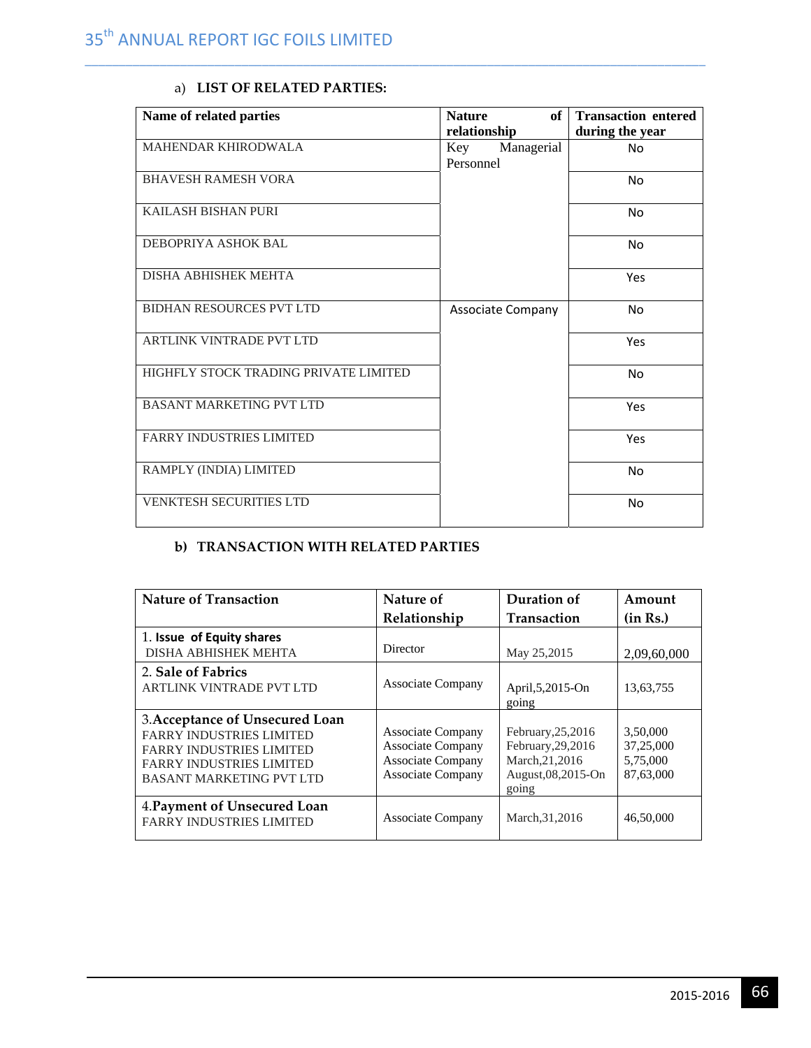a) **LIST OF RELATED PARTIES:**

| Name of related parties | Nature of relationship | Transaction entered during the year |
|---|---|---|
| MAHENDAR KHIRODWALA | Key Managerial Personnel | No |
| BHAVESH RAMESH VORA | | No |
| KAILASH BISHAN PURI | | No |
| DEBOPRIYA ASHOK BAL | | No |
| DISHA ABHISHEK MEHTA | | Yes |
| BIDHAN RESOURCES PVT LTD | Associate Company | No |
| ARTLINK VINTRADE PVT LTD | | Yes |
| HIGHFLY STOCK TRADING PRIVATE LIMITED | | No |
| BASANT MARKETING PVT LTD | | Yes |
| FARRY INDUSTRIES LIMITED | | Yes |
| RAMPLY (INDIA) LIMITED | | No |
| VENKTESH SECURITIES LTD | | No |

b) **TRANSACTION WITH RELATED PARTIES**

| Nature of Transaction | Nature of Relationship | Duration of Transaction | Amount (in Rs.) |
|---|---|---|---|
| 1. **Issue of Equity shares**<br>DISHA ABHISHEK MEHTA | Director | May 25,2015 | 2,09,60,000 |
| 2. **Sale of Fabrics**<br>ARTLINK VINTRADE PVT LTD | Associate Company | April,5,2015-On going | 13,63,755 |
| 3.**Acceptance of Unsecured Loan**<br>FARRY INDUSTRIES LIMITED<br>FARRY INDUSTRIES LIMITED<br>FARRY INDUSTRIES LIMITED<br>BASANT MARKETING PVT LTD | Associate Company<br>Associate Company<br>Associate Company<br>Associate Company | February,25,2016<br>February,29,2016<br>March,21,2016<br>August,08,2015-On going | 3,50,000<br>37,25,000<br>5,75,000<br>87,63,000 |
| 4.**Payment of Unsecured Loan**<br>FARRY INDUSTRIES LIMITED | Associate Company | March,31,2016 | 46,50,000 |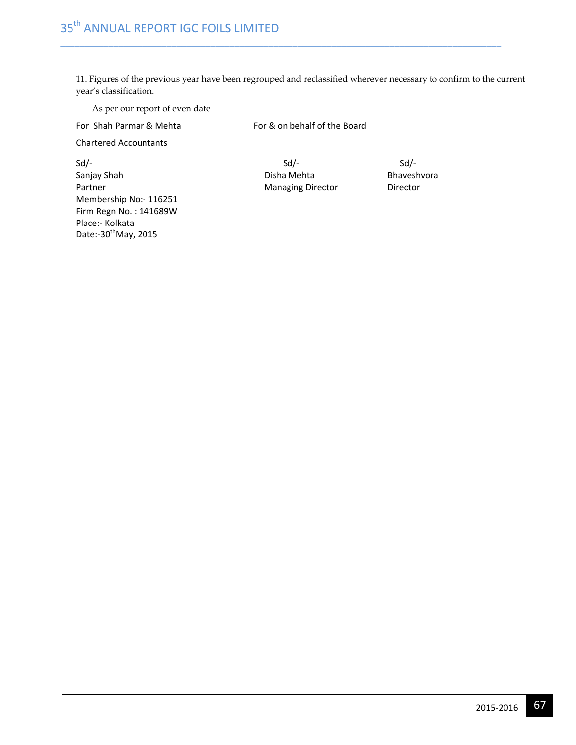11. Figures of the previous year have been regrouped and reclassified wherever necessary to confirm to the current year's classification.

As per our report of even date

| For Shah Parmar & Mehta | For & on behalf of the Board | |
|---|---|---|
| Chartered Accountants | | |
| Sd/- | Sd/- | Sd/- |
| Sanjay Shah | Disha Mehta | Bhaveshvora |
| Partner | Managing Director | Director |
| Membership No:- 116251 | | |
| Firm Regn No. : 141689W | | |
| Place:- Kolkata | | |
| Date:-30th May, 2015 | | |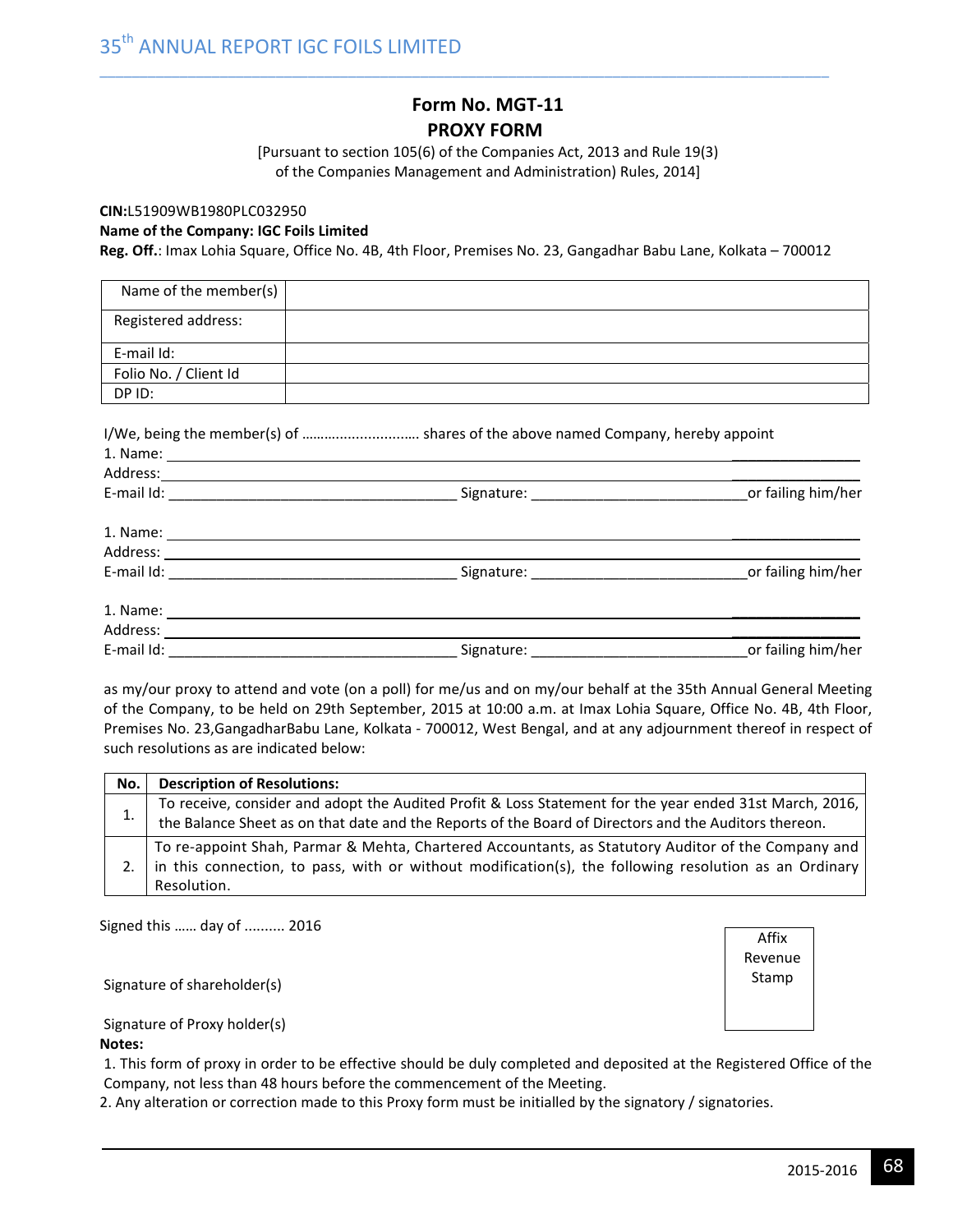# Form No. MGT-11

## PROXY FORM

[Pursuant to section 105(6) of the Companies Act, 2013 and Rule 19(3) of the Companies Management and Administration) Rules, 2014]

**CIN:**L51909WB1980PLC032950

**Name of the Company: IGC Foils Limited**

**Reg. Off.**: Imax Lohia Square, Office No. 4B, 4th Floor, Premises No. 23, Gangadhar Babu Lane, Kolkata – 700012

| Name of the member(s) | |
|---|---|
| Registered address: | |
| E-mail Id: | |
| Folio No. / Client Id | |
| DP ID: | |

I/We, being the member(s) of ………………………. shares of the above named Company, hereby appoint

1. Name: ____________________________________________

Address: ____________________________________________

E-mail Id: ______________________ Signature: ______________________ or failing him/her

1. Name: ____________________________________________

Address: ____________________________________________

E-mail Id: ______________________ Signature: ______________________ or failing him/her

1. Name: ____________________________________________

Address: ____________________________________________

E-mail Id: ______________________ Signature: ______________________ or failing him/her

as my/our proxy to attend and vote (on a poll) for me/us and on my/our behalf at the 35th Annual General Meeting of the Company, to be held on 29th September, 2015 at 10:00 a.m. at Imax Lohia Square, Office No. 4B, 4th Floor, Premises No. 23,GangadharBabu Lane, Kolkata - 700012, West Bengal, and at any adjournment thereof in respect of such resolutions as are indicated below:

| No. | Description of Resolutions: |
|---|---|
| 1. | To receive, consider and adopt the Audited Profit & Loss Statement for the year ended 31st March, 2016, the Balance Sheet as on that date and the Reports of the Board of Directors and the Auditors thereon. |
| 2. | To re-appoint Shah, Parmar & Mehta, Chartered Accountants, as Statutory Auditor of the Company and in this connection, to pass, with or without modification(s), the following resolution as an Ordinary Resolution. |

Signed this …… day of .......... 2016

Affix Revenue Stamp

Signature of shareholder(s)

Signature of Proxy holder(s)

**Notes:**

1. This form of proxy in order to be effective should be duly completed and deposited at the Registered Office of the Company, not less than 48 hours before the commencement of the Meeting.
2. Any alteration or correction made to this Proxy form must be initialled by the signatory / signatories.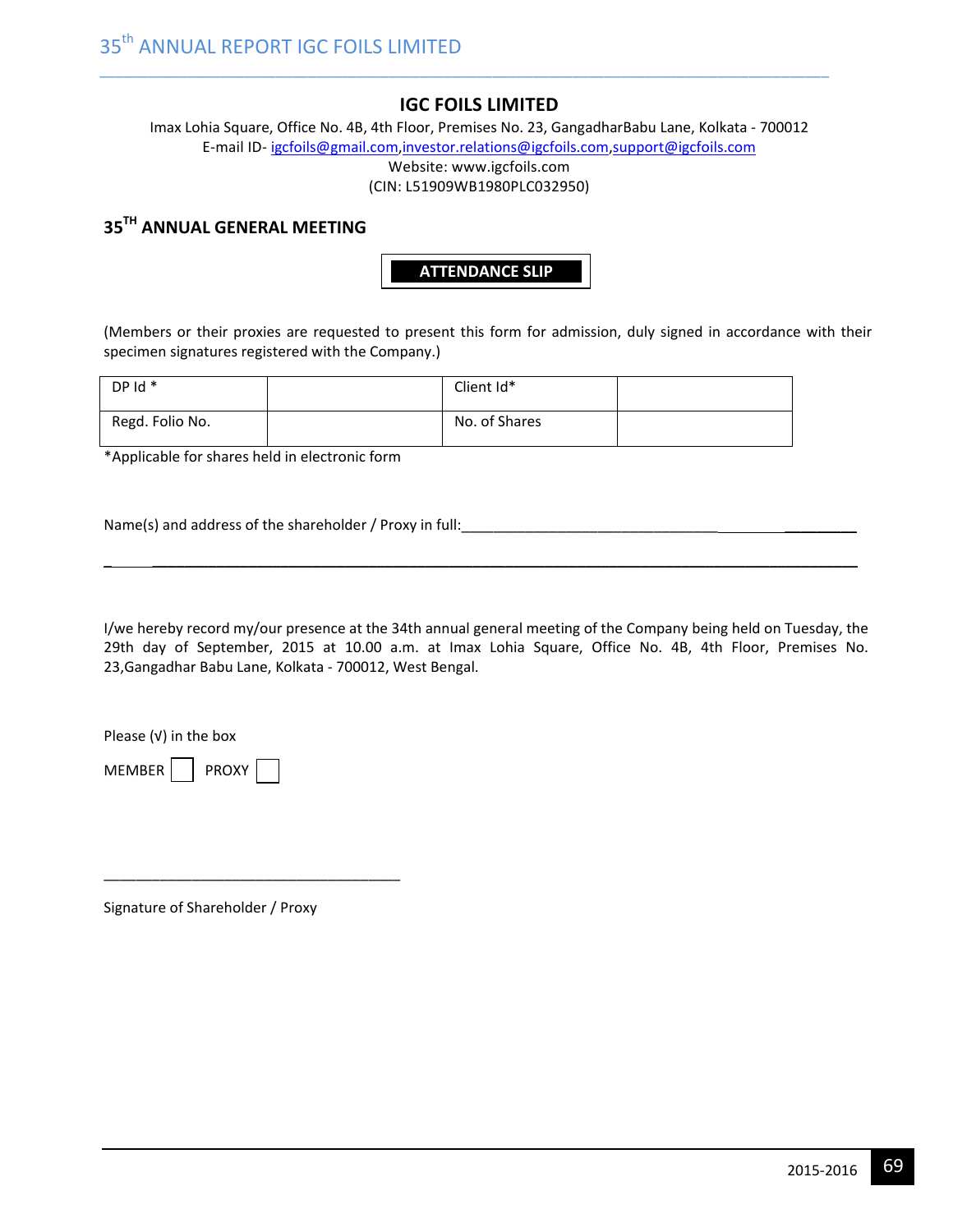## IGC FOILS LIMITED

Imax Lohia Square, Office No. 4B, 4th Floor, Premises No. 23, GangadharBabu Lane, Kolkata - 700012
E-mail ID- igcfoils@gmail.com,investor.relations@igcfoils.com,support@igcfoils.com
Website: www.igcfoils.com
(CIN: L51909WB1980PLC032950)

### 35TH ANNUAL GENERAL MEETING

**ATTENDANCE SLIP**

(Members or their proxies are requested to present this form for admission, duly signed in accordance with their specimen signatures registered with the Company.)

| DP Id * | | Client Id* | |
|---|---|---|---|
| Regd. Folio No. | | No. of Shares | |

*Applicable for shares held in electronic form

Name(s) and address of the shareholder / Proxy in full:__________________________________________

____________________________________________________________________________________________

I/we hereby record my/our presence at the 34th annual general meeting of the Company being held on Tuesday, the 29th day of September, 2015 at 10.00 a.m. at Imax Lohia Square, Office No. 4B, 4th Floor, Premises No. 23,Gangadhar Babu Lane, Kolkata - 700012, West Bengal.

Please (√) in the box

MEMBER ☐ PROXY ☐

______________________________________

Signature of Shareholder / Proxy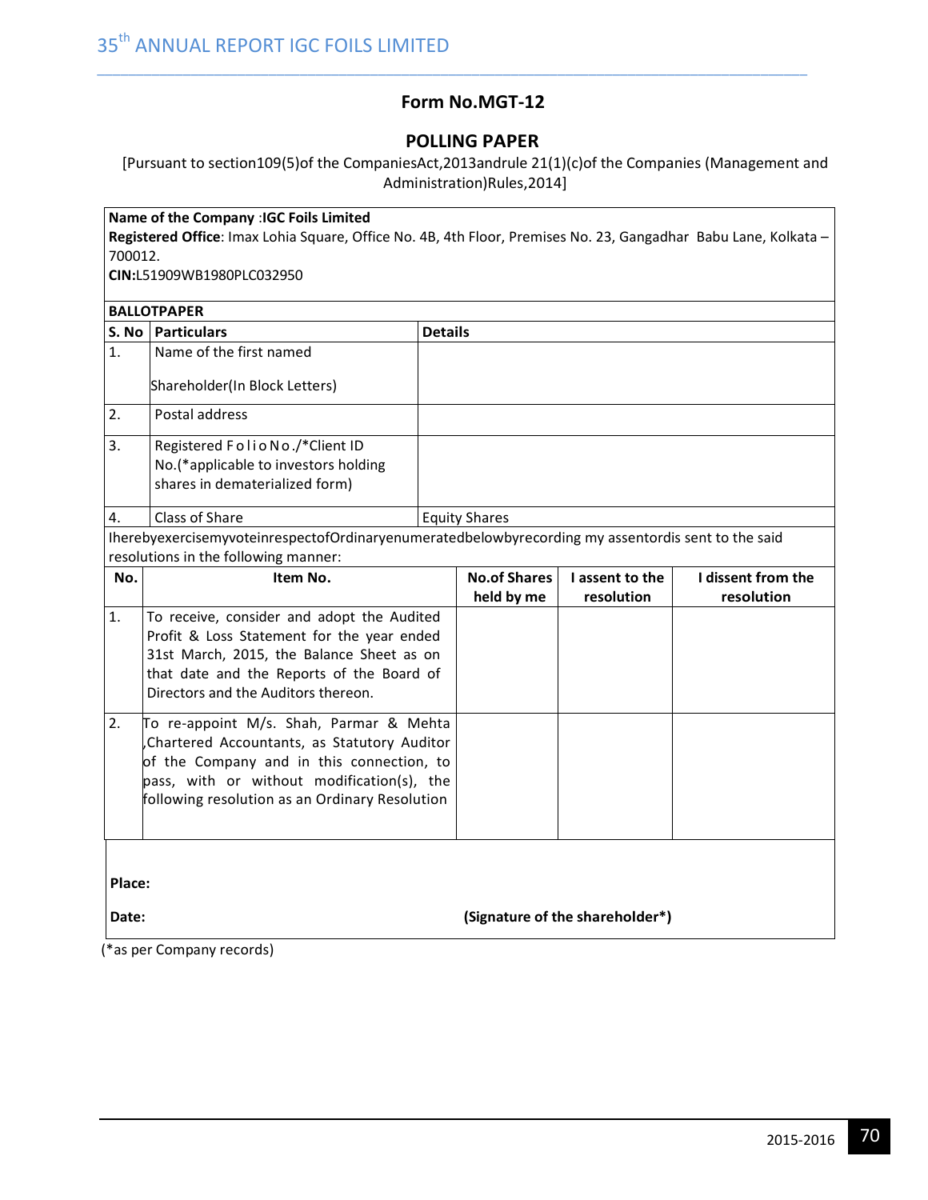## Form No.MGT-12

## POLLING PAPER

[Pursuant to section109(5)of the CompaniesAct,2013andrule 21(1)(c)of the Companies (Management and Administration)Rules,2014]

**Name of the Company** :**IGC Foils Limited**
**Registered Office**: Imax Lohia Square, Office No. 4B, 4th Floor, Premises No. 23, Gangadhar Babu Lane, Kolkata – 700012.
**CIN:**L51909WB1980PLC032950

**BALLOTPAPER**

| S. No | Particulars | Details |
|---|---|---|
| 1. | Name of the first named Shareholder(In Block Letters) | |
| 2. | Postal address | |
| 3. | Registered F o l i o N o ./*Client ID No.(*applicable to investors holding shares in dematerialized form) | |
| 4. | Class of Share | Equity Shares |

IherebyexercisemyvoteinrespectofOrdinaryenumeratedbelowbyrecording my assentordis sent to the said resolutions in the following manner:

| No. | Item No. | No.of Shares held by me | I assent to the resolution | I dissent from the resolution |
|---|---|---|---|---|
| 1. | To receive, consider and adopt the Audited Profit & Loss Statement for the year ended 31st March, 2015, the Balance Sheet as on that date and the Reports of the Board of Directors and the Auditors thereon. | | | |
| 2. | To re-appoint M/s. Shah, Parmar & Mehta ,Chartered Accountants, as Statutory Auditor of the Company and in this connection, to pass, with or without modification(s), the following resolution as an Ordinary Resolution | | | |

**Place:**

**Date:** **(Signature of the shareholder*)**

(*as per Company records)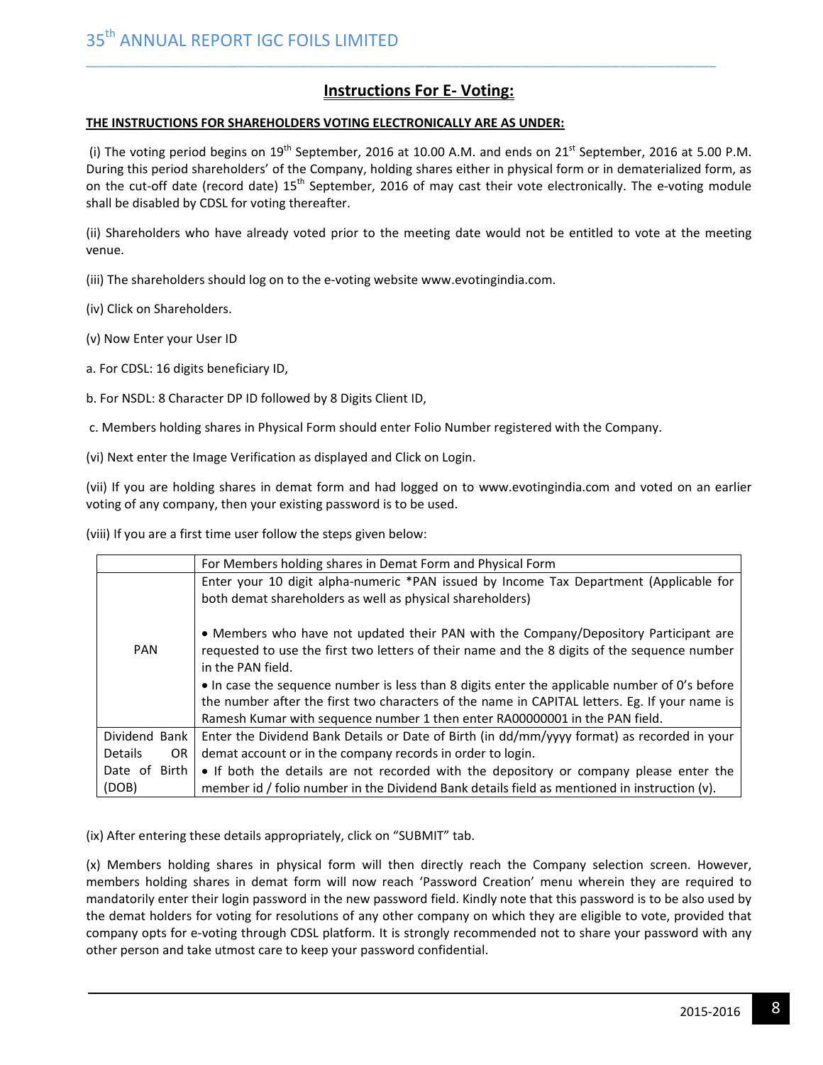## Instructions For E- Voting:

**THE INSTRUCTIONS FOR SHAREHOLDERS VOTING ELECTRONICALLY ARE AS UNDER:**

(i) The voting period begins on 19th September, 2016 at 10.00 A.M. and ends on 21st September, 2016 at 5.00 P.M. During this period shareholders' of the Company, holding shares either in physical form or in dematerialized form, as on the cut-off date (record date) 15th September, 2016 of may cast their vote electronically. The e-voting module shall be disabled by CDSL for voting thereafter.

(ii) Shareholders who have already voted prior to the meeting date would not be entitled to vote at the meeting venue.

(iii) The shareholders should log on to the e-voting website www.evotingindia.com.

(iv) Click on Shareholders.

(v) Now Enter your User ID

a. For CDSL: 16 digits beneficiary ID,

b. For NSDL: 8 Character DP ID followed by 8 Digits Client ID,

c. Members holding shares in Physical Form should enter Folio Number registered with the Company.

(vi) Next enter the Image Verification as displayed and Click on Login.

(vii) If you are holding shares in demat form and had logged on to www.evotingindia.com and voted on an earlier voting of any company, then your existing password is to be used.

(viii) If you are a first time user follow the steps given below:

| | For Members holding shares in Demat Form and Physical Form |
|---|---|
| PAN | Enter your 10 digit alpha-numeric *PAN issued by Income Tax Department (Applicable for both demat shareholders as well as physical shareholders)<br><br>• Members who have not updated their PAN with the Company/Depository Participant are requested to use the first two letters of their name and the 8 digits of the sequence number in the PAN field.<br>• In case the sequence number is less than 8 digits enter the applicable number of 0's before the number after the first two characters of the name in CAPITAL letters. Eg. If your name is Ramesh Kumar with sequence number 1 then enter RA00000001 in the PAN field. |
| Dividend Bank Details OR Date of Birth (DOB) | Enter the Dividend Bank Details or Date of Birth (in dd/mm/yyyy format) as recorded in your demat account or in the company records in order to login.<br>• If both the details are not recorded with the depository or company please enter the member id / folio number in the Dividend Bank details field as mentioned in instruction (v). |

(ix) After entering these details appropriately, click on "SUBMIT" tab.

(x) Members holding shares in physical form will then directly reach the Company selection screen. However, members holding shares in demat form will now reach 'Password Creation' menu wherein they are required to mandatorily enter their login password in the new password field. Kindly note that this password is to be also used by the demat holders for voting for resolutions of any other company on which they are eligible to vote, provided that company opts for e-voting through CDSL platform. It is strongly recommended not to share your password with any other person and take utmost care to keep your password confidential.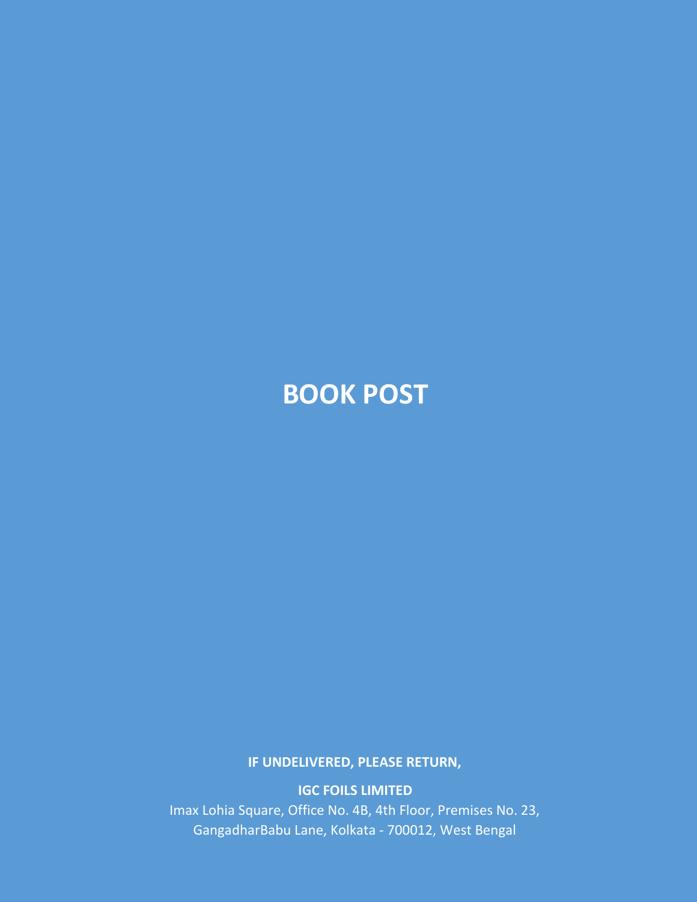# BOOK POST

**IF UNDELIVERED, PLEASE RETURN,**

**IGC FOILS LIMITED**

Imax Lohia Square, Office No. 4B, 4th Floor, Premises No. 23, GangadharBabu Lane, Kolkata - 700012, West Bengal